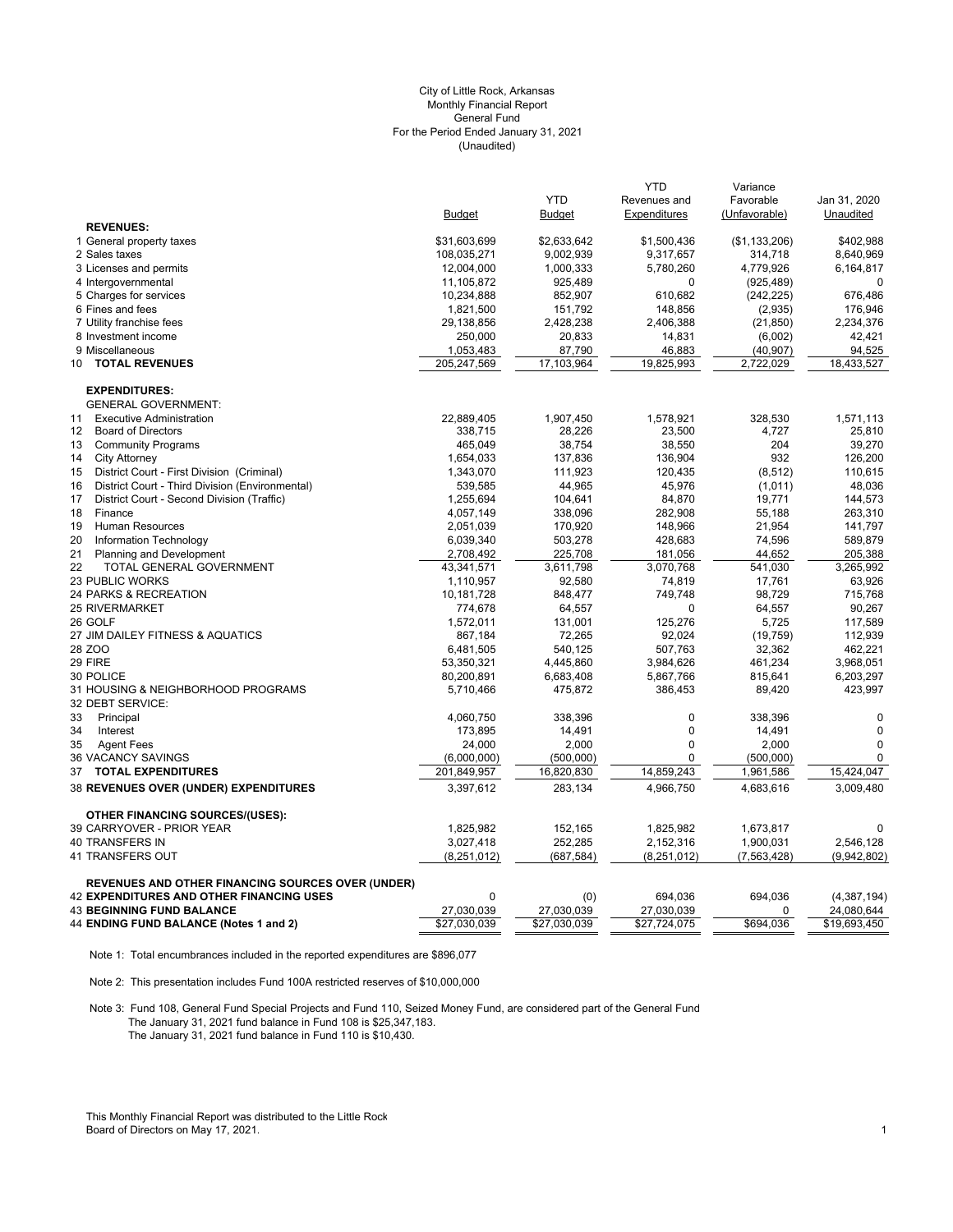City of Little Rock, Arkansas
Monthly Financial Report
General Fund
For the Period Ended January 31, 2021
(Unaudited)

| | Budget | YTD Budget | YTD Revenues and Expenditures | Variance Favorable (Unfavorable) | Jan 31, 2020 Unaudited |
|---|---|---|---|---|---|
| **REVENUES:** | | | | | |
| 1 General property taxes | $31,603,699 | $2,633,642 | $1,500,436 | ($1,133,206) | $402,988 |
| 2 Sales taxes | 108,035,271 | 9,002,939 | 9,317,657 | 314,718 | 8,640,969 |
| 3 Licenses and permits | 12,004,000 | 1,000,333 | 5,780,260 | 4,779,926 | 6,164,817 |
| 4 Intergovernmental | 11,105,872 | 925,489 | 0 | (925,489) | 0 |
| 5 Charges for services | 10,234,888 | 852,907 | 610,682 | (242,225) | 676,486 |
| 6 Fines and fees | 1,821,500 | 151,792 | 148,856 | (2,935) | 176,946 |
| 7 Utility franchise fees | 29,138,856 | 2,428,238 | 2,406,388 | (21,850) | 2,234,376 |
| 8 Investment income | 250,000 | 20,833 | 14,831 | (6,002) | 42,421 |
| 9 Miscellaneous | 1,053,483 | 87,790 | 46,883 | (40,907) | 94,525 |
| 10 **TOTAL REVENUES** | 205,247,569 | 17,103,964 | 19,825,993 | 2,722,029 | 18,433,527 |
| **EXPENDITURES:** | | | | | |
| GENERAL GOVERNMENT: | | | | | |
| 11 Executive Administration | 22,889,405 | 1,907,450 | 1,578,921 | 328,530 | 1,571,113 |
| 12 Board of Directors | 338,715 | 28,226 | 23,500 | 4,727 | 25,810 |
| 13 Community Programs | 465,049 | 38,754 | 38,550 | 204 | 39,270 |
| 14 City Attorney | 1,654,033 | 137,836 | 136,904 | 932 | 126,200 |
| 15 District Court - First Division (Criminal) | 1,343,070 | 111,923 | 120,435 | (8,512) | 110,615 |
| 16 District Court - Third Division (Environmental) | 539,585 | 44,965 | 45,976 | (1,011) | 48,036 |
| 17 District Court - Second Division (Traffic) | 1,255,694 | 104,641 | 84,870 | 19,771 | 144,573 |
| 18 Finance | 4,057,149 | 338,096 | 282,908 | 55,188 | 263,310 |
| 19 Human Resources | 2,051,039 | 170,920 | 148,966 | 21,954 | 141,797 |
| 20 Information Technology | 6,039,340 | 503,278 | 428,683 | 74,596 | 589,879 |
| 21 Planning and Development | 2,708,492 | 225,708 | 181,056 | 44,652 | 205,388 |
| 22 TOTAL GENERAL GOVERNMENT | 43,341,571 | 3,611,798 | 3,070,768 | 541,030 | 3,265,992 |
| 23 PUBLIC WORKS | 1,110,957 | 92,580 | 74,819 | 17,761 | 63,926 |
| 24 PARKS & RECREATION | 10,181,728 | 848,477 | 749,748 | 98,729 | 715,768 |
| 25 RIVERMARKET | 774,678 | 64,557 | 0 | 64,557 | 90,267 |
| 26 GOLF | 1,572,011 | 131,001 | 125,276 | 5,725 | 117,589 |
| 27 JIM DAILEY FITNESS & AQUATICS | 867,184 | 72,265 | 92,024 | (19,759) | 112,939 |
| 28 ZOO | 6,481,505 | 540,125 | 507,763 | 32,362 | 462,221 |
| 29 FIRE | 53,350,321 | 4,445,860 | 3,984,626 | 461,234 | 3,968,051 |
| 30 POLICE | 80,200,891 | 6,683,408 | 5,867,766 | 815,641 | 6,203,297 |
| 31 HOUSING & NEIGHBORHOOD PROGRAMS | 5,710,466 | 475,872 | 386,453 | 89,420 | 423,997 |
| 32 DEBT SERVICE: | | | | | |
| 33 Principal | 4,060,750 | 338,396 | 0 | 338,396 | 0 |
| 34 Interest | 173,895 | 14,491 | 0 | 14,491 | 0 |
| 35 Agent Fees | 24,000 | 2,000 | 0 | 2,000 | 0 |
| 36 VACANCY SAVINGS | (6,000,000) | (500,000) | 0 | (500,000) | 0 |
| 37 **TOTAL EXPENDITURES** | 201,849,957 | 16,820,830 | 14,859,243 | 1,961,586 | 15,424,047 |
| 38 **REVENUES OVER (UNDER) EXPENDITURES** | 3,397,612 | 283,134 | 4,966,750 | 4,683,616 | 3,009,480 |
| **OTHER FINANCING SOURCES/(USES):** | | | | | |
| 39 CARRYOVER - PRIOR YEAR | 1,825,982 | 152,165 | 1,825,982 | 1,673,817 | 0 |
| 40 TRANSFERS IN | 3,027,418 | 252,285 | 2,152,316 | 1,900,031 | 2,546,128 |
| 41 TRANSFERS OUT | (8,251,012) | (687,584) | (8,251,012) | (7,563,428) | (9,942,802) |
| **REVENUES AND OTHER FINANCING SOURCES OVER (UNDER)** | | | | | |
| 42 **EXPENDITURES AND OTHER FINANCING USES** | 0 | (0) | 694,036 | 694,036 | (4,387,194) |
| 43 **BEGINNING FUND BALANCE** | 27,030,039 | 27,030,039 | 27,030,039 | 0 | 24,080,644 |
| 44 **ENDING FUND BALANCE (Notes 1 and 2)** | $27,030,039 | $27,030,039 | $27,724,075 | $694,036 | $19,693,450 |

Note 1: Total encumbrances included in the reported expenditures are $896,077

Note 2: This presentation includes Fund 100A restricted reserves of $10,000,000

Note 3: Fund 108, General Fund Special Projects and Fund 110, Seized Money Fund, are considered part of the General Fund
The January 31, 2021 fund balance in Fund 108 is $25,347,183.
The January 31, 2021 fund balance in Fund 110 is $10,430.

This Monthly Financial Report was distributed to the Little Rock Board of Directors on May 17, 2021.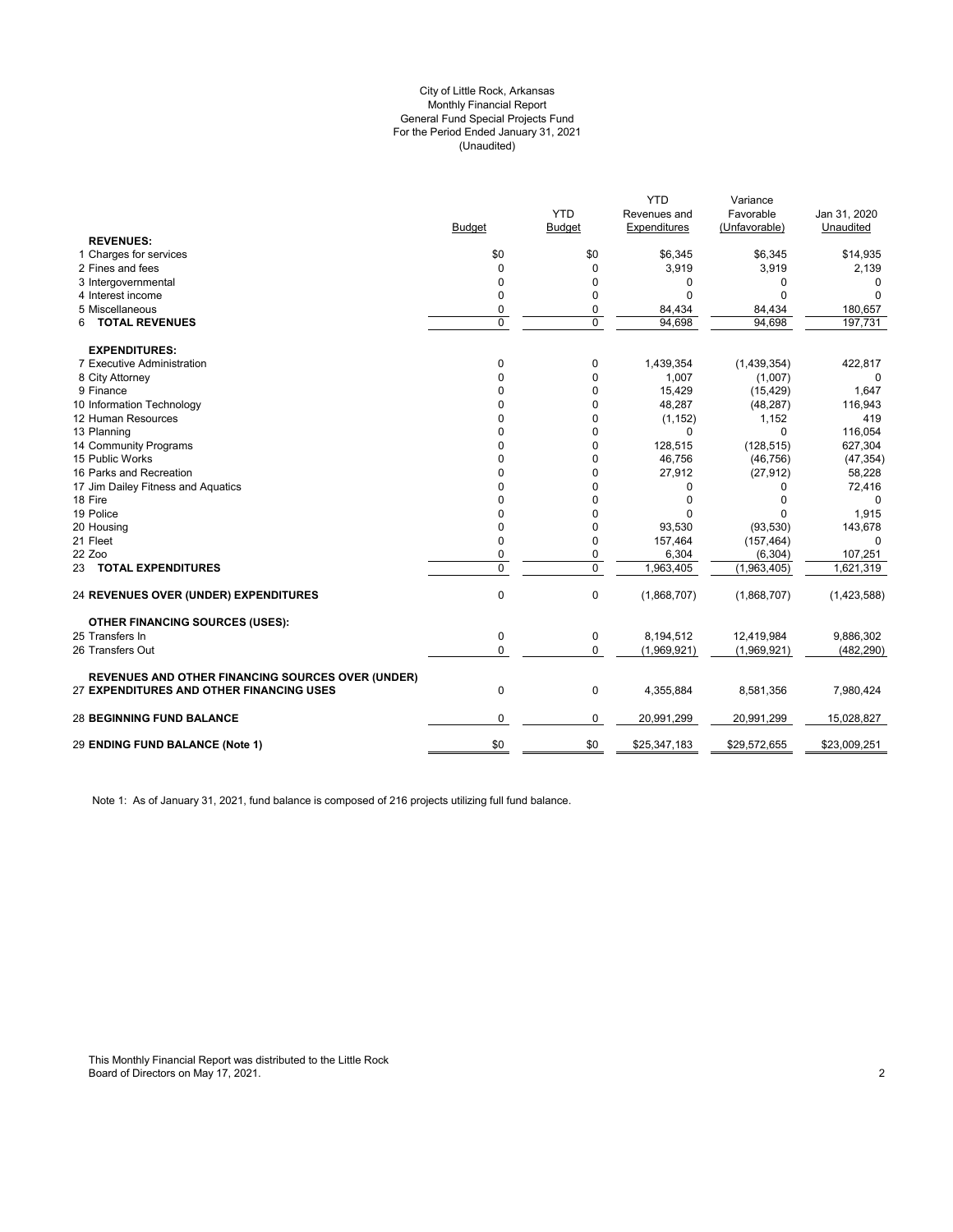City of Little Rock, Arkansas
Monthly Financial Report
General Fund Special Projects Fund
For the Period Ended January 31, 2021
(Unaudited)

| | Budget | YTD Budget | YTD Revenues and Expenditures | Variance Favorable (Unfavorable) | Jan 31, 2020 Unaudited |
|---|---|---|---|---|---|
| **REVENUES:** | | | | | |
| 1 Charges for services | $0 | $0 | $6,345 | $6,345 | $14,935 |
| 2 Fines and fees | 0 | 0 | 3,919 | 3,919 | 2,139 |
| 3 Intergovernmental | 0 | 0 | 0 | 0 | 0 |
| 4 Interest income | 0 | 0 | 0 | 0 | 0 |
| 5 Miscellaneous | 0 | 0 | 84,434 | 84,434 | 180,657 |
| 6 **TOTAL REVENUES** | 0 | 0 | 94,698 | 94,698 | 197,731 |
| **EXPENDITURES:** | | | | | |
| 7 Executive Administration | 0 | 0 | 1,439,354 | (1,439,354) | 422,817 |
| 8 City Attorney | 0 | 0 | 1,007 | (1,007) | 0 |
| 9 Finance | 0 | 0 | 15,429 | (15,429) | 1,647 |
| 10 Information Technology | 0 | 0 | 48,287 | (48,287) | 116,943 |
| 12 Human Resources | 0 | 0 | (1,152) | 1,152 | 419 |
| 13 Planning | 0 | 0 | 0 | 0 | 116,054 |
| 14 Community Programs | 0 | 0 | 128,515 | (128,515) | 627,304 |
| 15 Public Works | 0 | 0 | 46,756 | (46,756) | (47,354) |
| 16 Parks and Recreation | 0 | 0 | 27,912 | (27,912) | 58,228 |
| 17 Jim Dailey Fitness and Aquatics | 0 | 0 | 0 | 0 | 72,416 |
| 18 Fire | 0 | 0 | 0 | 0 | 0 |
| 19 Police | 0 | 0 | 0 | 0 | 1,915 |
| 20 Housing | 0 | 0 | 93,530 | (93,530) | 143,678 |
| 21 Fleet | 0 | 0 | 157,464 | (157,464) | 0 |
| 22 Zoo | 0 | 0 | 6,304 | (6,304) | 107,251 |
| 23 **TOTAL EXPENDITURES** | 0 | 0 | 1,963,405 | (1,963,405) | 1,621,319 |
| 24 **REVENUES OVER (UNDER) EXPENDITURES** | 0 | 0 | (1,868,707) | (1,868,707) | (1,423,588) |
| **OTHER FINANCING SOURCES (USES):** | | | | | |
| 25 Transfers In | 0 | 0 | 8,194,512 | 12,419,984 | 9,886,302 |
| 26 Transfers Out | 0 | 0 | (1,969,921) | (1,969,921) | (482,290) |
| **REVENUES AND OTHER FINANCING SOURCES OVER (UNDER)** 27 **EXPENDITURES AND OTHER FINANCING USES** | 0 | 0 | 4,355,884 | 8,581,356 | 7,980,424 |
| 28 **BEGINNING FUND BALANCE** | 0 | 0 | 20,991,299 | 20,991,299 | 15,028,827 |
| 29 **ENDING FUND BALANCE (Note 1)** | $0 | $0 | $25,347,183 | $29,572,655 | $23,009,251 |

Note 1: As of January 31, 2021, fund balance is composed of 216 projects utilizing full fund balance.

This Monthly Financial Report was distributed to the Little Rock Board of Directors on May 17, 2021.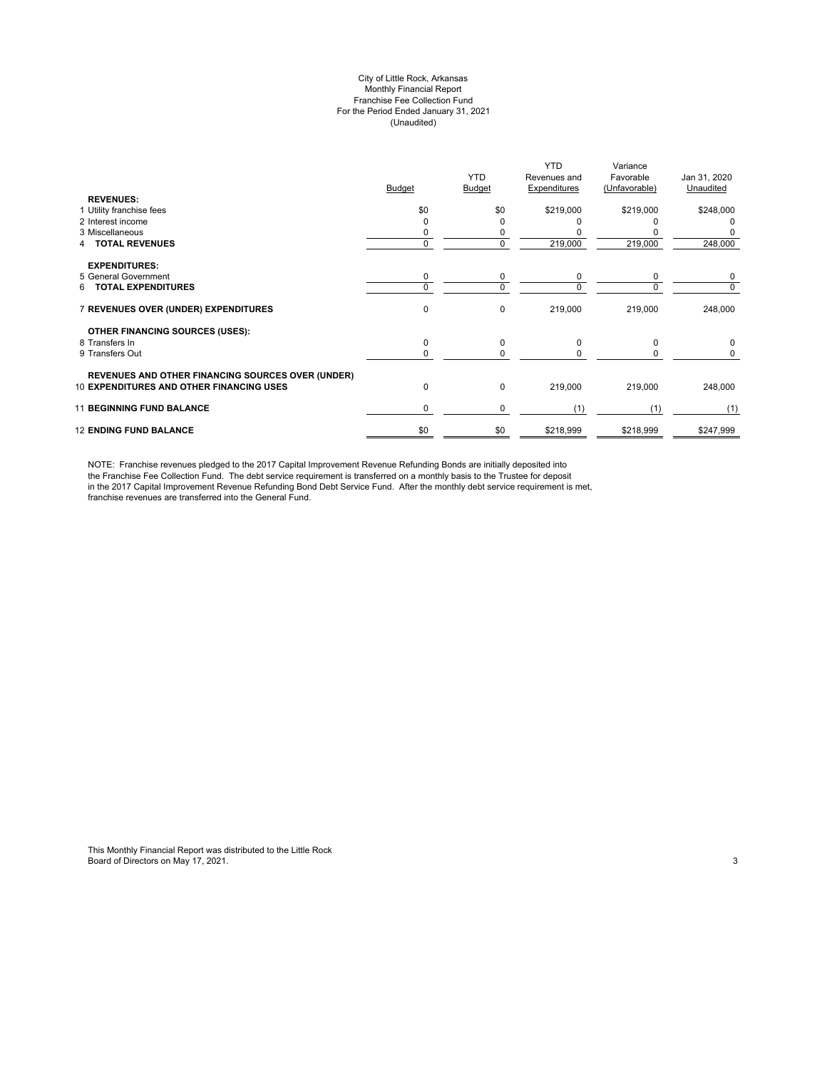City of Little Rock, Arkansas
Monthly Financial Report
Franchise Fee Collection Fund
For the Period Ended January 31, 2021
(Unaudited)

| | Budget | YTD Budget | YTD Revenues and Expenditures | Variance Favorable (Unfavorable) | Jan 31, 2020 Unaudited |
|---|---|---|---|---|---|
| **REVENUES:** | | | | | |
| 1 Utility franchise fees | $0 | $0 | $219,000 | $219,000 | $248,000 |
| 2 Interest income | 0 | 0 | 0 | 0 | 0 |
| 3 Miscellaneous | 0 | 0 | 0 | 0 | 0 |
| 4 **TOTAL REVENUES** | 0 | 0 | 219,000 | 219,000 | 248,000 |
| **EXPENDITURES:** | | | | | |
| 5 General Government | 0 | 0 | 0 | 0 | 0 |
| 6 **TOTAL EXPENDITURES** | 0 | 0 | 0 | 0 | 0 |
| 7 **REVENUES OVER (UNDER) EXPENDITURES** | 0 | 0 | 219,000 | 219,000 | 248,000 |
| **OTHER FINANCING SOURCES (USES):** | | | | | |
| 8 Transfers In | 0 | 0 | 0 | 0 | 0 |
| 9 Transfers Out | 0 | 0 | 0 | 0 | 0 |
| 10 **REVENUES AND OTHER FINANCING SOURCES OVER (UNDER) EXPENDITURES AND OTHER FINANCING USES** | 0 | 0 | 219,000 | 219,000 | 248,000 |
| 11 **BEGINNING FUND BALANCE** | 0 | 0 | (1) | (1) | (1) |
| 12 **ENDING FUND BALANCE** | $0 | $0 | $218,999 | $218,999 | $247,999 |

NOTE: Franchise revenues pledged to the 2017 Capital Improvement Revenue Refunding Bonds are initially deposited into the Franchise Fee Collection Fund. The debt service requirement is transferred on a monthly basis to the Trustee for deposit in the 2017 Capital Improvement Revenue Refunding Bond Debt Service Fund. After the monthly debt service requirement is met, franchise revenues are transferred into the General Fund.

This Monthly Financial Report was distributed to the Little Rock Board of Directors on May 17, 2021.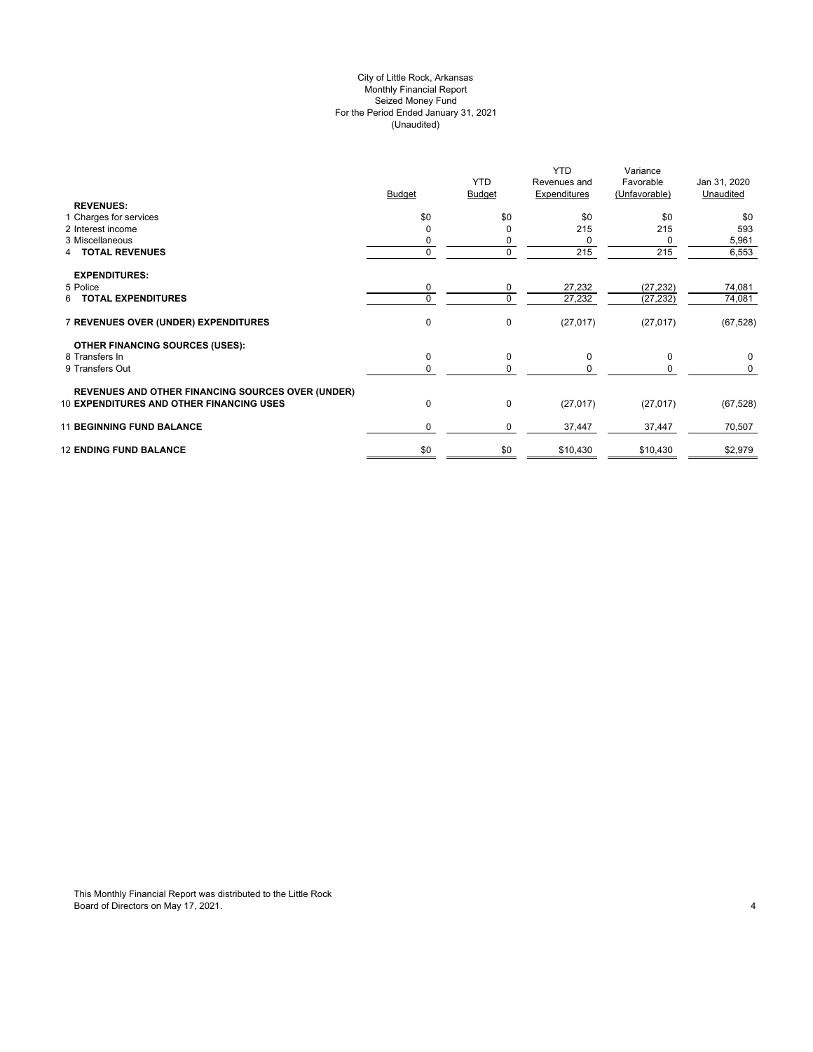City of Little Rock, Arkansas
Monthly Financial Report
Seized Money Fund
For the Period Ended January 31, 2021
(Unaudited)

| | Budget | YTD Budget | YTD Revenues and Expenditures | Variance Favorable (Unfavorable) | Jan 31, 2020 Unaudited |
|---|---|---|---|---|---|
| **REVENUES:** | | | | | |
| 1 Charges for services | $0 | $0 | $0 | $0 | $0 |
| 2 Interest income | 0 | 0 | 215 | 215 | 593 |
| 3 Miscellaneous | 0 | 0 | 0 | 0 | 5,961 |
| 4 **TOTAL REVENUES** | 0 | 0 | 215 | 215 | 6,553 |
| **EXPENDITURES:** | | | | | |
| 5 Police | 0 | 0 | 27,232 | (27,232) | 74,081 |
| 6 **TOTAL EXPENDITURES** | 0 | 0 | 27,232 | (27,232) | 74,081 |
| 7 **REVENUES OVER (UNDER) EXPENDITURES** | 0 | 0 | (27,017) | (27,017) | (67,528) |
| **OTHER FINANCING SOURCES (USES):** | | | | | |
| 8 Transfers In | 0 | 0 | 0 | 0 | 0 |
| 9 Transfers Out | 0 | 0 | 0 | 0 | 0 |
| **REVENUES AND OTHER FINANCING SOURCES OVER (UNDER)** 10 **EXPENDITURES AND OTHER FINANCING USES** | 0 | 0 | (27,017) | (27,017) | (67,528) |
| 11 **BEGINNING FUND BALANCE** | 0 | 0 | 37,447 | 37,447 | 70,507 |
| 12 **ENDING FUND BALANCE** | $0 | $0 | $10,430 | $10,430 | $2,979 |

This Monthly Financial Report was distributed to the Little Rock Board of Directors on May 17, 2021.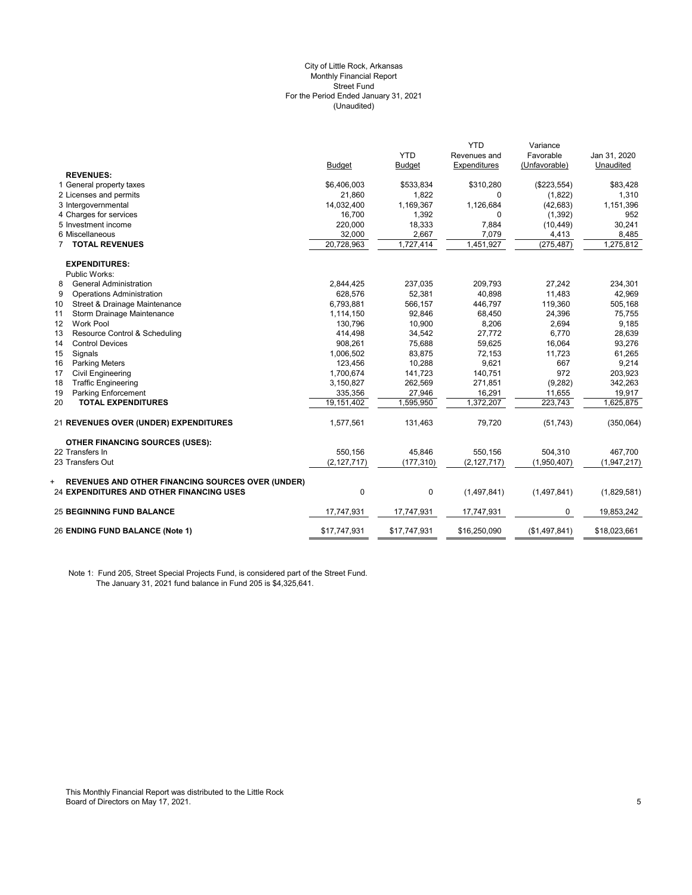City of Little Rock, Arkansas
Monthly Financial Report
Street Fund
For the Period Ended January 31, 2021
(Unaudited)

| | Budget | YTD Budget | YTD Revenues and Expenditures | Variance Favorable (Unfavorable) | Jan 31, 2020 Unaudited |
|---|---|---|---|---|---|
| **REVENUES:** | | | | | |
| 1 General property taxes | $6,406,003 | $533,834 | $310,280 | ($223,554) | $83,428 |
| 2 Licenses and permits | 21,860 | 1,822 | 0 | (1,822) | 1,310 |
| 3 Intergovernmental | 14,032,400 | 1,169,367 | 1,126,684 | (42,683) | 1,151,396 |
| 4 Charges for services | 16,700 | 1,392 | 0 | (1,392) | 952 |
| 5 Investment income | 220,000 | 18,333 | 7,884 | (10,449) | 30,241 |
| 6 Miscellaneous | 32,000 | 2,667 | 7,079 | 4,413 | 8,485 |
| 7 **TOTAL REVENUES** | 20,728,963 | 1,727,414 | 1,451,927 | (275,487) | 1,275,812 |
| **EXPENDITURES:** | | | | | |
| Public Works: | | | | | |
| 8 General Administration | 2,844,425 | 237,035 | 209,793 | 27,242 | 234,301 |
| 9 Operations Administration | 628,576 | 52,381 | 40,898 | 11,483 | 42,969 |
| 10 Street & Drainage Maintenance | 6,793,881 | 566,157 | 446,797 | 119,360 | 505,168 |
| 11 Storm Drainage Maintenance | 1,114,150 | 92,846 | 68,450 | 24,396 | 75,755 |
| 12 Work Pool | 130,796 | 10,900 | 8,206 | 2,694 | 9,185 |
| 13 Resource Control & Scheduling | 414,498 | 34,542 | 27,772 | 6,770 | 28,639 |
| 14 Control Devices | 908,261 | 75,688 | 59,625 | 16,064 | 93,276 |
| 15 Signals | 1,006,502 | 83,875 | 72,153 | 11,723 | 61,265 |
| 16 Parking Meters | 123,456 | 10,288 | 9,621 | 667 | 9,214 |
| 17 Civil Engineering | 1,700,674 | 141,723 | 140,751 | 972 | 203,923 |
| 18 Traffic Engineering | 3,150,827 | 262,569 | 271,851 | (9,282) | 342,263 |
| 19 Parking Enforcement | 335,356 | 27,946 | 16,291 | 11,655 | 19,917 |
| 20 **TOTAL EXPENDITURES** | 19,151,402 | 1,595,950 | 1,372,207 | 223,743 | 1,625,875 |
| 21 **REVENUES OVER (UNDER) EXPENDITURES** | 1,577,561 | 131,463 | 79,720 | (51,743) | (350,064) |
| **OTHER FINANCING SOURCES (USES):** | | | | | |
| 22 Transfers In | 550,156 | 45,846 | 550,156 | 504,310 | 467,700 |
| 23 Transfers Out | (2,127,717) | (177,310) | (2,127,717) | (1,950,407) | (1,947,217) |
| + **REVENUES AND OTHER FINANCING SOURCES OVER (UNDER)** 24 **EXPENDITURES AND OTHER FINANCING USES** | 0 | 0 | (1,497,841) | (1,497,841) | (1,829,581) |
| 25 **BEGINNING FUND BALANCE** | 17,747,931 | 17,747,931 | 17,747,931 | 0 | 19,853,242 |
| 26 **ENDING FUND BALANCE (Note 1)** | $17,747,931 | $17,747,931 | $16,250,090 | ($1,497,841) | $18,023,661 |

Note 1: Fund 205, Street Special Projects Fund, is considered part of the Street Fund. The January 31, 2021 fund balance in Fund 205 is $4,325,641.

This Monthly Financial Report was distributed to the Little Rock Board of Directors on May 17, 2021.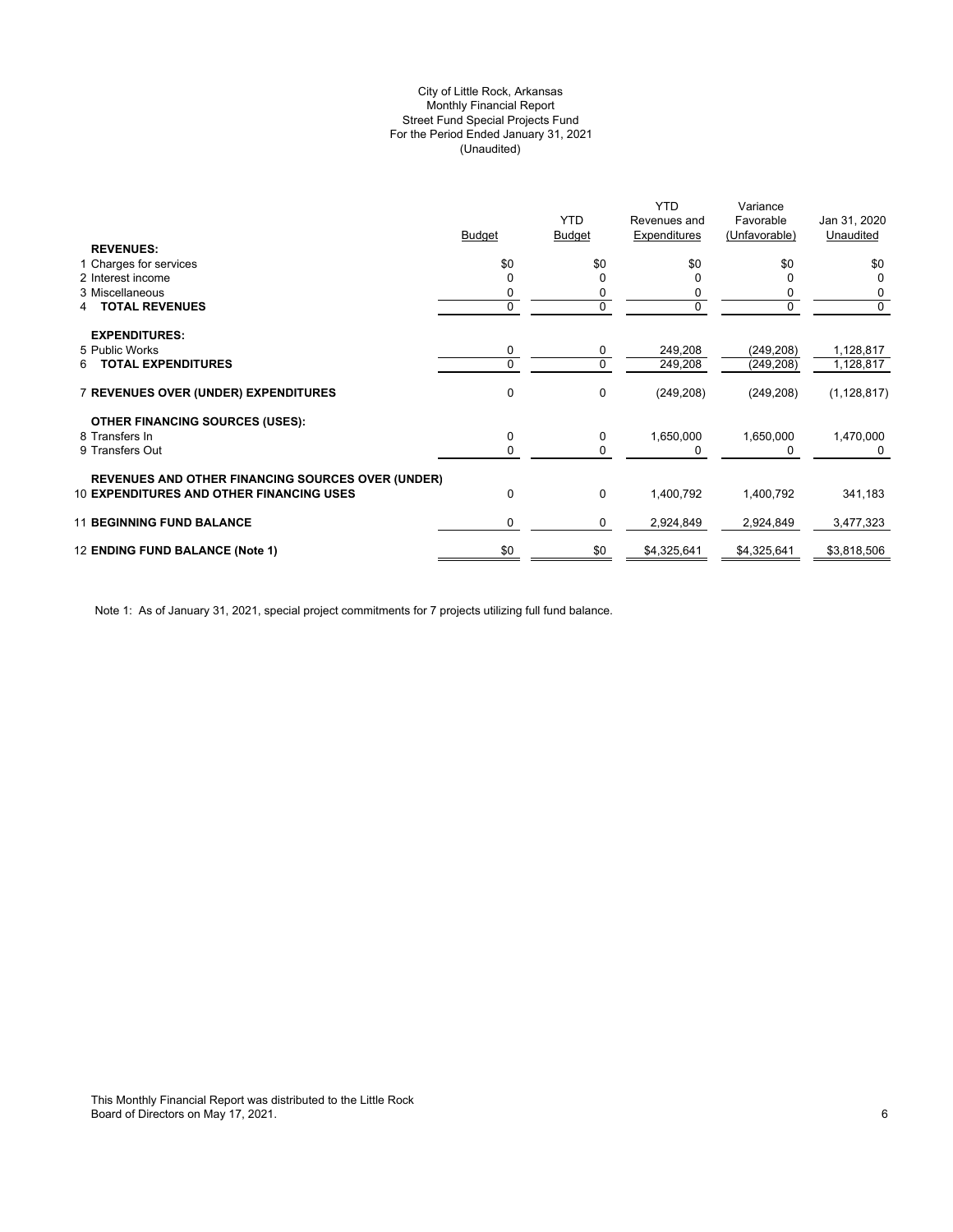City of Little Rock, Arkansas
Monthly Financial Report
Street Fund Special Projects Fund
For the Period Ended January 31, 2021
(Unaudited)

| | Budget | YTD Budget | YTD Revenues and Expenditures | Variance Favorable (Unfavorable) | Jan 31, 2020 Unaudited |
|---|---|---|---|---|---|
| **REVENUES:** | | | | | |
| 1 Charges for services | $0 | $0 | $0 | $0 | $0 |
| 2 Interest income | 0 | 0 | 0 | 0 | 0 |
| 3 Miscellaneous | 0 | 0 | 0 | 0 | 0 |
| 4 **TOTAL REVENUES** | 0 | 0 | 0 | 0 | 0 |
| **EXPENDITURES:** | | | | | |
| 5 Public Works | 0 | 0 | 249,208 | (249,208) | 1,128,817 |
| 6 **TOTAL EXPENDITURES** | 0 | 0 | 249,208 | (249,208) | 1,128,817 |
| 7 **REVENUES OVER (UNDER) EXPENDITURES** | 0 | 0 | (249,208) | (249,208) | (1,128,817) |
| **OTHER FINANCING SOURCES (USES):** | | | | | |
| 8 Transfers In | 0 | 0 | 1,650,000 | 1,650,000 | 1,470,000 |
| 9 Transfers Out | 0 | 0 | 0 | 0 | 0 |
| **REVENUES AND OTHER FINANCING SOURCES OVER (UNDER)** | | | | | |
| 10 **EXPENDITURES AND OTHER FINANCING USES** | 0 | 0 | 1,400,792 | 1,400,792 | 341,183 |
| 11 **BEGINNING FUND BALANCE** | 0 | 0 | 2,924,849 | 2,924,849 | 3,477,323 |
| 12 **ENDING FUND BALANCE (Note 1)** | $0 | $0 | $4,325,641 | $4,325,641 | $3,818,506 |

Note 1: As of January 31, 2021, special project commitments for 7 projects utilizing full fund balance.

This Monthly Financial Report was distributed to the Little Rock Board of Directors on May 17, 2021.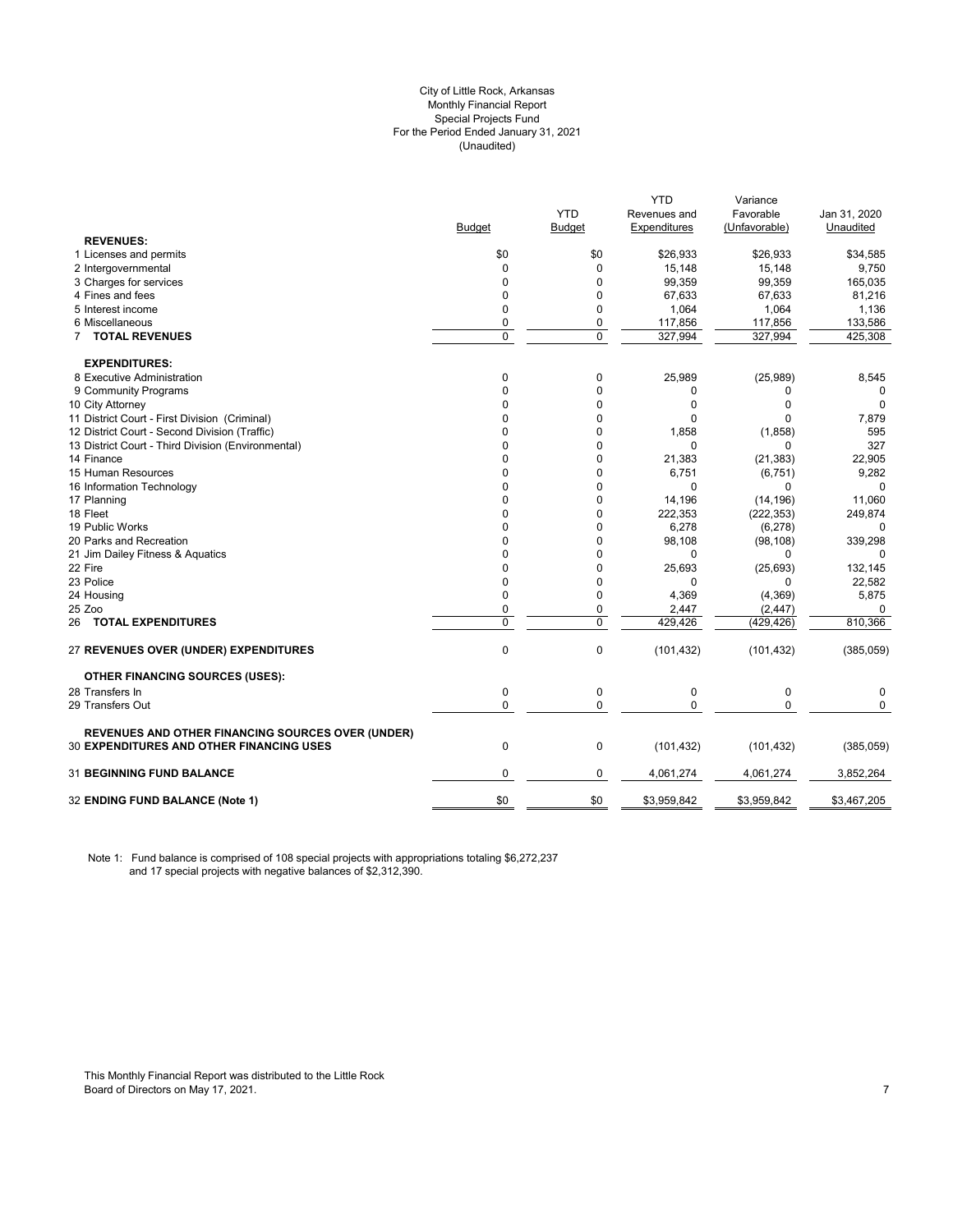City of Little Rock, Arkansas
Monthly Financial Report
Special Projects Fund
For the Period Ended January 31, 2021
(Unaudited)

| | Budget | YTD Budget | YTD Revenues and Expenditures | Variance Favorable (Unfavorable) | Jan 31, 2020 Unaudited |
|---|---|---|---|---|---|
| **REVENUES:** | | | | | |
| 1 Licenses and permits | $0 | $0 | $26,933 | $26,933 | $34,585 |
| 2 Intergovernmental | 0 | 0 | 15,148 | 15,148 | 9,750 |
| 3 Charges for services | 0 | 0 | 99,359 | 99,359 | 165,035 |
| 4 Fines and fees | 0 | 0 | 67,633 | 67,633 | 81,216 |
| 5 Interest income | 0 | 0 | 1,064 | 1,064 | 1,136 |
| 6 Miscellaneous | 0 | 0 | 117,856 | 117,856 | 133,586 |
| 7 **TOTAL REVENUES** | 0 | 0 | 327,994 | 327,994 | 425,308 |
| **EXPENDITURES:** | | | | | |
| 8 Executive Administration | 0 | 0 | 25,989 | (25,989) | 8,545 |
| 9 Community Programs | 0 | 0 | 0 | 0 | 0 |
| 10 City Attorney | 0 | 0 | 0 | 0 | 0 |
| 11 District Court - First Division (Criminal) | 0 | 0 | 0 | 0 | 7,879 |
| 12 District Court - Second Division (Traffic) | 0 | 0 | 1,858 | (1,858) | 595 |
| 13 District Court - Third Division (Environmental) | 0 | 0 | 0 | 0 | 327 |
| 14 Finance | 0 | 0 | 21,383 | (21,383) | 22,905 |
| 15 Human Resources | 0 | 0 | 6,751 | (6,751) | 9,282 |
| 16 Information Technology | 0 | 0 | 0 | 0 | 0 |
| 17 Planning | 0 | 0 | 14,196 | (14,196) | 11,060 |
| 18 Fleet | 0 | 0 | 222,353 | (222,353) | 249,874 |
| 19 Public Works | 0 | 0 | 6,278 | (6,278) | 0 |
| 20 Parks and Recreation | 0 | 0 | 98,108 | (98,108) | 339,298 |
| 21 Jim Dailey Fitness & Aquatics | 0 | 0 | 0 | 0 | 0 |
| 22 Fire | 0 | 0 | 25,693 | (25,693) | 132,145 |
| 23 Police | 0 | 0 | 0 | 0 | 22,582 |
| 24 Housing | 0 | 0 | 4,369 | (4,369) | 5,875 |
| 25 Zoo | 0 | 0 | 2,447 | (2,447) | 0 |
| 26 **TOTAL EXPENDITURES** | 0 | 0 | 429,426 | (429,426) | 810,366 |
| 27 **REVENUES OVER (UNDER) EXPENDITURES** | 0 | 0 | (101,432) | (101,432) | (385,059) |
| **OTHER FINANCING SOURCES (USES):** | | | | | |
| 28 Transfers In | 0 | 0 | 0 | 0 | 0 |
| 29 Transfers Out | 0 | 0 | 0 | 0 | 0 |
| **REVENUES AND OTHER FINANCING SOURCES OVER (UNDER)** 30 **EXPENDITURES AND OTHER FINANCING USES** | 0 | 0 | (101,432) | (101,432) | (385,059) |
| 31 **BEGINNING FUND BALANCE** | 0 | 0 | 4,061,274 | 4,061,274 | 3,852,264 |
| 32 **ENDING FUND BALANCE (Note 1)** | $0 | $0 | $3,959,842 | $3,959,842 | $3,467,205 |

Note 1: Fund balance is comprised of 108 special projects with appropriations totaling $6,272,237 and 17 special projects with negative balances of $2,312,390.

This Monthly Financial Report was distributed to the Little Rock Board of Directors on May 17, 2021.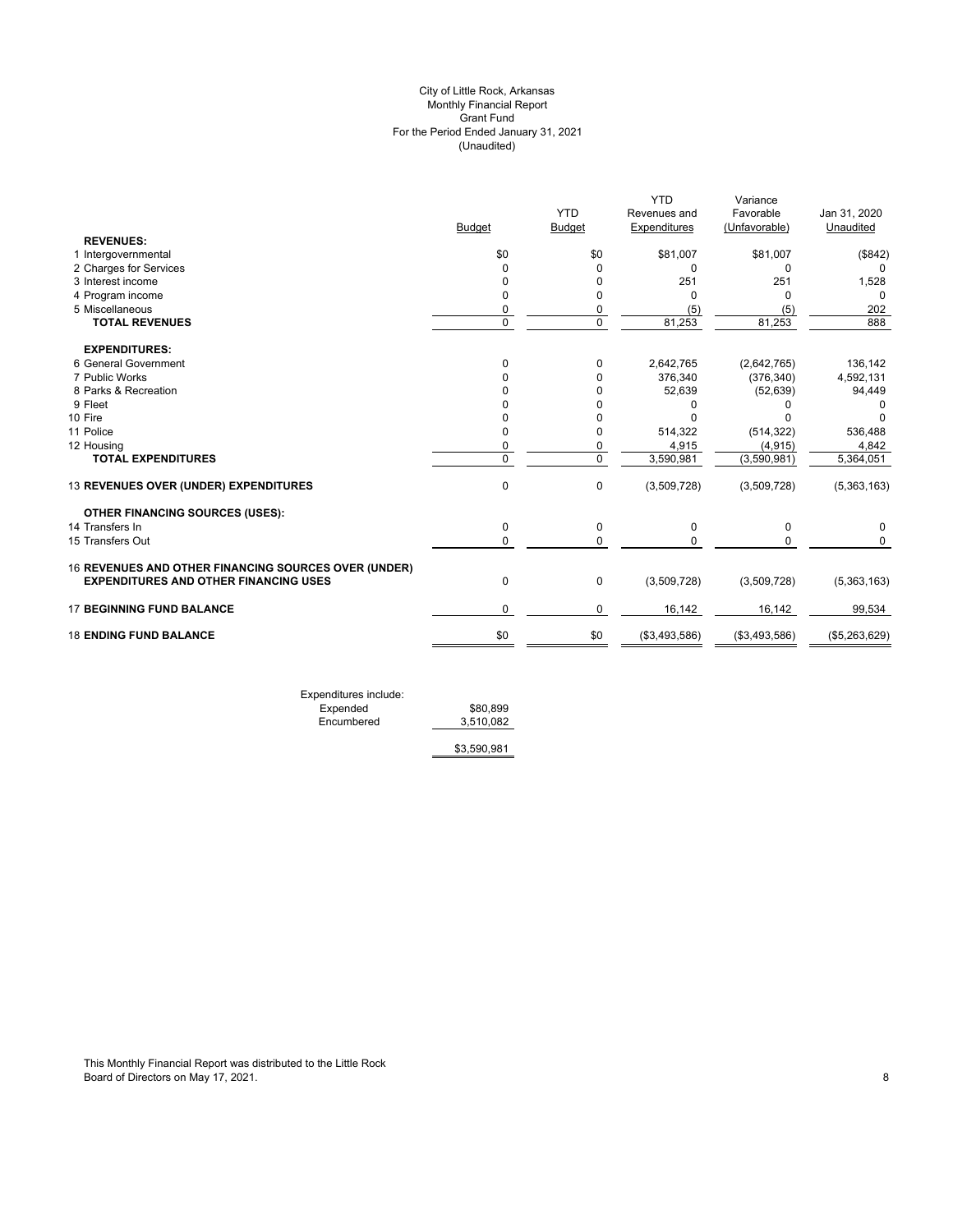City of Little Rock, Arkansas
Monthly Financial Report
Grant Fund
For the Period Ended January 31, 2021
(Unaudited)

| | Budget | YTD Budget | YTD Revenues and Expenditures | Variance Favorable (Unfavorable) | Jan 31, 2020 Unaudited |
|---|---|---|---|---|---|
| **REVENUES:** | | | | | |
| 1 Intergovernmental | $0 | $0 | $81,007 | $81,007 | ($842) |
| 2 Charges for Services | 0 | 0 | 0 | 0 | 0 |
| 3 Interest income | 0 | 0 | 251 | 251 | 1,528 |
| 4 Program income | 0 | 0 | 0 | 0 | 0 |
| 5 Miscellaneous | 0 | 0 | (5) | (5) | 202 |
| **TOTAL REVENUES** | 0 | 0 | 81,253 | 81,253 | 888 |
| **EXPENDITURES:** | | | | | |
| 6 General Government | 0 | 0 | 2,642,765 | (2,642,765) | 136,142 |
| 7 Public Works | 0 | 0 | 376,340 | (376,340) | 4,592,131 |
| 8 Parks & Recreation | 0 | 0 | 52,639 | (52,639) | 94,449 |
| 9 Fleet | 0 | 0 | 0 | 0 | 0 |
| 10 Fire | 0 | 0 | 0 | 0 | 0 |
| 11 Police | 0 | 0 | 514,322 | (514,322) | 536,488 |
| 12 Housing | 0 | 0 | 4,915 | (4,915) | 4,842 |
| **TOTAL EXPENDITURES** | 0 | 0 | 3,590,981 | (3,590,981) | 5,364,051 |
| 13 **REVENUES OVER (UNDER) EXPENDITURES** | 0 | 0 | (3,509,728) | (3,509,728) | (5,363,163) |
| **OTHER FINANCING SOURCES (USES):** | | | | | |
| 14 Transfers In | 0 | 0 | 0 | 0 | 0 |
| 15 Transfers Out | 0 | 0 | 0 | 0 | 0 |
| 16 **REVENUES AND OTHER FINANCING SOURCES OVER (UNDER) EXPENDITURES AND OTHER FINANCING USES** | 0 | 0 | (3,509,728) | (3,509,728) | (5,363,163) |
| 17 **BEGINNING FUND BALANCE** | 0 | 0 | 16,142 | 16,142 | 99,534 |
| 18 **ENDING FUND BALANCE** | $0 | $0 | ($3,493,586) | ($3,493,586) | ($5,263,629) |

| Expenditures include: | |
|---|---|
| Expended | $80,899 |
| Encumbered | 3,510,082 |
| | $3,590,981 |

This Monthly Financial Report was distributed to the Little Rock Board of Directors on May 17, 2021.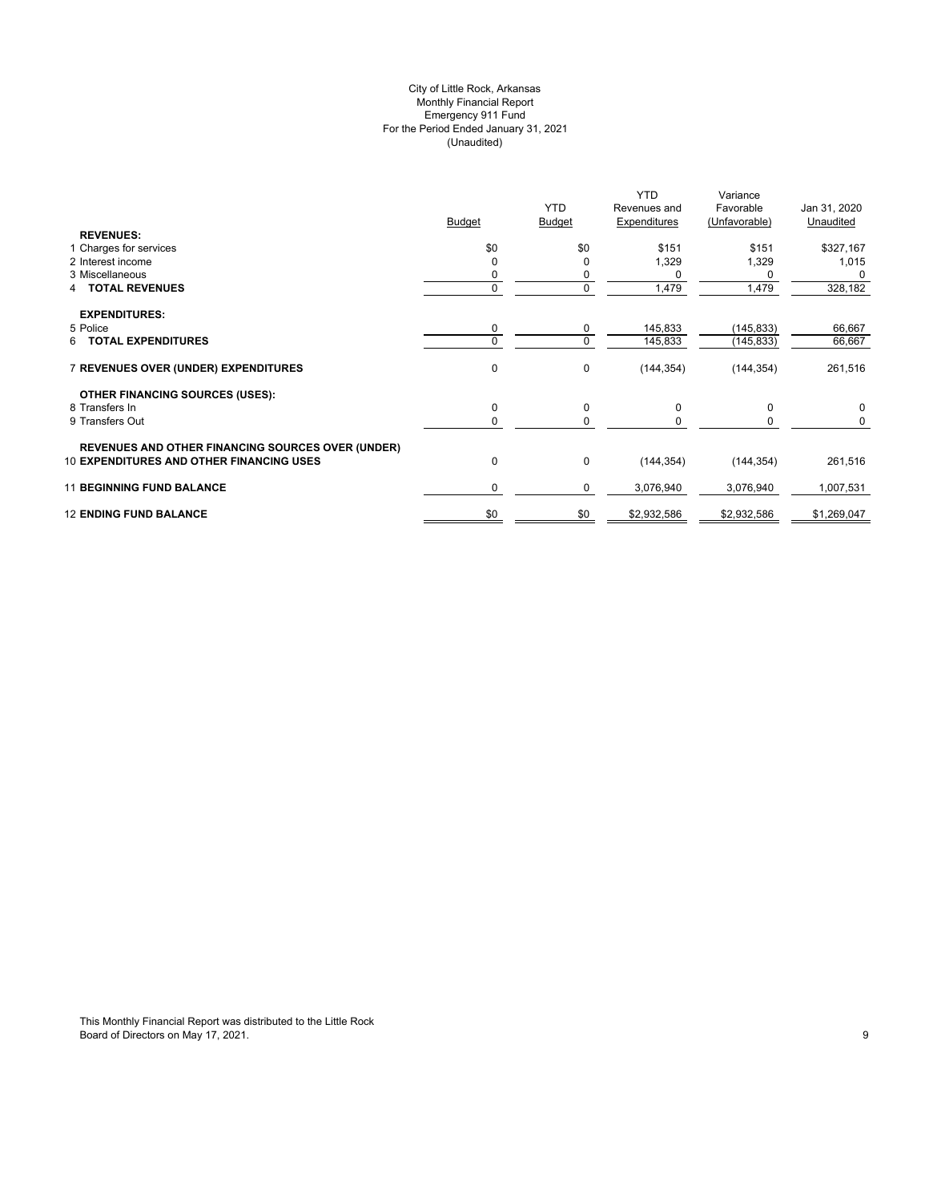City of Little Rock, Arkansas
Monthly Financial Report
Emergency 911 Fund
For the Period Ended January 31, 2021
(Unaudited)

| | Budget | YTD Budget | YTD Revenues and Expenditures | Variance Favorable (Unfavorable) | Jan 31, 2020 Unaudited |
|---|---|---|---|---|---|
| **REVENUES:** | | | | | |
| 1 Charges for services | $0 | $0 | $151 | $151 | $327,167 |
| 2 Interest income | 0 | 0 | 1,329 | 1,329 | 1,015 |
| 3 Miscellaneous | 0 | 0 | 0 | 0 | 0 |
| 4 **TOTAL REVENUES** | 0 | 0 | 1,479 | 1,479 | 328,182 |
| **EXPENDITURES:** | | | | | |
| 5 Police | 0 | 0 | 145,833 | (145,833) | 66,667 |
| 6 **TOTAL EXPENDITURES** | 0 | 0 | 145,833 | (145,833) | 66,667 |
| 7 **REVENUES OVER (UNDER) EXPENDITURES** | 0 | 0 | (144,354) | (144,354) | 261,516 |
| **OTHER FINANCING SOURCES (USES):** | | | | | |
| 8 Transfers In | 0 | 0 | 0 | 0 | 0 |
| 9 Transfers Out | 0 | 0 | 0 | 0 | 0 |
| **REVENUES AND OTHER FINANCING SOURCES OVER (UNDER)** | | | | | |
| 10 **EXPENDITURES AND OTHER FINANCING USES** | 0 | 0 | (144,354) | (144,354) | 261,516 |
| 11 **BEGINNING FUND BALANCE** | 0 | 0 | 3,076,940 | 3,076,940 | 1,007,531 |
| 12 **ENDING FUND BALANCE** | $0 | $0 | $2,932,586 | $2,932,586 | $1,269,047 |

This Monthly Financial Report was distributed to the Little Rock Board of Directors on May 17, 2021.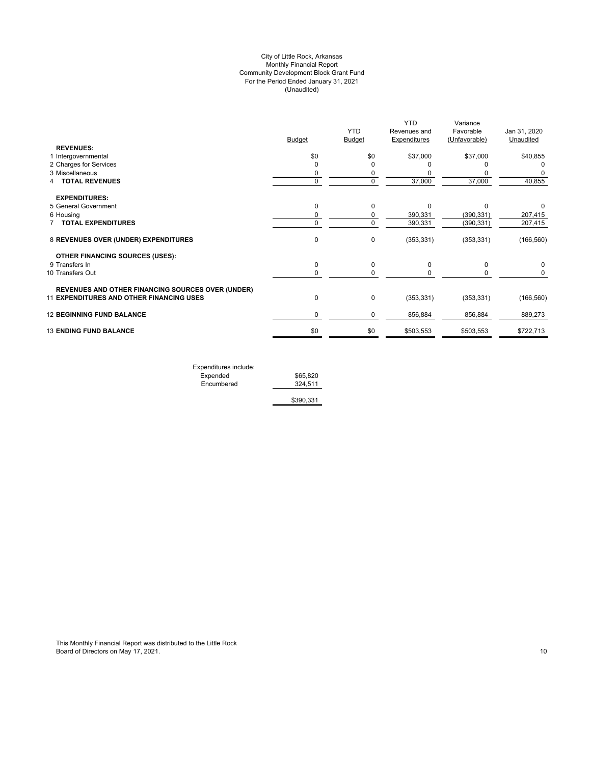# City of Little Rock, Arkansas
## Monthly Financial Report
## Community Development Block Grant Fund
## For the Period Ended January 31, 2021
## (Unaudited)

| | Budget | YTD Budget | YTD Revenues and Expenditures | Variance Favorable (Unfavorable) | Jan 31, 2020 Unaudited |
|---|---|---|---|---|---|
| **REVENUES:** | | | | | |
| 1 Intergovernmental | $0 | $0 | $37,000 | $37,000 | $40,855 |
| 2 Charges for Services | 0 | 0 | 0 | 0 | 0 |
| 3 Miscellaneous | 0 | 0 | 0 | 0 | 0 |
| 4 **TOTAL REVENUES** | 0 | 0 | 37,000 | 37,000 | 40,855 |
| **EXPENDITURES:** | | | | | |
| 5 General Government | 0 | 0 | 0 | 0 | 0 |
| 6 Housing | 0 | 0 | 390,331 | (390,331) | 207,415 |
| 7 **TOTAL EXPENDITURES** | 0 | 0 | 390,331 | (390,331) | 207,415 |
| 8 **REVENUES OVER (UNDER) EXPENDITURES** | 0 | 0 | (353,331) | (353,331) | (166,560) |
| **OTHER FINANCING SOURCES (USES):** | | | | | |
| 9 Transfers In | 0 | 0 | 0 | 0 | 0 |
| 10 Transfers Out | 0 | 0 | 0 | 0 | 0 |
| 11 **REVENUES AND OTHER FINANCING SOURCES OVER (UNDER) EXPENDITURES AND OTHER FINANCING USES** | 0 | 0 | (353,331) | (353,331) | (166,560) |
| 12 **BEGINNING FUND BALANCE** | 0 | 0 | 856,884 | 856,884 | 889,273 |
| 13 **ENDING FUND BALANCE** | $0 | $0 | $503,553 | $503,553 | $722,713 |

| Expenditures include: | |
|---|---|
| Expended | $65,820 |
| Encumbered | 324,511 |
| | $390,331 |

This Monthly Financial Report was distributed to the Little Rock Board of Directors on May 17, 2021.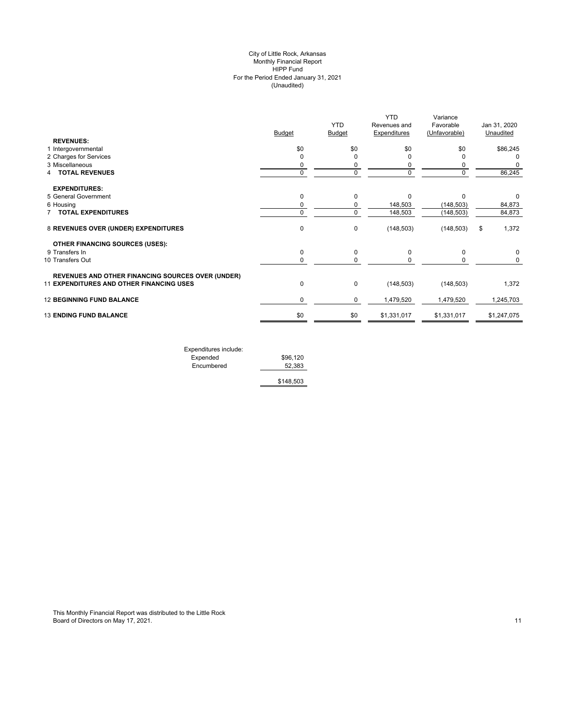City of Little Rock, Arkansas
Monthly Financial Report
HIPP Fund
For the Period Ended January 31, 2021
(Unaudited)

| | Budget | YTD Budget | YTD Revenues and Expenditures | Variance Favorable (Unfavorable) | Jan 31, 2020 Unaudited |
|---|---|---|---|---|---|
| **REVENUES:** | | | | | |
| 1 Intergovernmental | $0 | $0 | $0 | $0 | $86,245 |
| 2 Charges for Services | 0 | 0 | 0 | 0 | 0 |
| 3 Miscellaneous | 0 | 0 | 0 | 0 | 0 |
| 4 **TOTAL REVENUES** | 0 | 0 | 0 | 0 | 86,245 |
| **EXPENDITURES:** | | | | | |
| 5 General Government | 0 | 0 | 0 | 0 | 0 |
| 6 Housing | 0 | 0 | 148,503 | (148,503) | 84,873 |
| 7 **TOTAL EXPENDITURES** | 0 | 0 | 148,503 | (148,503) | 84,873 |
| 8 **REVENUES OVER (UNDER) EXPENDITURES** | 0 | 0 | (148,503) | (148,503) | $ 1,372 |
| **OTHER FINANCING SOURCES (USES):** | | | | | |
| 9 Transfers In | 0 | 0 | 0 | 0 | 0 |
| 10 Transfers Out | 0 | 0 | 0 | 0 | 0 |
| 11 **REVENUES AND OTHER FINANCING SOURCES OVER (UNDER) EXPENDITURES AND OTHER FINANCING USES** | 0 | 0 | (148,503) | (148,503) | 1,372 |
| 12 **BEGINNING FUND BALANCE** | 0 | 0 | 1,479,520 | 1,479,520 | 1,245,703 |
| 13 **ENDING FUND BALANCE** | $0 | $0 | $1,331,017 | $1,331,017 | $1,247,075 |

| Expenditures include: | |
|---|---|
| Expended | $96,120 |
| Encumbered | 52,383 |
| | $148,503 |

This Monthly Financial Report was distributed to the Little Rock Board of Directors on May 17, 2021.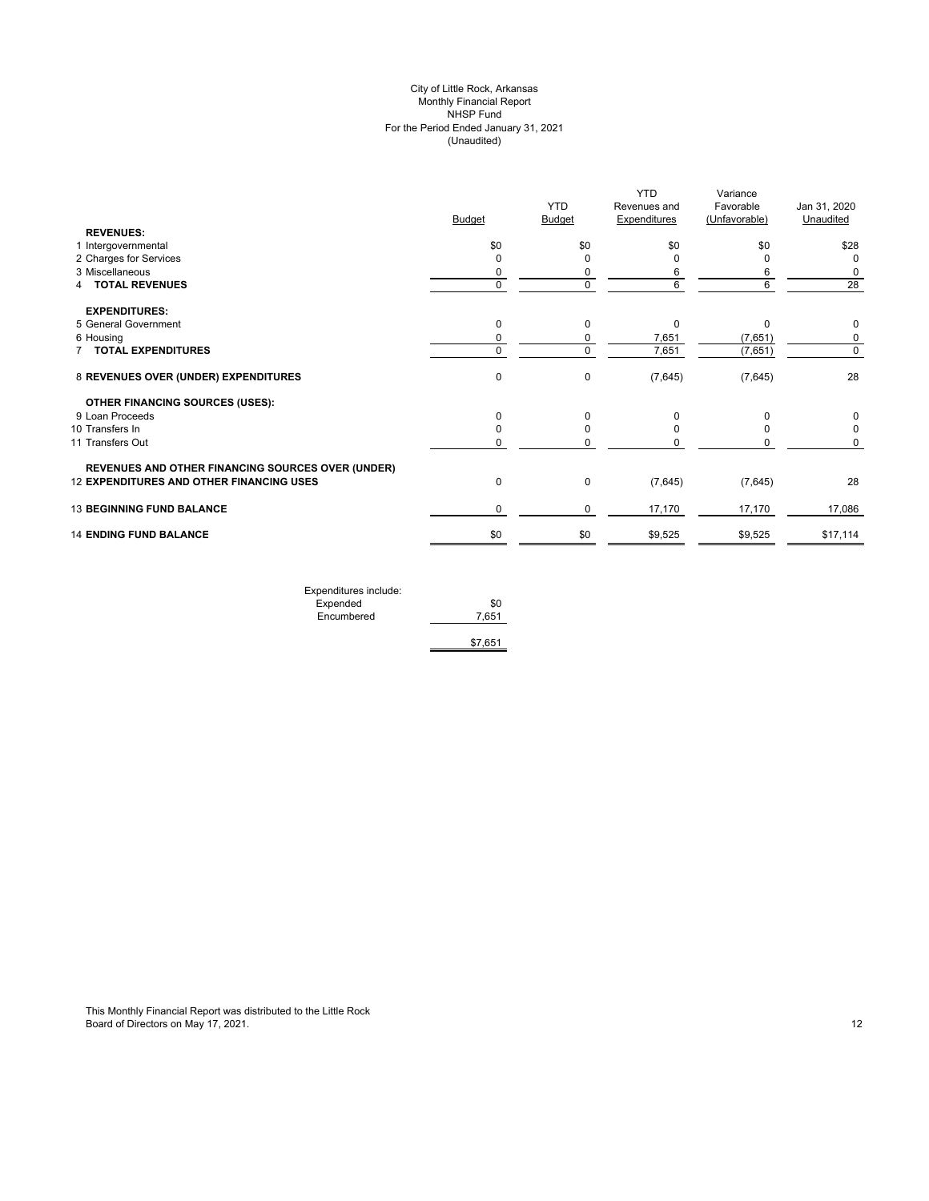City of Little Rock, Arkansas
Monthly Financial Report
NHSP Fund
For the Period Ended January 31, 2021
(Unaudited)

| | Budget | YTD Budget | YTD Revenues and Expenditures | Variance Favorable (Unfavorable) | Jan 31, 2020 Unaudited |
|---|---|---|---|---|---|
| **REVENUES:** | | | | | |
| 1 Intergovernmental | $0 | $0 | $0 | $0 | $28 |
| 2 Charges for Services | 0 | 0 | 0 | 0 | 0 |
| 3 Miscellaneous | 0 | 0 | 6 | 6 | 0 |
| 4 **TOTAL REVENUES** | 0 | 0 | 6 | 6 | 28 |
| **EXPENDITURES:** | | | | | |
| 5 General Government | 0 | 0 | 0 | 0 | 0 |
| 6 Housing | 0 | 0 | 7,651 | (7,651) | 0 |
| 7 **TOTAL EXPENDITURES** | 0 | 0 | 7,651 | (7,651) | 0 |
| 8 **REVENUES OVER (UNDER) EXPENDITURES** | 0 | 0 | (7,645) | (7,645) | 28 |
| **OTHER FINANCING SOURCES (USES):** | | | | | |
| 9 Loan Proceeds | 0 | 0 | 0 | 0 | 0 |
| 10 Transfers In | 0 | 0 | 0 | 0 | 0 |
| 11 Transfers Out | 0 | 0 | 0 | 0 | 0 |
| **REVENUES AND OTHER FINANCING SOURCES OVER (UNDER)** | | | | | |
| 12 **EXPENDITURES AND OTHER FINANCING USES** | 0 | 0 | (7,645) | (7,645) | 28 |
| 13 **BEGINNING FUND BALANCE** | 0 | 0 | 17,170 | 17,170 | 17,086 |
| 14 **ENDING FUND BALANCE** | $0 | $0 | $9,525 | $9,525 | $17,114 |

| Expenditures include: | |
|---|---|
| Expended | $0 |
| Encumbered | 7,651 |
| | $7,651 |

This Monthly Financial Report was distributed to the Little Rock Board of Directors on May 17, 2021.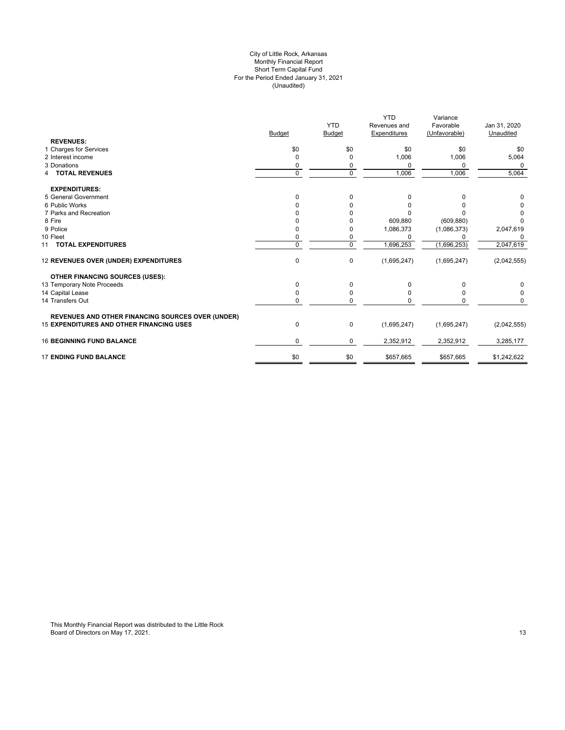City of Little Rock, Arkansas
Monthly Financial Report
Short Term Capital Fund
For the Period Ended January 31, 2021
(Unaudited)

| | Budget | YTD Budget | YTD Revenues and Expenditures | Variance Favorable (Unfavorable) | Jan 31, 2020 Unaudited |
|---|---|---|---|---|---|
| **REVENUES:** | | | | | |
| 1 Charges for Services | $0 | $0 | $0 | $0 | $0 |
| 2 Interest income | 0 | 0 | 1,006 | 1,006 | 5,064 |
| 3 Donations | 0 | 0 | 0 | 0 | 0 |
| 4 **TOTAL REVENUES** | 0 | 0 | 1,006 | 1,006 | 5,064 |
| **EXPENDITURES:** | | | | | |
| 5 General Government | 0 | 0 | 0 | 0 | 0 |
| 6 Public Works | 0 | 0 | 0 | 0 | 0 |
| 7 Parks and Recreation | 0 | 0 | 0 | 0 | 0 |
| 8 Fire | 0 | 0 | 609,880 | (609,880) | 0 |
| 9 Police | 0 | 0 | 1,086,373 | (1,086,373) | 2,047,619 |
| 10 Fleet | 0 | 0 | 0 | 0 | 0 |
| 11 **TOTAL EXPENDITURES** | 0 | 0 | 1,696,253 | (1,696,253) | 2,047,619 |
| 12 **REVENUES OVER (UNDER) EXPENDITURES** | 0 | 0 | (1,695,247) | (1,695,247) | (2,042,555) |
| **OTHER FINANCING SOURCES (USES):** | | | | | |
| 13 Temporary Note Proceeds | 0 | 0 | 0 | 0 | 0 |
| 14 Capital Lease | 0 | 0 | 0 | 0 | 0 |
| 14 Transfers Out | 0 | 0 | 0 | 0 | 0 |
| **REVENUES AND OTHER FINANCING SOURCES OVER (UNDER)** 15 **EXPENDITURES AND OTHER FINANCING USES** | 0 | 0 | (1,695,247) | (1,695,247) | (2,042,555) |
| 16 **BEGINNING FUND BALANCE** | 0 | 0 | 2,352,912 | 2,352,912 | 3,285,177 |
| 17 **ENDING FUND BALANCE** | $0 | $0 | $657,665 | $657,665 | $1,242,622 |

This Monthly Financial Report was distributed to the Little Rock Board of Directors on May 17, 2021.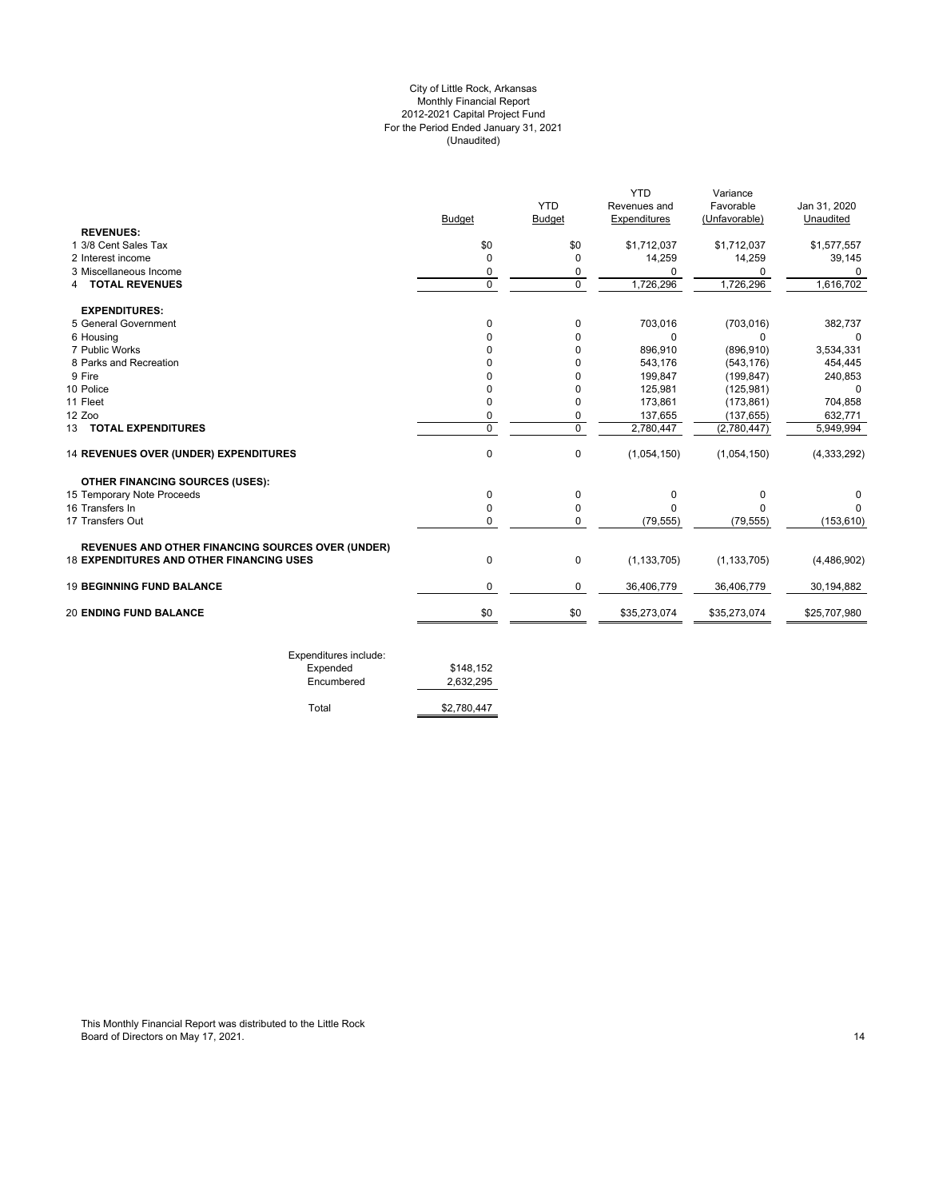City of Little Rock, Arkansas
Monthly Financial Report
2012-2021 Capital Project Fund
For the Period Ended January 31, 2021
(Unaudited)

| | Budget | YTD Budget | YTD Revenues and Expenditures | Variance Favorable (Unfavorable) | Jan 31, 2020 Unaudited |
|---|---|---|---|---|---|
| **REVENUES:** | | | | | |
| 1 3/8 Cent Sales Tax | $0 | $0 | $1,712,037 | $1,712,037 | $1,577,557 |
| 2 Interest income | 0 | 0 | 14,259 | 14,259 | 39,145 |
| 3 Miscellaneous Income | 0 | 0 | 0 | 0 | 0 |
| 4 **TOTAL REVENUES** | 0 | 0 | 1,726,296 | 1,726,296 | 1,616,702 |
| **EXPENDITURES:** | | | | | |
| 5 General Government | 0 | 0 | 703,016 | (703,016) | 382,737 |
| 6 Housing | 0 | 0 | 0 | 0 | 0 |
| 7 Public Works | 0 | 0 | 896,910 | (896,910) | 3,534,331 |
| 8 Parks and Recreation | 0 | 0 | 543,176 | (543,176) | 454,445 |
| 9 Fire | 0 | 0 | 199,847 | (199,847) | 240,853 |
| 10 Police | 0 | 0 | 125,981 | (125,981) | 0 |
| 11 Fleet | 0 | 0 | 173,861 | (173,861) | 704,858 |
| 12 Zoo | 0 | 0 | 137,655 | (137,655) | 632,771 |
| 13 **TOTAL EXPENDITURES** | 0 | 0 | 2,780,447 | (2,780,447) | 5,949,994 |
| 14 **REVENUES OVER (UNDER) EXPENDITURES** | 0 | 0 | (1,054,150) | (1,054,150) | (4,333,292) |
| **OTHER FINANCING SOURCES (USES):** | | | | | |
| 15 Temporary Note Proceeds | 0 | 0 | 0 | 0 | 0 |
| 16 Transfers In | 0 | 0 | 0 | 0 | 0 |
| 17 Transfers Out | 0 | 0 | (79,555) | (79,555) | (153,610) |
| **REVENUES AND OTHER FINANCING SOURCES OVER (UNDER)** 18 **EXPENDITURES AND OTHER FINANCING USES** | 0 | 0 | (1,133,705) | (1,133,705) | (4,486,902) |
| 19 **BEGINNING FUND BALANCE** | 0 | 0 | 36,406,779 | 36,406,779 | 30,194,882 |
| 20 **ENDING FUND BALANCE** | $0 | $0 | $35,273,074 | $35,273,074 | $25,707,980 |

| Expenditures include: | |
|---|---|
| Expended | $148,152 |
| Encumbered | 2,632,295 |
| Total | $2,780,447 |

This Monthly Financial Report was distributed to the Little Rock Board of Directors on May 17, 2021.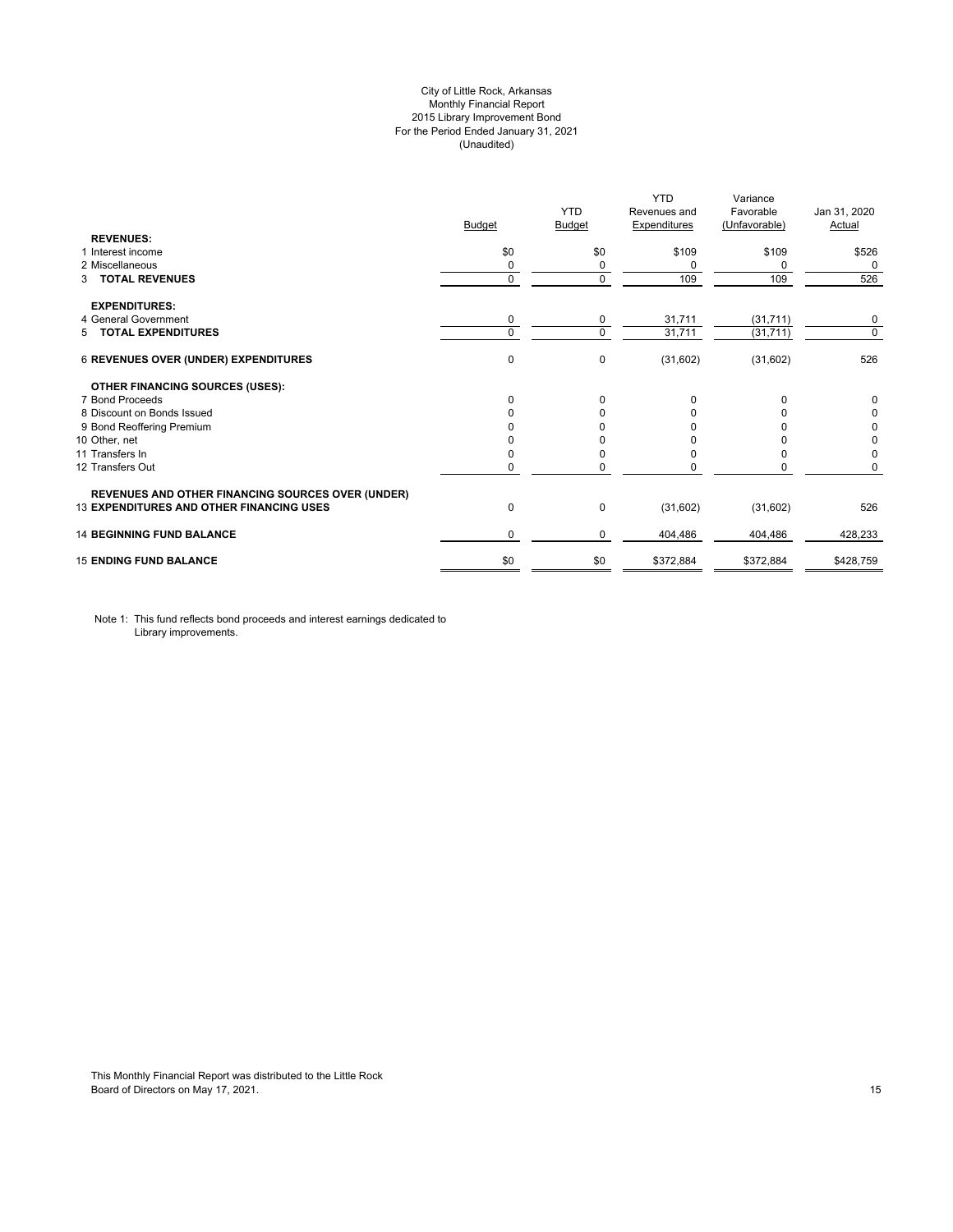City of Little Rock, Arkansas
Monthly Financial Report
2015 Library Improvement Bond
For the Period Ended January 31, 2021
(Unaudited)

| | Budget | YTD Budget | YTD Revenues and Expenditures | Variance Favorable (Unfavorable) | Jan 31, 2020 Actual |
|---|---|---|---|---|---|
| **REVENUES:** | | | | | |
| 1 Interest income | $0 | $0 | $109 | $109 | $526 |
| 2 Miscellaneous | 0 | 0 | 0 | 0 | 0 |
| 3 **TOTAL REVENUES** | 0 | 0 | 109 | 109 | 526 |
| **EXPENDITURES:** | | | | | |
| 4 General Government | 0 | 0 | 31,711 | (31,711) | 0 |
| 5 **TOTAL EXPENDITURES** | 0 | 0 | 31,711 | (31,711) | 0 |
| 6 **REVENUES OVER (UNDER) EXPENDITURES** | 0 | 0 | (31,602) | (31,602) | 526 |
| **OTHER FINANCING SOURCES (USES):** | | | | | |
| 7 Bond Proceeds | 0 | 0 | 0 | 0 | 0 |
| 8 Discount on Bonds Issued | 0 | 0 | 0 | 0 | 0 |
| 9 Bond Reoffering Premium | 0 | 0 | 0 | 0 | 0 |
| 10 Other, net | 0 | 0 | 0 | 0 | 0 |
| 11 Transfers In | 0 | 0 | 0 | 0 | 0 |
| 12 Transfers Out | 0 | 0 | 0 | 0 | 0 |
| **REVENUES AND OTHER FINANCING SOURCES OVER (UNDER)** 13 **EXPENDITURES AND OTHER FINANCING USES** | 0 | 0 | (31,602) | (31,602) | 526 |
| 14 **BEGINNING FUND BALANCE** | 0 | 0 | 404,486 | 404,486 | 428,233 |
| 15 **ENDING FUND BALANCE** | $0 | $0 | $372,884 | $372,884 | $428,759 |

Note 1: This fund reflects bond proceeds and interest earnings dedicated to Library improvements.

This Monthly Financial Report was distributed to the Little Rock Board of Directors on May 17, 2021.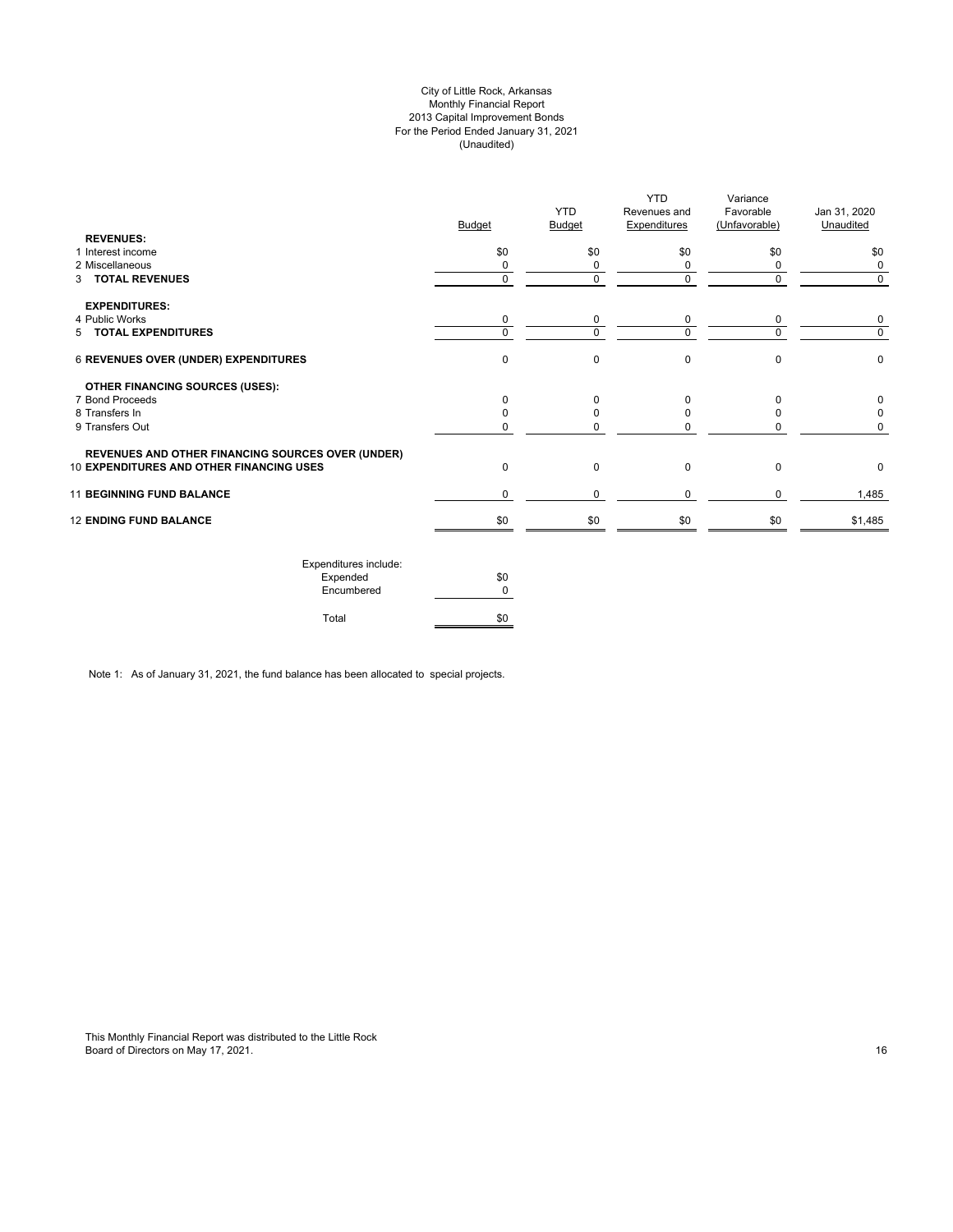City of Little Rock, Arkansas
Monthly Financial Report
2013 Capital Improvement Bonds
For the Period Ended January 31, 2021
(Unaudited)

| | Budget | YTD Budget | YTD Revenues and Expenditures | Variance Favorable (Unfavorable) | Jan 31, 2020 Unaudited |
|---|---|---|---|---|---|
| **REVENUES:** | | | | | |
| 1 Interest income | $0 | $0 | $0 | $0 | $0 |
| 2 Miscellaneous | 0 | 0 | 0 | 0 | 0 |
| 3 **TOTAL REVENUES** | 0 | 0 | 0 | 0 | 0 |
| **EXPENDITURES:** | | | | | |
| 4 Public Works | 0 | 0 | 0 | 0 | 0 |
| 5 **TOTAL EXPENDITURES** | 0 | 0 | 0 | 0 | 0 |
| 6 **REVENUES OVER (UNDER) EXPENDITURES** | 0 | 0 | 0 | 0 | 0 |
| **OTHER FINANCING SOURCES (USES):** | | | | | |
| 7 Bond Proceeds | 0 | 0 | 0 | 0 | 0 |
| 8 Transfers In | 0 | 0 | 0 | 0 | 0 |
| 9 Transfers Out | 0 | 0 | 0 | 0 | 0 |
| 10 **REVENUES AND OTHER FINANCING SOURCES OVER (UNDER) EXPENDITURES AND OTHER FINANCING USES** | 0 | 0 | 0 | 0 | 0 |
| 11 **BEGINNING FUND BALANCE** | 0 | 0 | 0 | 0 | 1,485 |
| 12 **ENDING FUND BALANCE** | $0 | $0 | $0 | $0 | $1,485 |

| Expenditures include: | |
|---|---|
| Expended | $0 |
| Encumbered | 0 |
| Total | $0 |

Note 1: As of January 31, 2021, the fund balance has been allocated to special projects.

This Monthly Financial Report was distributed to the Little Rock Board of Directors on May 17, 2021.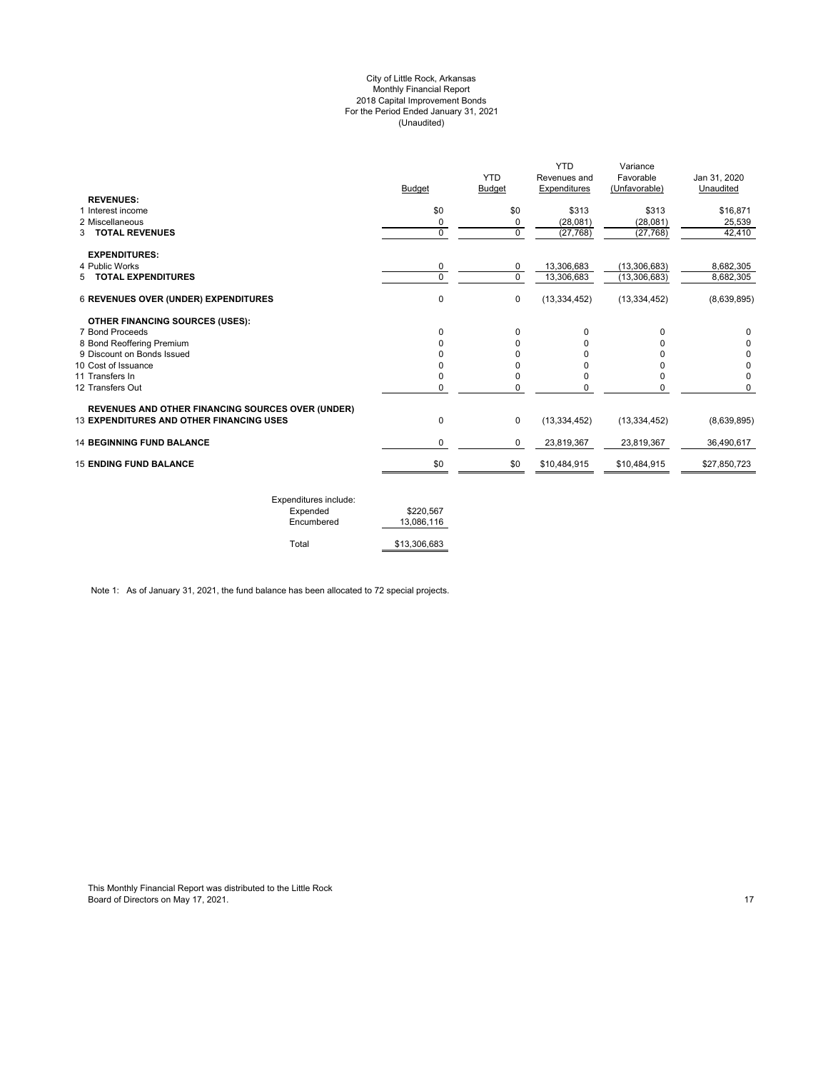City of Little Rock, Arkansas
Monthly Financial Report
2018 Capital Improvement Bonds
For the Period Ended January 31, 2021
(Unaudited)

| | Budget | YTD Budget | YTD Revenues and Expenditures | Variance Favorable (Unfavorable) | Jan 31, 2020 Unaudited |
|---|---|---|---|---|---|
| **REVENUES:** | | | | | |
| 1 Interest income | $0 | $0 | $313 | $313 | $16,871 |
| 2 Miscellaneous | 0 | 0 | (28,081) | (28,081) | 25,539 |
| 3 **TOTAL REVENUES** | 0 | 0 | (27,768) | (27,768) | 42,410 |
| **EXPENDITURES:** | | | | | |
| 4 Public Works | 0 | 0 | 13,306,683 | (13,306,683) | 8,682,305 |
| 5 **TOTAL EXPENDITURES** | 0 | 0 | 13,306,683 | (13,306,683) | 8,682,305 |
| 6 **REVENUES OVER (UNDER) EXPENDITURES** | 0 | 0 | (13,334,452) | (13,334,452) | (8,639,895) |
| **OTHER FINANCING SOURCES (USES):** | | | | | |
| 7 Bond Proceeds | 0 | 0 | 0 | 0 | 0 |
| 8 Bond Reoffering Premium | 0 | 0 | 0 | 0 | 0 |
| 9 Discount on Bonds Issued | 0 | 0 | 0 | 0 | 0 |
| 10 Cost of Issuance | 0 | 0 | 0 | 0 | 0 |
| 11 Transfers In | 0 | 0 | 0 | 0 | 0 |
| 12 Transfers Out | 0 | 0 | 0 | 0 | 0 |
| **REVENUES AND OTHER FINANCING SOURCES OVER (UNDER)** 13 **EXPENDITURES AND OTHER FINANCING USES** | 0 | 0 | (13,334,452) | (13,334,452) | (8,639,895) |
| 14 **BEGINNING FUND BALANCE** | 0 | 0 | 23,819,367 | 23,819,367 | 36,490,617 |
| 15 **ENDING FUND BALANCE** | $0 | $0 | $10,484,915 | $10,484,915 | $27,850,723 |

| Expenditures include: | |
|---|---|
| Expended | $220,567 |
| Encumbered | 13,086,116 |
| Total | $13,306,683 |

Note 1: As of January 31, 2021, the fund balance has been allocated to 72 special projects.

This Monthly Financial Report was distributed to the Little Rock Board of Directors on May 17, 2021.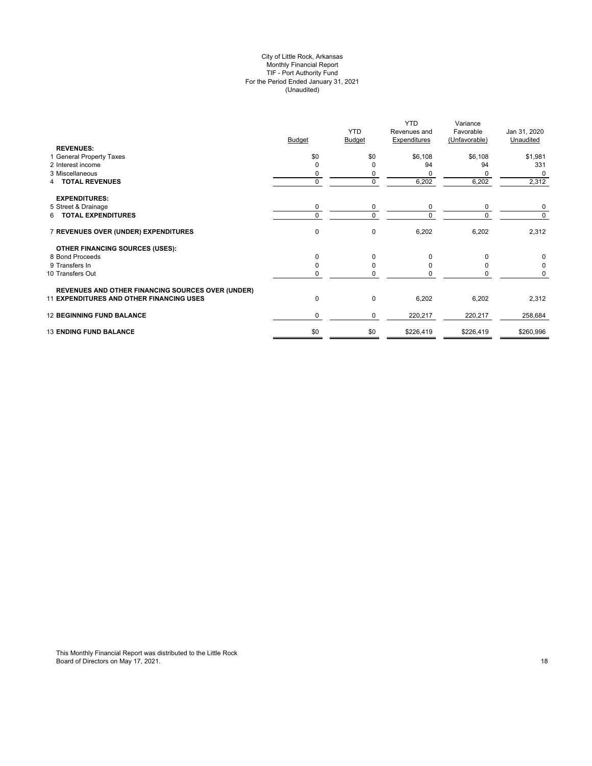City of Little Rock, Arkansas
Monthly Financial Report
TIF - Port Authority Fund
For the Period Ended January 31, 2021
(Unaudited)

| | Budget | YTD Budget | YTD Revenues and Expenditures | Variance Favorable (Unfavorable) | Jan 31, 2020 Unaudited |
|---|---|---|---|---|---|
| **REVENUES:** | | | | | |
| 1 General Property Taxes | $0 | $0 | $6,108 | $6,108 | $1,981 |
| 2 Interest income | 0 | 0 | 94 | 94 | 331 |
| 3 Miscellaneous | 0 | 0 | 0 | 0 | 0 |
| 4 **TOTAL REVENUES** | 0 | 0 | 6,202 | 6,202 | 2,312 |
| **EXPENDITURES:** | | | | | |
| 5 Street & Drainage | 0 | 0 | 0 | 0 | 0 |
| 6 **TOTAL EXPENDITURES** | 0 | 0 | 0 | 0 | 0 |
| 7 **REVENUES OVER (UNDER) EXPENDITURES** | 0 | 0 | 6,202 | 6,202 | 2,312 |
| **OTHER FINANCING SOURCES (USES):** | | | | | |
| 8 Bond Proceeds | 0 | 0 | 0 | 0 | 0 |
| 9 Transfers In | 0 | 0 | 0 | 0 | 0 |
| 10 Transfers Out | 0 | 0 | 0 | 0 | 0 |
| **REVENUES AND OTHER FINANCING SOURCES OVER (UNDER)** | | | | | |
| 11 **EXPENDITURES AND OTHER FINANCING USES** | 0 | 0 | 6,202 | 6,202 | 2,312 |
| 12 **BEGINNING FUND BALANCE** | 0 | 0 | 220,217 | 220,217 | 258,684 |
| 13 **ENDING FUND BALANCE** | $0 | $0 | $226,419 | $226,419 | $260,996 |

This Monthly Financial Report was distributed to the Little Rock Board of Directors on May 17, 2021.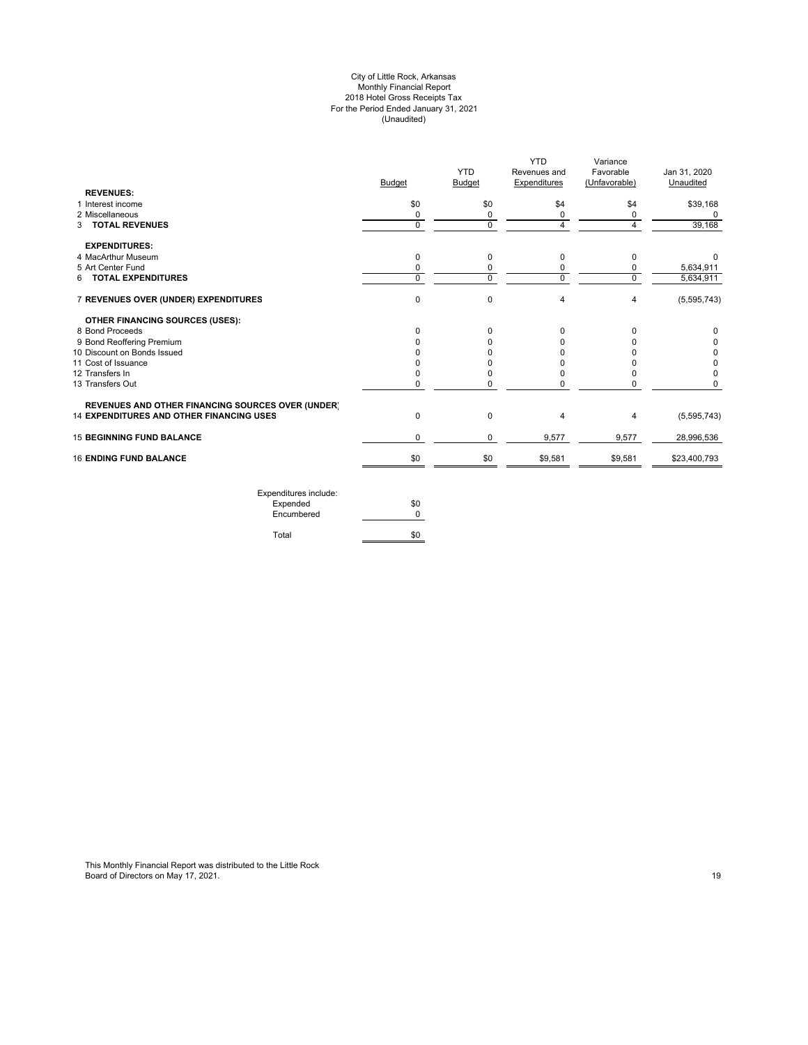City of Little Rock, Arkansas
Monthly Financial Report
2018 Hotel Gross Receipts Tax
For the Period Ended January 31, 2021
(Unaudited)

| | Budget | YTD Budget | YTD Revenues and Expenditures | Variance Favorable (Unfavorable) | Jan 31, 2020 Unaudited |
|---|---|---|---|---|---|
| **REVENUES:** | | | | | |
| 1 Interest income | $0 | $0 | $4 | $4 | $39,168 |
| 2 Miscellaneous | 0 | 0 | 0 | 0 | 0 |
| 3 **TOTAL REVENUES** | 0 | 0 | 4 | 4 | 39,168 |
| **EXPENDITURES:** | | | | | |
| 4 MacArthur Museum | 0 | 0 | 0 | 0 | 0 |
| 5 Art Center Fund | 0 | 0 | 0 | 0 | 5,634,911 |
| 6 **TOTAL EXPENDITURES** | 0 | 0 | 0 | 0 | 5,634,911 |
| 7 **REVENUES OVER (UNDER) EXPENDITURES** | 0 | 0 | 4 | 4 | (5,595,743) |
| **OTHER FINANCING SOURCES (USES):** | | | | | |
| 8 Bond Proceeds | 0 | 0 | 0 | 0 | 0 |
| 9 Bond Reoffering Premium | 0 | 0 | 0 | 0 | 0 |
| 10 Discount on Bonds Issued | 0 | 0 | 0 | 0 | 0 |
| 11 Cost of Issuance | 0 | 0 | 0 | 0 | 0 |
| 12 Transfers In | 0 | 0 | 0 | 0 | 0 |
| 13 Transfers Out | 0 | 0 | 0 | 0 | 0 |
| **REVENUES AND OTHER FINANCING SOURCES OVER (UNDER)** 14 **EXPENDITURES AND OTHER FINANCING USES** | 0 | 0 | 4 | 4 | (5,595,743) |
| 15 **BEGINNING FUND BALANCE** | 0 | 0 | 9,577 | 9,577 | 28,996,536 |
| 16 **ENDING FUND BALANCE** | $0 | $0 | $9,581 | $9,581 | $23,400,793 |

| Expenditures include: | |
|---|---|
| Expended | $0 |
| Encumbered | 0 |
| Total | $0 |

This Monthly Financial Report was distributed to the Little Rock Board of Directors on May 17, 2021.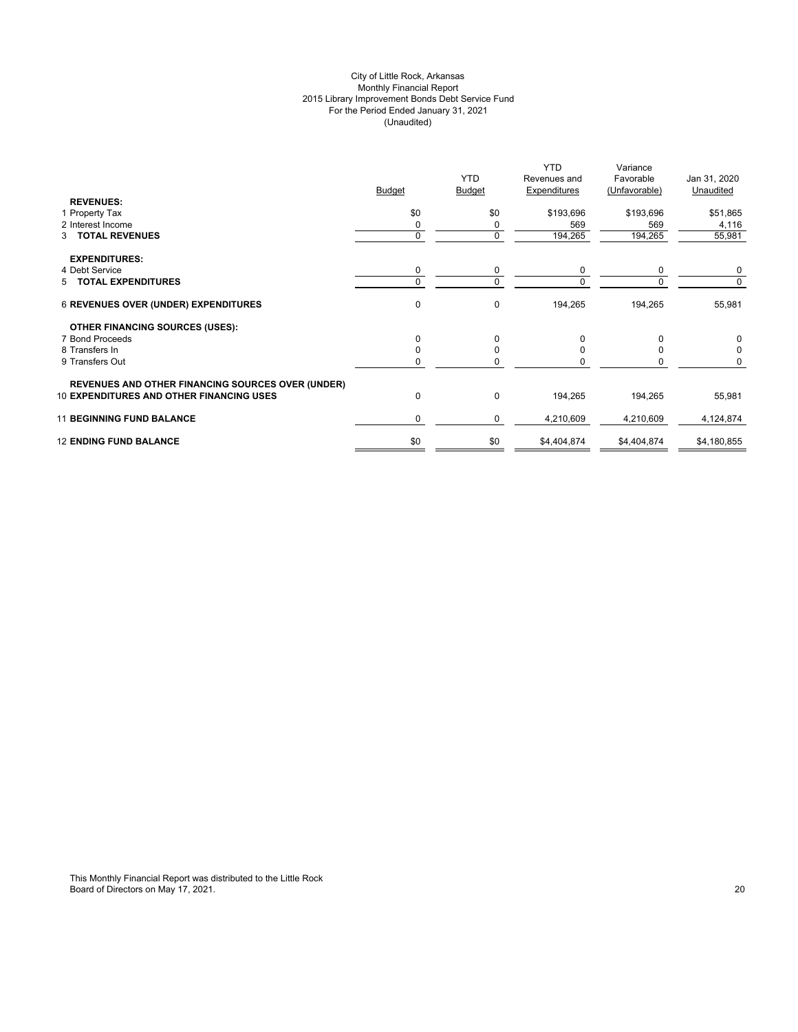City of Little Rock, Arkansas
Monthly Financial Report
2015 Library Improvement Bonds Debt Service Fund
For the Period Ended January 31, 2021
(Unaudited)

| | Budget | YTD Budget | YTD Revenues and Expenditures | Variance Favorable (Unfavorable) | Jan 31, 2020 Unaudited |
|---|---|---|---|---|---|
| **REVENUES:** | | | | | |
| 1 Property Tax | $0 | $0 | $193,696 | $193,696 | $51,865 |
| 2 Interest Income | 0 | 0 | 569 | 569 | 4,116 |
| 3 **TOTAL REVENUES** | 0 | 0 | 194,265 | 194,265 | 55,981 |
| **EXPENDITURES:** | | | | | |
| 4 Debt Service | 0 | 0 | 0 | 0 | 0 |
| 5 **TOTAL EXPENDITURES** | 0 | 0 | 0 | 0 | 0 |
| 6 **REVENUES OVER (UNDER) EXPENDITURES** | 0 | 0 | 194,265 | 194,265 | 55,981 |
| **OTHER FINANCING SOURCES (USES):** | | | | | |
| 7 Bond Proceeds | 0 | 0 | 0 | 0 | 0 |
| 8 Transfers In | 0 | 0 | 0 | 0 | 0 |
| 9 Transfers Out | 0 | 0 | 0 | 0 | 0 |
| **REVENUES AND OTHER FINANCING SOURCES OVER (UNDER)** 10 **EXPENDITURES AND OTHER FINANCING USES** | 0 | 0 | 194,265 | 194,265 | 55,981 |
| 11 **BEGINNING FUND BALANCE** | 0 | 0 | 4,210,609 | 4,210,609 | 4,124,874 |
| 12 **ENDING FUND BALANCE** | $0 | $0 | $4,404,874 | $4,404,874 | $4,180,855 |

This Monthly Financial Report was distributed to the Little Rock Board of Directors on May 17, 2021.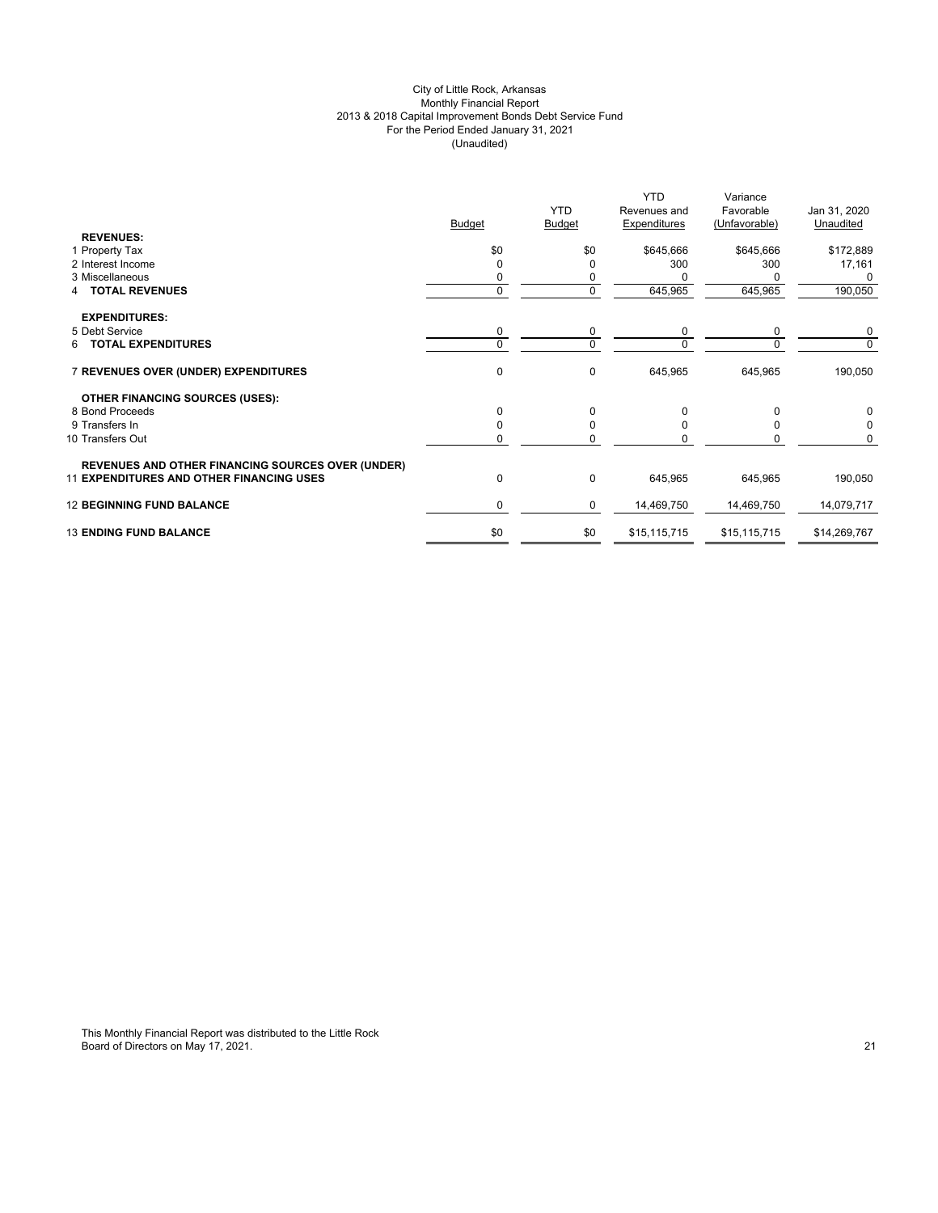City of Little Rock, Arkansas
Monthly Financial Report
2013 & 2018 Capital Improvement Bonds Debt Service Fund
For the Period Ended January 31, 2021
(Unaudited)

| | Budget | YTD Budget | YTD Revenues and Expenditures | Variance Favorable (Unfavorable) | Jan 31, 2020 Unaudited |
|---|---|---|---|---|---|
| **REVENUES:** | | | | | |
| 1 Property Tax | $0 | $0 | $645,666 | $645,666 | $172,889 |
| 2 Interest Income | 0 | 0 | 300 | 300 | 17,161 |
| 3 Miscellaneous | 0 | 0 | 0 | 0 | 0 |
| 4 **TOTAL REVENUES** | 0 | 0 | 645,965 | 645,965 | 190,050 |
| **EXPENDITURES:** | | | | | |
| 5 Debt Service | 0 | 0 | 0 | 0 | 0 |
| 6 **TOTAL EXPENDITURES** | 0 | 0 | 0 | 0 | 0 |
| 7 **REVENUES OVER (UNDER) EXPENDITURES** | 0 | 0 | 645,965 | 645,965 | 190,050 |
| **OTHER FINANCING SOURCES (USES):** | | | | | |
| 8 Bond Proceeds | 0 | 0 | 0 | 0 | 0 |
| 9 Transfers In | 0 | 0 | 0 | 0 | 0 |
| 10 Transfers Out | 0 | 0 | 0 | 0 | 0 |
| **REVENUES AND OTHER FINANCING SOURCES OVER (UNDER)** | | | | | |
| 11 **EXPENDITURES AND OTHER FINANCING USES** | 0 | 0 | 645,965 | 645,965 | 190,050 |
| 12 **BEGINNING FUND BALANCE** | 0 | 0 | 14,469,750 | 14,469,750 | 14,079,717 |
| 13 **ENDING FUND BALANCE** | $0 | $0 | $15,115,715 | $15,115,715 | $14,269,767 |

This Monthly Financial Report was distributed to the Little Rock Board of Directors on May 17, 2021.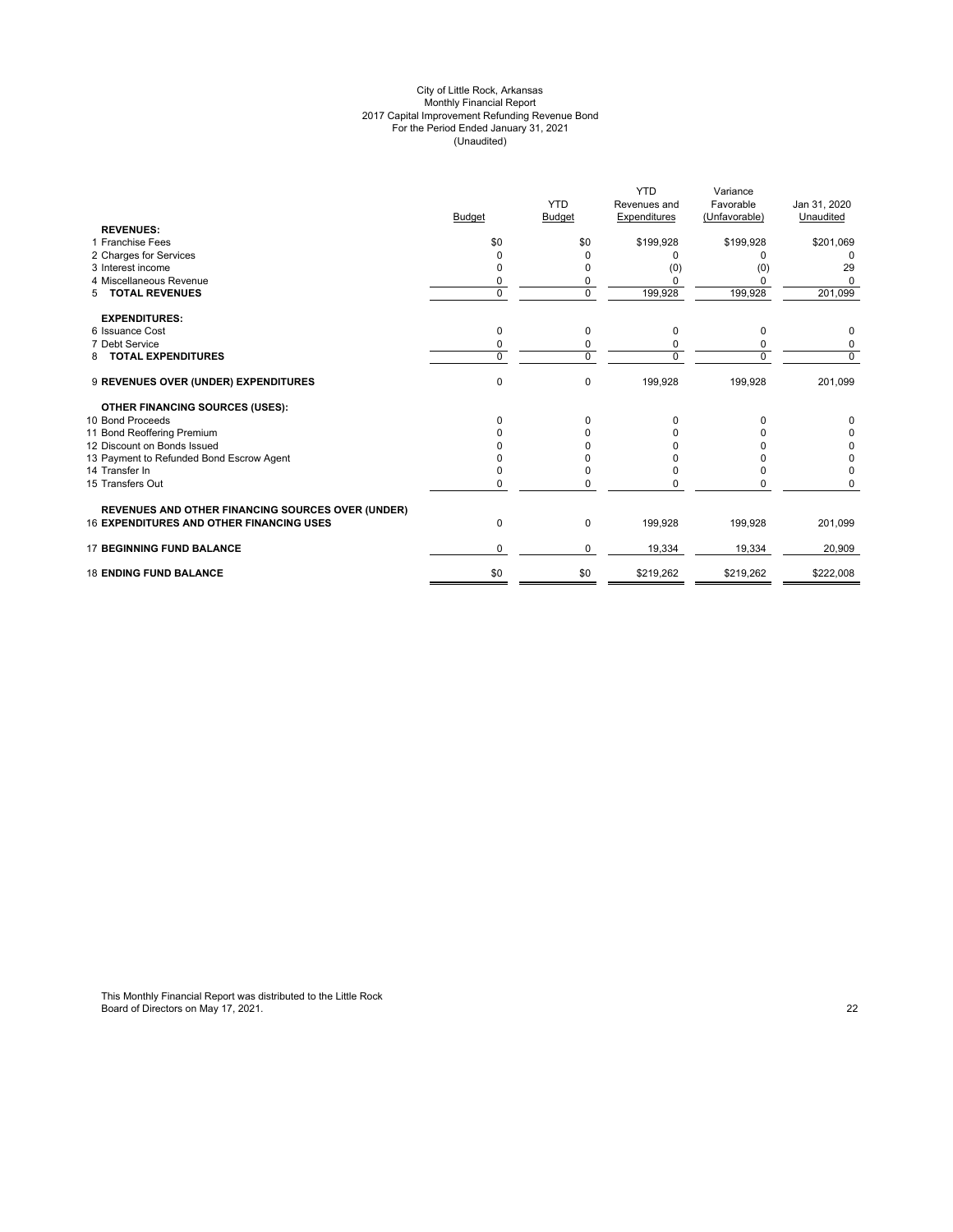City of Little Rock, Arkansas
Monthly Financial Report
2017 Capital Improvement Refunding Revenue Bond
For the Period Ended January 31, 2021
(Unaudited)

| | Budget | YTD Budget | YTD Revenues and Expenditures | Variance Favorable (Unfavorable) | Jan 31, 2020 Unaudited |
|---|---|---|---|---|---|
| **REVENUES:** | | | | | |
| 1 Franchise Fees | $0 | $0 | $199,928 | $199,928 | $201,069 |
| 2 Charges for Services | 0 | 0 | 0 | 0 | 0 |
| 3 Interest income | 0 | 0 | (0) | (0) | 29 |
| 4 Miscellaneous Revenue | 0 | 0 | 0 | 0 | 0 |
| 5 **TOTAL REVENUES** | 0 | 0 | 199,928 | 199,928 | 201,099 |
| **EXPENDITURES:** | | | | | |
| 6 Issuance Cost | 0 | 0 | 0 | 0 | 0 |
| 7 Debt Service | 0 | 0 | 0 | 0 | 0 |
| 8 **TOTAL EXPENDITURES** | 0 | 0 | 0 | 0 | 0 |
| 9 **REVENUES OVER (UNDER) EXPENDITURES** | 0 | 0 | 199,928 | 199,928 | 201,099 |
| **OTHER FINANCING SOURCES (USES):** | | | | | |
| 10 Bond Proceeds | 0 | 0 | 0 | 0 | 0 |
| 11 Bond Reoffering Premium | 0 | 0 | 0 | 0 | 0 |
| 12 Discount on Bonds Issued | 0 | 0 | 0 | 0 | 0 |
| 13 Payment to Refunded Bond Escrow Agent | 0 | 0 | 0 | 0 | 0 |
| 14 Transfer In | 0 | 0 | 0 | 0 | 0 |
| 15 Transfers Out | 0 | 0 | 0 | 0 | 0 |
| **REVENUES AND OTHER FINANCING SOURCES OVER (UNDER)** 16 **EXPENDITURES AND OTHER FINANCING USES** | 0 | 0 | 199,928 | 199,928 | 201,099 |
| 17 **BEGINNING FUND BALANCE** | 0 | 0 | 19,334 | 19,334 | 20,909 |
| 18 **ENDING FUND BALANCE** | $0 | $0 | $219,262 | $219,262 | $222,008 |

This Monthly Financial Report was distributed to the Little Rock Board of Directors on May 17, 2021.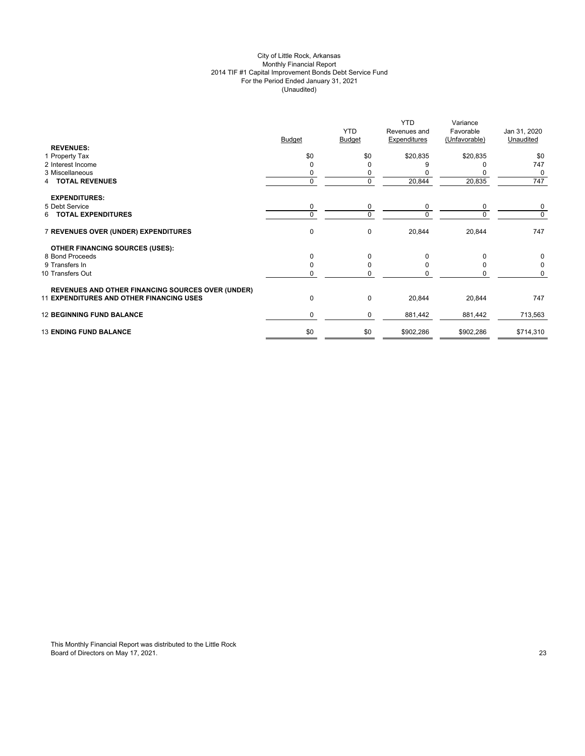City of Little Rock, Arkansas
Monthly Financial Report
2014 TIF #1 Capital Improvement Bonds Debt Service Fund
For the Period Ended January 31, 2021
(Unaudited)

| | Budget | YTD Budget | YTD Revenues and Expenditures | Variance Favorable (Unfavorable) | Jan 31, 2020 Unaudited |
|---|---|---|---|---|---|
| **REVENUES:** | | | | | |
| 1 Property Tax | $0 | $0 | $20,835 | $20,835 | $0 |
| 2 Interest Income | 0 | 0 | 9 | 0 | 747 |
| 3 Miscellaneous | 0 | 0 | 0 | 0 | 0 |
| 4 **TOTAL REVENUES** | 0 | 0 | 20,844 | 20,835 | 747 |
| **EXPENDITURES:** | | | | | |
| 5 Debt Service | 0 | 0 | 0 | 0 | 0 |
| 6 **TOTAL EXPENDITURES** | 0 | 0 | 0 | 0 | 0 |
| 7 **REVENUES OVER (UNDER) EXPENDITURES** | 0 | 0 | 20,844 | 20,844 | 747 |
| **OTHER FINANCING SOURCES (USES):** | | | | | |
| 8 Bond Proceeds | 0 | 0 | 0 | 0 | 0 |
| 9 Transfers In | 0 | 0 | 0 | 0 | 0 |
| 10 Transfers Out | 0 | 0 | 0 | 0 | 0 |
| 11 **REVENUES AND OTHER FINANCING SOURCES OVER (UNDER) EXPENDITURES AND OTHER FINANCING USES** | 0 | 0 | 20,844 | 20,844 | 747 |
| 12 **BEGINNING FUND BALANCE** | 0 | 0 | 881,442 | 881,442 | 713,563 |
| 13 **ENDING FUND BALANCE** | $0 | $0 | $902,286 | $902,286 | $714,310 |

This Monthly Financial Report was distributed to the Little Rock Board of Directors on May 17, 2021.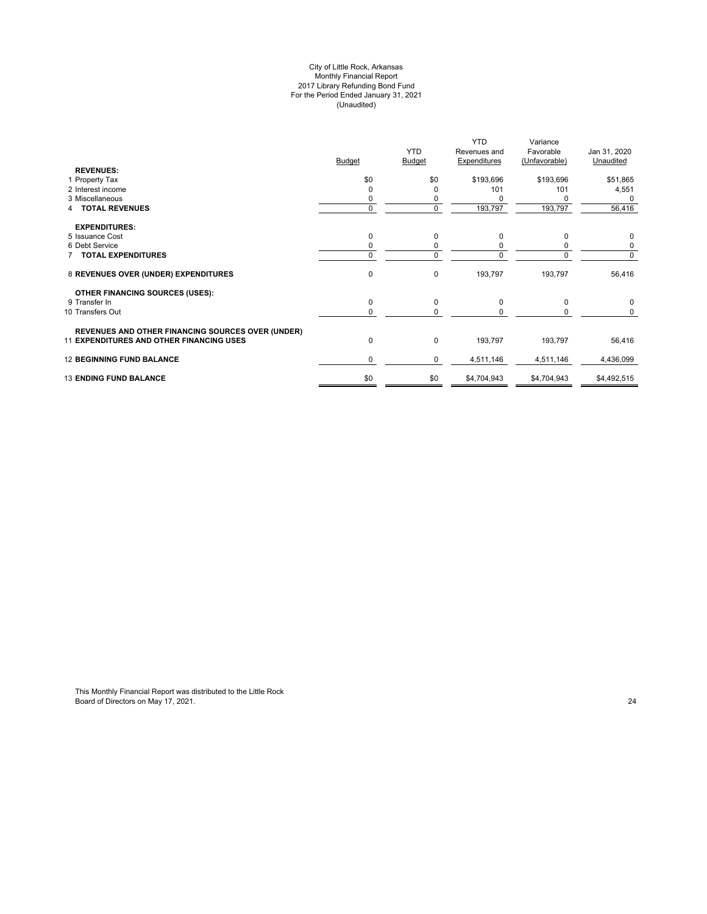# City of Little Rock, Arkansas
## Monthly Financial Report
## 2017 Library Refunding Bond Fund
## For the Period Ended January 31, 2021
## (Unaudited)

| | Budget | YTD Budget | YTD Revenues and Expenditures | Variance Favorable (Unfavorable) | Jan 31, 2020 Unaudited |
|---|---|---|---|---|---|
| **REVENUES:** | | | | | |
| 1 Property Tax | $0 | $0 | $193,696 | $193,696 | $51,865 |
| 2 Interest income | 0 | 0 | 101 | 101 | 4,551 |
| 3 Miscellaneous | 0 | 0 | 0 | 0 | 0 |
| 4 **TOTAL REVENUES** | 0 | 0 | 193,797 | 193,797 | 56,416 |
| **EXPENDITURES:** | | | | | |
| 5 Issuance Cost | 0 | 0 | 0 | 0 | 0 |
| 6 Debt Service | 0 | 0 | 0 | 0 | 0 |
| 7 **TOTAL EXPENDITURES** | 0 | 0 | 0 | 0 | 0 |
| 8 **REVENUES OVER (UNDER) EXPENDITURES** | 0 | 0 | 193,797 | 193,797 | 56,416 |
| **OTHER FINANCING SOURCES (USES):** | | | | | |
| 9 Transfer In | 0 | 0 | 0 | 0 | 0 |
| 10 Transfers Out | 0 | 0 | 0 | 0 | 0 |
| 11 **REVENUES AND OTHER FINANCING SOURCES OVER (UNDER) EXPENDITURES AND OTHER FINANCING USES** | 0 | 0 | 193,797 | 193,797 | 56,416 |
| 12 **BEGINNING FUND BALANCE** | 0 | 0 | 4,511,146 | 4,511,146 | 4,436,099 |
| 13 **ENDING FUND BALANCE** | $0 | $0 | $4,704,943 | $4,704,943 | $4,492,515 |

This Monthly Financial Report was distributed to the Little Rock Board of Directors on May 17, 2021.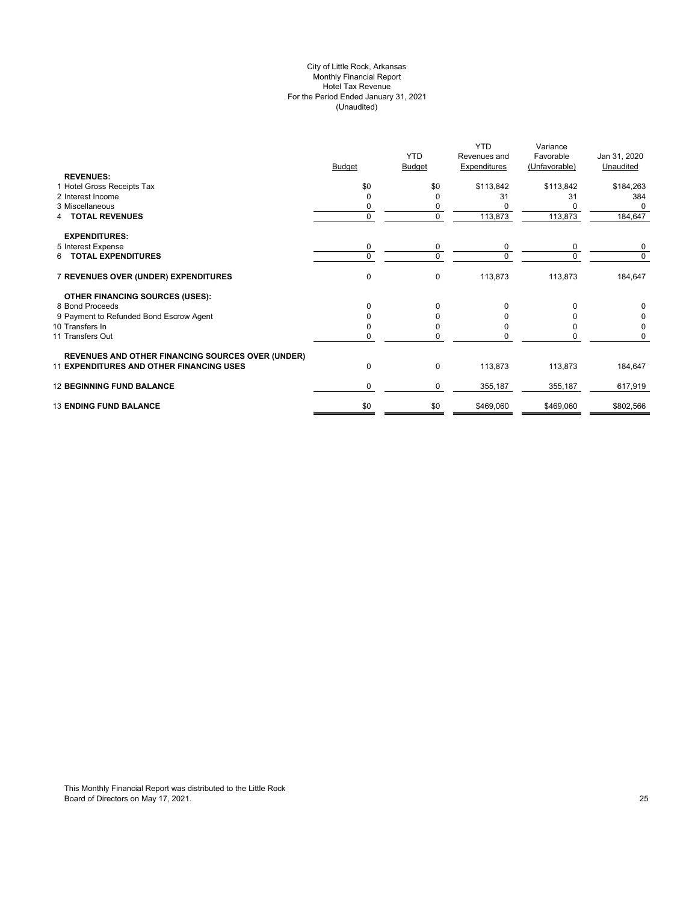City of Little Rock, Arkansas
Monthly Financial Report
Hotel Tax Revenue
For the Period Ended January 31, 2021
(Unaudited)

| | Budget | YTD Budget | YTD Revenues and Expenditures | Variance Favorable (Unfavorable) | Jan 31, 2020 Unaudited |
|---|---|---|---|---|---|
| **REVENUES:** | | | | | |
| 1 Hotel Gross Receipts Tax | $0 | $0 | $113,842 | $113,842 | $184,263 |
| 2 Interest Income | 0 | 0 | 31 | 31 | 384 |
| 3 Miscellaneous | 0 | 0 | 0 | 0 | 0 |
| 4 **TOTAL REVENUES** | 0 | 0 | 113,873 | 113,873 | 184,647 |
| **EXPENDITURES:** | | | | | |
| 5 Interest Expense | 0 | 0 | 0 | 0 | 0 |
| 6 **TOTAL EXPENDITURES** | 0 | 0 | 0 | 0 | 0 |
| 7 **REVENUES OVER (UNDER) EXPENDITURES** | 0 | 0 | 113,873 | 113,873 | 184,647 |
| **OTHER FINANCING SOURCES (USES):** | | | | | |
| 8 Bond Proceeds | 0 | 0 | 0 | 0 | 0 |
| 9 Payment to Refunded Bond Escrow Agent | 0 | 0 | 0 | 0 | 0 |
| 10 Transfers In | 0 | 0 | 0 | 0 | 0 |
| 11 Transfers Out | 0 | 0 | 0 | 0 | 0 |
| **REVENUES AND OTHER FINANCING SOURCES OVER (UNDER)** | | | | | |
| 11 **EXPENDITURES AND OTHER FINANCING USES** | 0 | 0 | 113,873 | 113,873 | 184,647 |
| 12 **BEGINNING FUND BALANCE** | 0 | 0 | 355,187 | 355,187 | 617,919 |
| 13 **ENDING FUND BALANCE** | $0 | $0 | $469,060 | $469,060 | $802,566 |

This Monthly Financial Report was distributed to the Little Rock Board of Directors on May 17, 2021.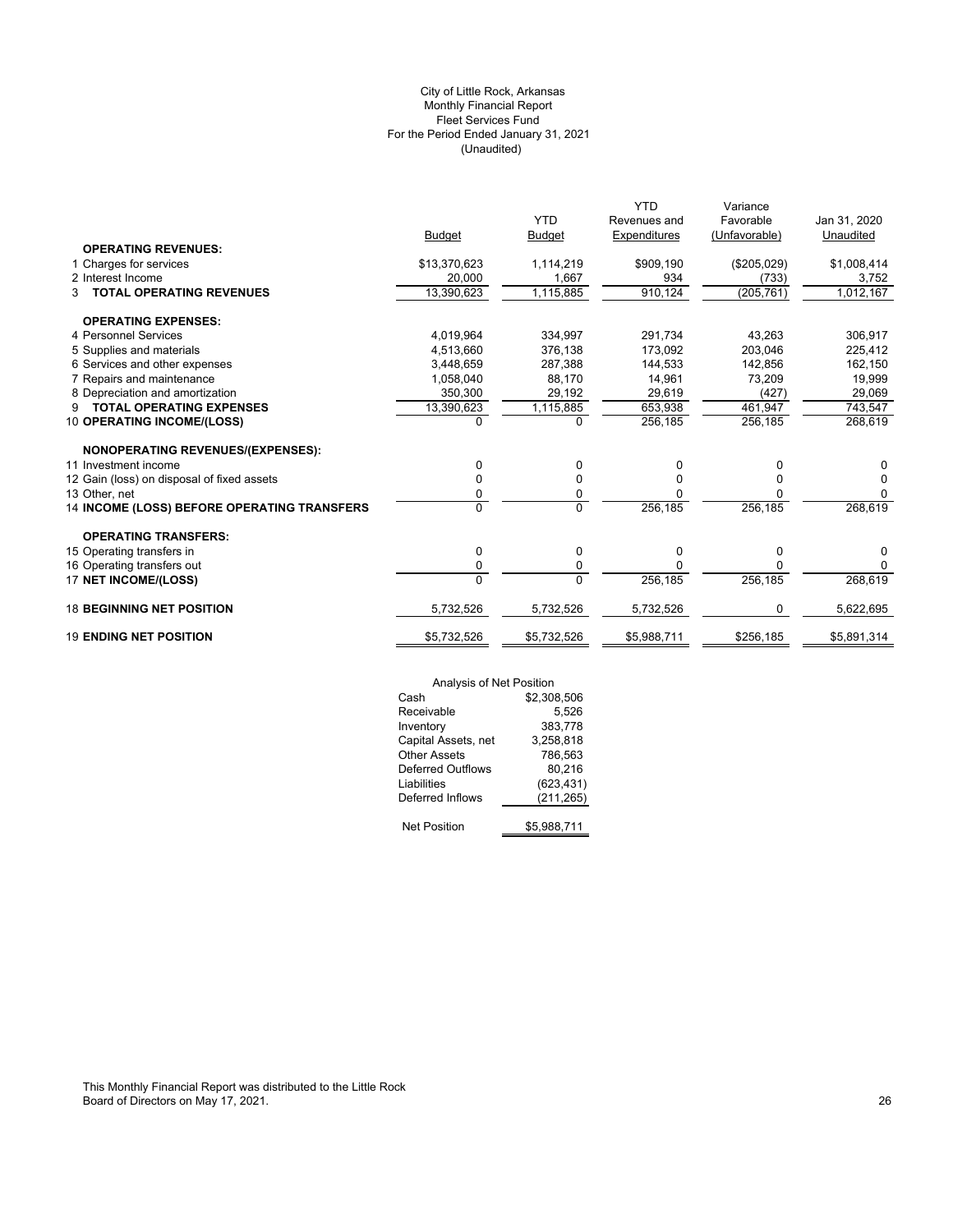City of Little Rock, Arkansas
Monthly Financial Report
Fleet Services Fund
For the Period Ended January 31, 2021
(Unaudited)

| | Budget | YTD Budget | YTD Revenues and Expenditures | Variance Favorable (Unfavorable) | Jan 31, 2020 Unaudited |
|---|---|---|---|---|---|
| **OPERATING REVENUES:** | | | | | |
| 1 Charges for services | $13,370,623 | 1,114,219 | $909,190 | ($205,029) | $1,008,414 |
| 2 Interest Income | 20,000 | 1,667 | 934 | (733) | 3,752 |
| 3 **TOTAL OPERATING REVENUES** | 13,390,623 | 1,115,885 | 910,124 | (205,761) | 1,012,167 |
| **OPERATING EXPENSES:** | | | | | |
| 4 Personnel Services | 4,019,964 | 334,997 | 291,734 | 43,263 | 306,917 |
| 5 Supplies and materials | 4,513,660 | 376,138 | 173,092 | 203,046 | 225,412 |
| 6 Services and other expenses | 3,448,659 | 287,388 | 144,533 | 142,856 | 162,150 |
| 7 Repairs and maintenance | 1,058,040 | 88,170 | 14,961 | 73,209 | 19,999 |
| 8 Depreciation and amortization | 350,300 | 29,192 | 29,619 | (427) | 29,069 |
| 9 **TOTAL OPERATING EXPENSES** | 13,390,623 | 1,115,885 | 653,938 | 461,947 | 743,547 |
| 10 **OPERATING INCOME/(LOSS)** | 0 | 0 | 256,185 | 256,185 | 268,619 |
| **NONOPERATING REVENUES/(EXPENSES):** | | | | | |
| 11 Investment income | 0 | 0 | 0 | 0 | 0 |
| 12 Gain (loss) on disposal of fixed assets | 0 | 0 | 0 | 0 | 0 |
| 13 Other, net | 0 | 0 | 0 | 0 | 0 |
| 14 **INCOME (LOSS) BEFORE OPERATING TRANSFERS** | 0 | 0 | 256,185 | 256,185 | 268,619 |
| **OPERATING TRANSFERS:** | | | | | |
| 15 Operating transfers in | 0 | 0 | 0 | 0 | 0 |
| 16 Operating transfers out | 0 | 0 | 0 | 0 | 0 |
| 17 **NET INCOME/(LOSS)** | 0 | 0 | 256,185 | 256,185 | 268,619 |
| 18 **BEGINNING NET POSITION** | 5,732,526 | 5,732,526 | 5,732,526 | 0 | 5,622,695 |
| 19 **ENDING NET POSITION** | $5,732,526 | $5,732,526 | $5,988,711 | $256,185 | $5,891,314 |

| Analysis of Net Position | |
|---|---|
| Cash | $2,308,506 |
| Receivable | 5,526 |
| Inventory | 383,778 |
| Capital Assets, net | 3,258,818 |
| Other Assets | 786,563 |
| Deferred Outflows | 80,216 |
| Liabilities | (623,431) |
| Deferred Inflows | (211,265) |
| Net Position | $5,988,711 |

This Monthly Financial Report was distributed to the Little Rock Board of Directors on May 17, 2021.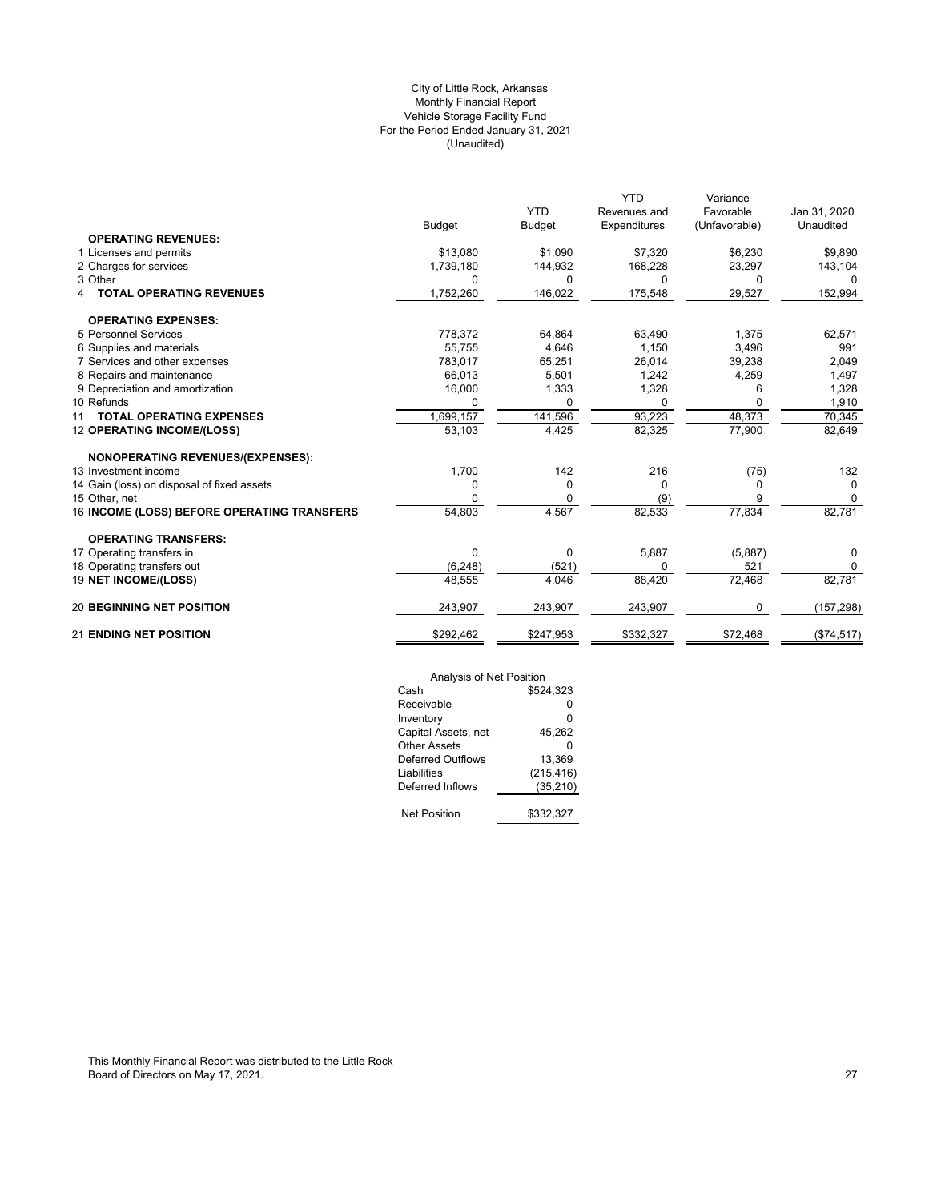City of Little Rock, Arkansas
Monthly Financial Report
Vehicle Storage Facility Fund
For the Period Ended January 31, 2021
(Unaudited)

| | Budget | YTD Budget | YTD Revenues and Expenditures | Variance Favorable (Unfavorable) | Jan 31, 2020 Unaudited |
|---|---|---|---|---|---|
| **OPERATING REVENUES:** | | | | | |
| 1 Licenses and permits | $13,080 | $1,090 | $7,320 | $6,230 | $9,890 |
| 2 Charges for services | 1,739,180 | 144,932 | 168,228 | 23,297 | 143,104 |
| 3 Other | 0 | 0 | 0 | 0 | 0 |
| 4 **TOTAL OPERATING REVENUES** | 1,752,260 | 146,022 | 175,548 | 29,527 | 152,994 |
| **OPERATING EXPENSES:** | | | | | |
| 5 Personnel Services | 778,372 | 64,864 | 63,490 | 1,375 | 62,571 |
| 6 Supplies and materials | 55,755 | 4,646 | 1,150 | 3,496 | 991 |
| 7 Services and other expenses | 783,017 | 65,251 | 26,014 | 39,238 | 2,049 |
| 8 Repairs and maintenance | 66,013 | 5,501 | 1,242 | 4,259 | 1,497 |
| 9 Depreciation and amortization | 16,000 | 1,333 | 1,328 | 6 | 1,328 |
| 10 Refunds | 0 | 0 | 0 | 0 | 1,910 |
| 11 **TOTAL OPERATING EXPENSES** | 1,699,157 | 141,596 | 93,223 | 48,373 | 70,345 |
| 12 **OPERATING INCOME/(LOSS)** | 53,103 | 4,425 | 82,325 | 77,900 | 82,649 |
| **NONOPERATING REVENUES/(EXPENSES):** | | | | | |
| 13 Investment income | 1,700 | 142 | 216 | (75) | 132 |
| 14 Gain (loss) on disposal of fixed assets | 0 | 0 | 0 | 0 | 0 |
| 15 Other, net | 0 | 0 | (9) | 9 | 0 |
| 16 **INCOME (LOSS) BEFORE OPERATING TRANSFERS** | 54,803 | 4,567 | 82,533 | 77,834 | 82,781 |
| **OPERATING TRANSFERS:** | | | | | |
| 17 Operating transfers in | 0 | 0 | 5,887 | (5,887) | 0 |
| 18 Operating transfers out | (6,248) | (521) | 0 | 521 | 0 |
| 19 **NET INCOME/(LOSS)** | 48,555 | 4,046 | 88,420 | 72,468 | 82,781 |
| 20 **BEGINNING NET POSITION** | 243,907 | 243,907 | 243,907 | 0 | (157,298) |
| 21 **ENDING NET POSITION** | $292,462 | $247,953 | $332,327 | $72,468 | ($74,517) |

| Analysis of Net Position | |
|---|---|
| Cash | $524,323 |
| Receivable | 0 |
| Inventory | 0 |
| Capital Assets, net | 45,262 |
| Other Assets | 0 |
| Deferred Outflows | 13,369 |
| Liabilities | (215,416) |
| Deferred Inflows | (35,210) |
| Net Position | $332,327 |

This Monthly Financial Report was distributed to the Little Rock Board of Directors on May 17, 2021.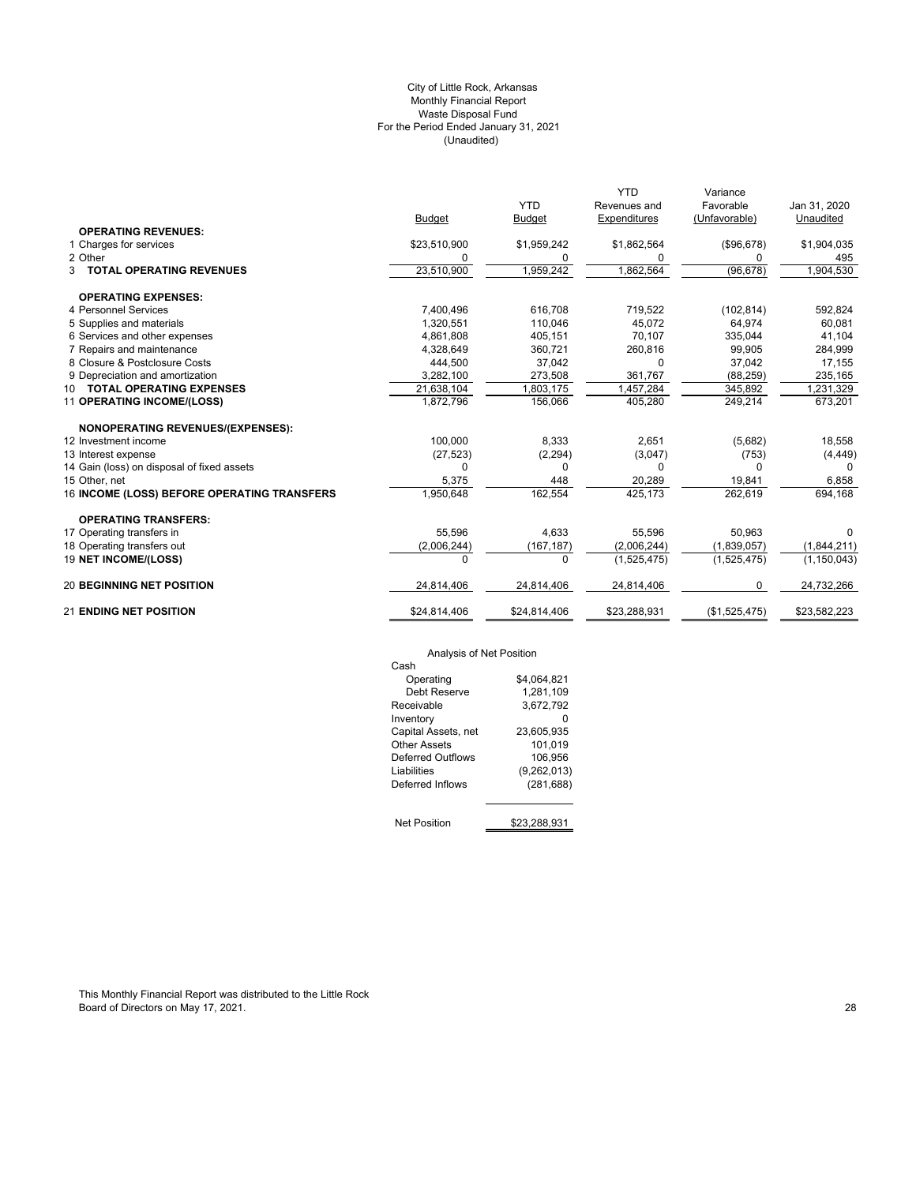City of Little Rock, Arkansas
Monthly Financial Report
Waste Disposal Fund
For the Period Ended January 31, 2021
(Unaudited)

| | Budget | YTD Budget | YTD Revenues and Expenditures | Variance Favorable (Unfavorable) | Jan 31, 2020 Unaudited |
|---|---|---|---|---|---|
| **OPERATING REVENUES:** | | | | | |
| 1 Charges for services | $23,510,900 | $1,959,242 | $1,862,564 | ($96,678) | $1,904,035 |
| 2 Other | 0 | 0 | 0 | 0 | 495 |
| 3 **TOTAL OPERATING REVENUES** | 23,510,900 | 1,959,242 | 1,862,564 | (96,678) | 1,904,530 |
| **OPERATING EXPENSES:** | | | | | |
| 4 Personnel Services | 7,400,496 | 616,708 | 719,522 | (102,814) | 592,824 |
| 5 Supplies and materials | 1,320,551 | 110,046 | 45,072 | 64,974 | 60,081 |
| 6 Services and other expenses | 4,861,808 | 405,151 | 70,107 | 335,044 | 41,104 |
| 7 Repairs and maintenance | 4,328,649 | 360,721 | 260,816 | 99,905 | 284,999 |
| 8 Closure & Postclosure Costs | 444,500 | 37,042 | 0 | 37,042 | 17,155 |
| 9 Depreciation and amortization | 3,282,100 | 273,508 | 361,767 | (88,259) | 235,165 |
| 10 **TOTAL OPERATING EXPENSES** | 21,638,104 | 1,803,175 | 1,457,284 | 345,892 | 1,231,329 |
| 11 **OPERATING INCOME/(LOSS)** | 1,872,796 | 156,066 | 405,280 | 249,214 | 673,201 |
| **NONOPERATING REVENUES/(EXPENSES):** | | | | | |
| 12 Investment income | 100,000 | 8,333 | 2,651 | (5,682) | 18,558 |
| 13 Interest expense | (27,523) | (2,294) | (3,047) | (753) | (4,449) |
| 14 Gain (loss) on disposal of fixed assets | 0 | 0 | 0 | 0 | 0 |
| 15 Other, net | 5,375 | 448 | 20,289 | 19,841 | 6,858 |
| 16 **INCOME (LOSS) BEFORE OPERATING TRANSFERS** | 1,950,648 | 162,554 | 425,173 | 262,619 | 694,168 |
| **OPERATING TRANSFERS:** | | | | | |
| 17 Operating transfers in | 55,596 | 4,633 | 55,596 | 50,963 | 0 |
| 18 Operating transfers out | (2,006,244) | (167,187) | (2,006,244) | (1,839,057) | (1,844,211) |
| 19 **NET INCOME/(LOSS)** | 0 | 0 | (1,525,475) | (1,525,475) | (1,150,043) |
| 20 **BEGINNING NET POSITION** | 24,814,406 | 24,814,406 | 24,814,406 | 0 | 24,732,266 |
| 21 **ENDING NET POSITION** | $24,814,406 | $24,814,406 | $23,288,931 | ($1,525,475) | $23,582,223 |

Analysis of Net Position

| | |
|---|---|
| Cash | |
| Operating | $4,064,821 |
| Debt Reserve | 1,281,109 |
| Receivable | 3,672,792 |
| Inventory | 0 |
| Capital Assets, net | 23,605,935 |
| Other Assets | 101,019 |
| Deferred Outflows | 106,956 |
| Liabilities | (9,262,013) |
| Deferred Inflows | (281,688) |
| Net Position | $23,288,931 |

This Monthly Financial Report was distributed to the Little Rock Board of Directors on May 17, 2021.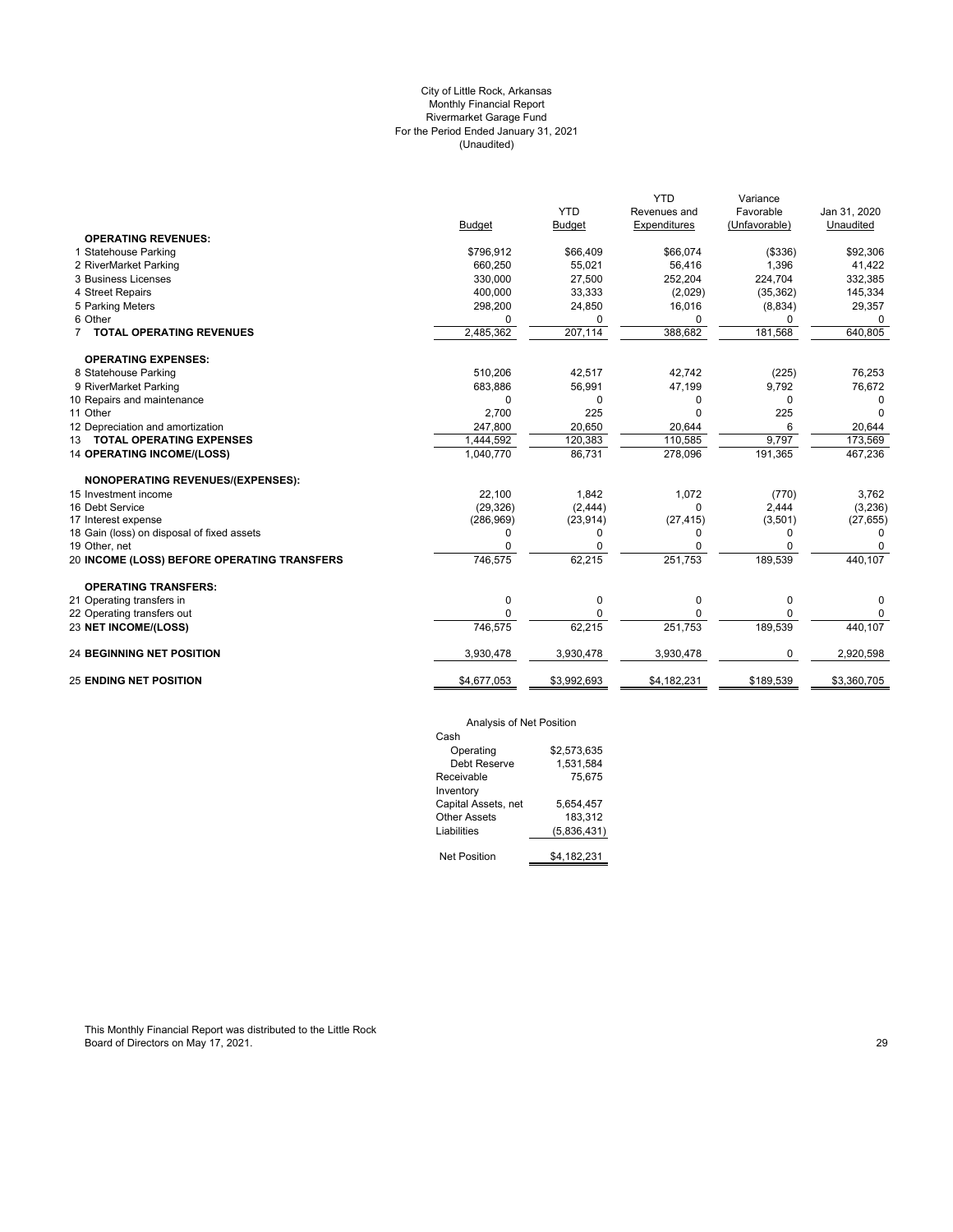City of Little Rock, Arkansas
Monthly Financial Report
Rivermarket Garage Fund
For the Period Ended January 31, 2021
(Unaudited)

| | Budget | YTD Budget | YTD Revenues and Expenditures | Variance Favorable (Unfavorable) | Jan 31, 2020 Unaudited |
|---|---|---|---|---|---|
| **OPERATING REVENUES:** | | | | | |
| 1 Statehouse Parking | $796,912 | $66,409 | $66,074 | ($336) | $92,306 |
| 2 RiverMarket Parking | 660,250 | 55,021 | 56,416 | 1,396 | 41,422 |
| 3 Business Licenses | 330,000 | 27,500 | 252,204 | 224,704 | 332,385 |
| 4 Street Repairs | 400,000 | 33,333 | (2,029) | (35,362) | 145,334 |
| 5 Parking Meters | 298,200 | 24,850 | 16,016 | (8,834) | 29,357 |
| 6 Other | 0 | 0 | 0 | 0 | 0 |
| 7 **TOTAL OPERATING REVENUES** | 2,485,362 | 207,114 | 388,682 | 181,568 | 640,805 |
| **OPERATING EXPENSES:** | | | | | |
| 8 Statehouse Parking | 510,206 | 42,517 | 42,742 | (225) | 76,253 |
| 9 RiverMarket Parking | 683,886 | 56,991 | 47,199 | 9,792 | 76,672 |
| 10 Repairs and maintenance | 0 | 0 | 0 | 0 | 0 |
| 11 Other | 2,700 | 225 | 0 | 225 | 0 |
| 12 Depreciation and amortization | 247,800 | 20,650 | 20,644 | 6 | 20,644 |
| 13 **TOTAL OPERATING EXPENSES** | 1,444,592 | 120,383 | 110,585 | 9,797 | 173,569 |
| 14 **OPERATING INCOME/(LOSS)** | 1,040,770 | 86,731 | 278,096 | 191,365 | 467,236 |
| **NONOPERATING REVENUES/(EXPENSES):** | | | | | |
| 15 Investment income | 22,100 | 1,842 | 1,072 | (770) | 3,762 |
| 16 Debt Service | (29,326) | (2,444) | 0 | 2,444 | (3,236) |
| 17 Interest expense | (286,969) | (23,914) | (27,415) | (3,501) | (27,655) |
| 18 Gain (loss) on disposal of fixed assets | 0 | 0 | 0 | 0 | 0 |
| 19 Other, net | 0 | 0 | 0 | 0 | 0 |
| 20 **INCOME (LOSS) BEFORE OPERATING TRANSFERS** | 746,575 | 62,215 | 251,753 | 189,539 | 440,107 |
| **OPERATING TRANSFERS:** | | | | | |
| 21 Operating transfers in | 0 | 0 | 0 | 0 | 0 |
| 22 Operating transfers out | 0 | 0 | 0 | 0 | 0 |
| 23 **NET INCOME/(LOSS)** | 746,575 | 62,215 | 251,753 | 189,539 | 440,107 |
| 24 **BEGINNING NET POSITION** | 3,930,478 | 3,930,478 | 3,930,478 | 0 | 2,920,598 |
| 25 **ENDING NET POSITION** | $4,677,053 | $3,992,693 | $4,182,231 | $189,539 | $3,360,705 |

Analysis of Net Position

| | |
|---|---|
| Cash | |
| Operating | $2,573,635 |
| Debt Reserve | 1,531,584 |
| Receivable | 75,675 |
| Inventory | |
| Capital Assets, net | 5,654,457 |
| Other Assets | 183,312 |
| Liabilities | (5,836,431) |
| Net Position | $4,182,231 |

This Monthly Financial Report was distributed to the Little Rock Board of Directors on May 17, 2021.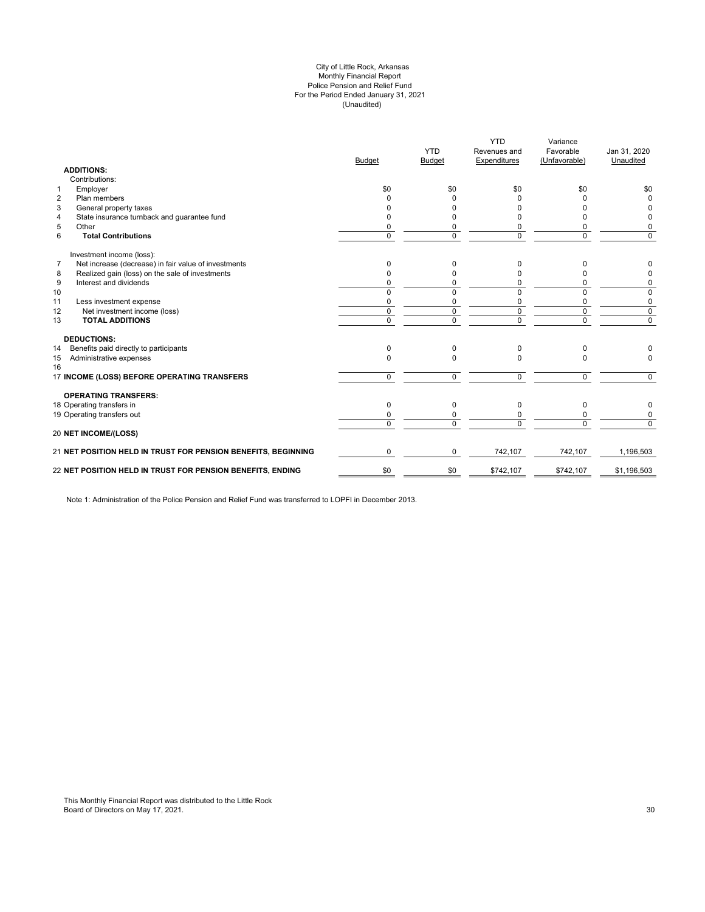City of Little Rock, Arkansas
Monthly Financial Report
Police Pension and Relief Fund
For the Period Ended January 31, 2021
(Unaudited)

| | | Budget | YTD Budget | YTD Revenues and Expenditures | Variance Favorable (Unfavorable) | Jan 31, 2020 Unaudited |
|---|---|---|---|---|---|---|
| | **ADDITIONS:** | | | | | |
| | Contributions: | | | | | |
| 1 | Employer | $0 | $0 | $0 | $0 | $0 |
| 2 | Plan members | 0 | 0 | 0 | 0 | 0 |
| 3 | General property taxes | 0 | 0 | 0 | 0 | 0 |
| 4 | State insurance turnback and guarantee fund | 0 | 0 | 0 | 0 | 0 |
| 5 | Other | 0 | 0 | 0 | 0 | 0 |
| 6 | **Total Contributions** | 0 | 0 | 0 | 0 | 0 |
| | Investment income (loss): | | | | | |
| 7 | Net increase (decrease) in fair value of investments | 0 | 0 | 0 | 0 | 0 |
| 8 | Realized gain (loss) on the sale of investments | 0 | 0 | 0 | 0 | 0 |
| 9 | Interest and dividends | 0 | 0 | 0 | 0 | 0 |
| 10 | | 0 | 0 | 0 | 0 | 0 |
| 11 | Less investment expense | 0 | 0 | 0 | 0 | 0 |
| 12 | Net investment income (loss) | 0 | 0 | 0 | 0 | 0 |
| 13 | **TOTAL ADDITIONS** | 0 | 0 | 0 | 0 | 0 |
| | **DEDUCTIONS:** | | | | | |
| 14 | Benefits paid directly to participants | 0 | 0 | 0 | 0 | 0 |
| 15 | Administrative expenses | 0 | 0 | 0 | 0 | 0 |
| 16 | | | | | | |
| 17 | **INCOME (LOSS) BEFORE OPERATING TRANSFERS** | 0 | 0 | 0 | 0 | 0 |
| | **OPERATING TRANSFERS:** | | | | | |
| 18 | Operating transfers in | 0 | 0 | 0 | 0 | 0 |
| 19 | Operating transfers out | 0 | 0 | 0 | 0 | 0 |
| | | 0 | 0 | 0 | 0 | 0 |
| 20 | **NET INCOME/(LOSS)** | | | | | |
| 21 | **NET POSITION HELD IN TRUST FOR PENSION BENEFITS, BEGINNING** | 0 | 0 | 742,107 | 742,107 | 1,196,503 |
| 22 | **NET POSITION HELD IN TRUST FOR PENSION BENEFITS, ENDING** | $0 | $0 | $742,107 | $742,107 | $1,196,503 |

Note 1: Administration of the Police Pension and Relief Fund was transferred to LOPFI in December 2013.

This Monthly Financial Report was distributed to the Little Rock Board of Directors on May 17, 2021.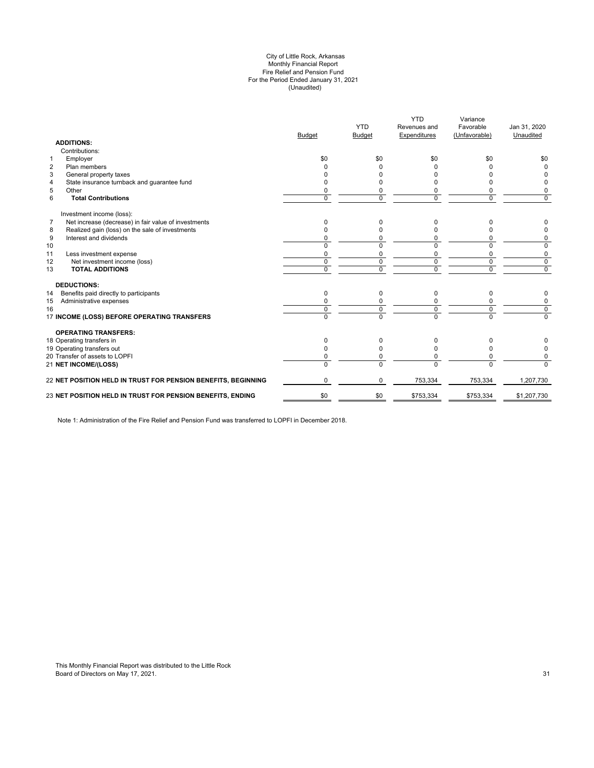City of Little Rock, Arkansas
Monthly Financial Report
Fire Relief and Pension Fund
For the Period Ended January 31, 2021
(Unaudited)

| | | Budget | YTD Budget | YTD Revenues and Expenditures | Variance Favorable (Unfavorable) | Jan 31, 2020 Unaudited |
|---|---|---|---|---|---|---|
| | **ADDITIONS:** | | | | | |
| | Contributions: | | | | | |
| 1 | Employer | $0 | $0 | $0 | $0 | $0 |
| 2 | Plan members | 0 | 0 | 0 | 0 | 0 |
| 3 | General property taxes | 0 | 0 | 0 | 0 | 0 |
| 4 | State insurance turnback and guarantee fund | 0 | 0 | 0 | 0 | 0 |
| 5 | Other | 0 | 0 | 0 | 0 | 0 |
| 6 | **Total Contributions** | 0 | 0 | 0 | 0 | 0 |
| | Investment income (loss): | | | | | |
| 7 | Net increase (decrease) in fair value of investments | 0 | 0 | 0 | 0 | 0 |
| 8 | Realized gain (loss) on the sale of investments | 0 | 0 | 0 | 0 | 0 |
| 9 | Interest and dividends | 0 | 0 | 0 | 0 | 0 |
| 10 | | 0 | 0 | 0 | 0 | 0 |
| 11 | Less investment expense | 0 | 0 | 0 | 0 | 0 |
| 12 | Net investment income (loss) | 0 | 0 | 0 | 0 | 0 |
| 13 | **TOTAL ADDITIONS** | 0 | 0 | 0 | 0 | 0 |
| | **DEDUCTIONS:** | | | | | |
| 14 | Benefits paid directly to participants | 0 | 0 | 0 | 0 | 0 |
| 15 | Administrative expenses | 0 | 0 | 0 | 0 | 0 |
| 16 | | 0 | 0 | 0 | 0 | 0 |
| 17 | **INCOME (LOSS) BEFORE OPERATING TRANSFERS** | 0 | 0 | 0 | 0 | 0 |
| | **OPERATING TRANSFERS:** | | | | | |
| 18 | Operating transfers in | 0 | 0 | 0 | 0 | 0 |
| 19 | Operating transfers out | 0 | 0 | 0 | 0 | 0 |
| 20 | Transfer of assets to LOPFI | 0 | 0 | 0 | 0 | 0 |
| 21 | **NET INCOME/(LOSS)** | 0 | 0 | 0 | 0 | 0 |
| 22 | **NET POSITION HELD IN TRUST FOR PENSION BENEFITS, BEGINNING** | 0 | 0 | 753,334 | 753,334 | 1,207,730 |
| 23 | **NET POSITION HELD IN TRUST FOR PENSION BENEFITS, ENDING** | $0 | $0 | $753,334 | $753,334 | $1,207,730 |

Note 1: Administration of the Fire Relief and Pension Fund was transferred to LOPFI in December 2018.

This Monthly Financial Report was distributed to the Little Rock Board of Directors on May 17, 2021.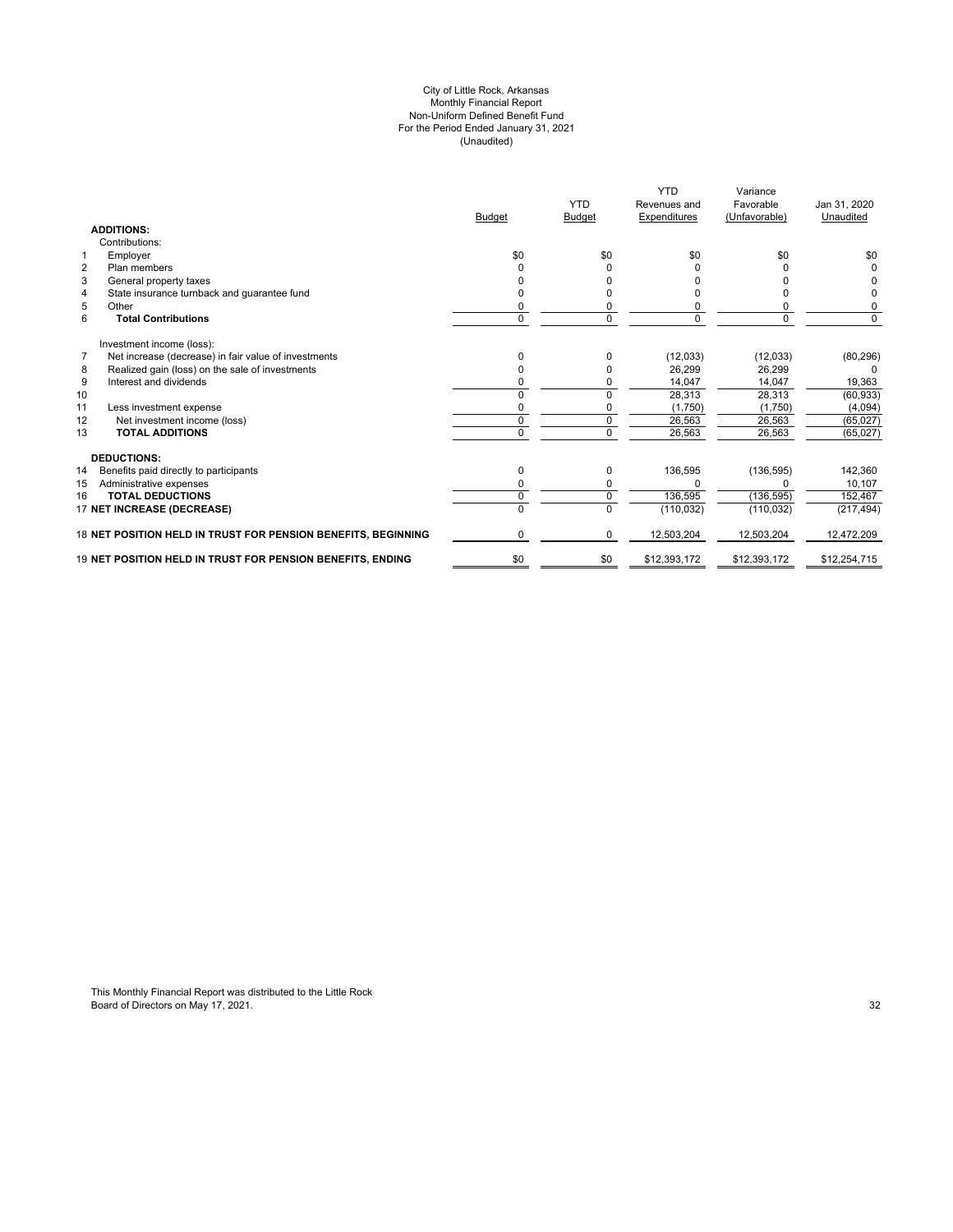City of Little Rock, Arkansas
Monthly Financial Report
Non-Uniform Defined Benefit Fund
For the Period Ended January 31, 2021
(Unaudited)

| | | Budget | YTD Budget | YTD Revenues and Expenditures | Variance Favorable (Unfavorable) | Jan 31, 2020 Unaudited |
|---|---|---|---|---|---|---|
| | **ADDITIONS:** | | | | | |
| | Contributions: | | | | | |
| 1 | Employer | $0 | $0 | $0 | $0 | $0 |
| 2 | Plan members | 0 | 0 | 0 | 0 | 0 |
| 3 | General property taxes | 0 | 0 | 0 | 0 | 0 |
| 4 | State insurance turnback and guarantee fund | 0 | 0 | 0 | 0 | 0 |
| 5 | Other | 0 | 0 | 0 | 0 | 0 |
| 6 | **Total Contributions** | 0 | 0 | 0 | 0 | 0 |
| | Investment income (loss): | | | | | |
| 7 | Net increase (decrease) in fair value of investments | 0 | 0 | (12,033) | (12,033) | (80,296) |
| 8 | Realized gain (loss) on the sale of investments | 0 | 0 | 26,299 | 26,299 | 0 |
| 9 | Interest and dividends | 0 | 0 | 14,047 | 14,047 | 19,363 |
| 10 | | 0 | 0 | 28,313 | 28,313 | (60,933) |
| 11 | Less investment expense | 0 | 0 | (1,750) | (1,750) | (4,094) |
| 12 | Net investment income (loss) | 0 | 0 | 26,563 | 26,563 | (65,027) |
| 13 | **TOTAL ADDITIONS** | 0 | 0 | 26,563 | 26,563 | (65,027) |
| | **DEDUCTIONS:** | | | | | |
| 14 | Benefits paid directly to participants | 0 | 0 | 136,595 | (136,595) | 142,360 |
| 15 | Administrative expenses | 0 | 0 | 0 | 0 | 10,107 |
| 16 | **TOTAL DEDUCTIONS** | 0 | 0 | 136,595 | (136,595) | 152,467 |
| 17 | **NET INCREASE (DECREASE)** | 0 | 0 | (110,032) | (110,032) | (217,494) |
| 18 | **NET POSITION HELD IN TRUST FOR PENSION BENEFITS, BEGINNING** | 0 | 0 | 12,503,204 | 12,503,204 | 12,472,209 |
| 19 | **NET POSITION HELD IN TRUST FOR PENSION BENEFITS, ENDING** | $0 | $0 | $12,393,172 | $12,393,172 | $12,254,715 |

This Monthly Financial Report was distributed to the Little Rock Board of Directors on May 17, 2021.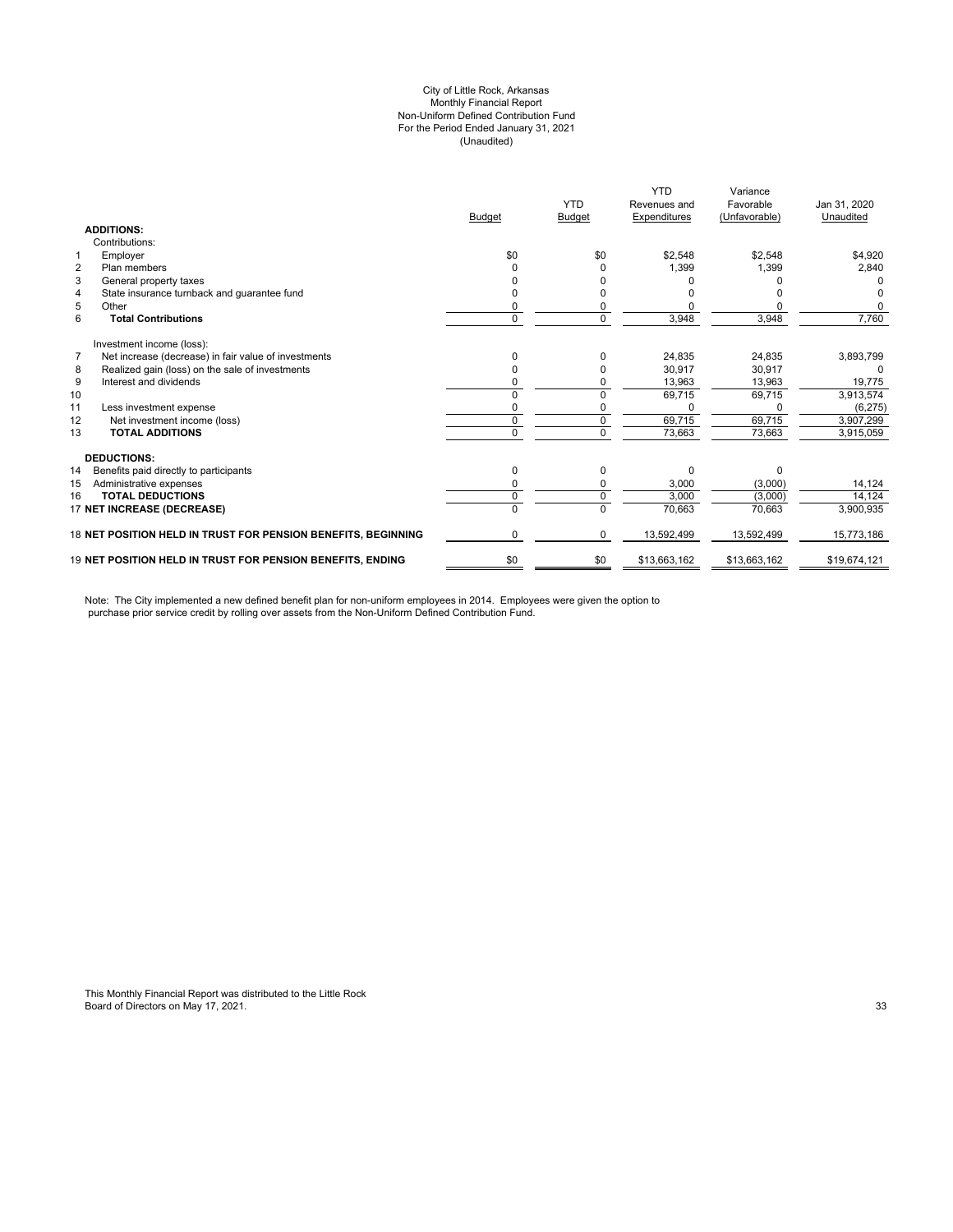City of Little Rock, Arkansas
Monthly Financial Report
Non-Uniform Defined Contribution Fund
For the Period Ended January 31, 2021
(Unaudited)

| | | Budget | YTD Budget | YTD Revenues and Expenditures | Variance Favorable (Unfavorable) | Jan 31, 2020 Unaudited |
|---|---|---|---|---|---|---|
| | **ADDITIONS:** | | | | | |
| | Contributions: | | | | | |
| 1 | Employer | $0 | $0 | $2,548 | $2,548 | $4,920 |
| 2 | Plan members | 0 | 0 | 1,399 | 1,399 | 2,840 |
| 3 | General property taxes | 0 | 0 | 0 | 0 | 0 |
| 4 | State insurance turnback and guarantee fund | 0 | 0 | 0 | 0 | 0 |
| 5 | Other | 0 | 0 | 0 | 0 | 0 |
| 6 | **Total Contributions** | 0 | 0 | 3,948 | 3,948 | 7,760 |
| | Investment income (loss): | | | | | |
| 7 | Net increase (decrease) in fair value of investments | 0 | 0 | 24,835 | 24,835 | 3,893,799 |
| 8 | Realized gain (loss) on the sale of investments | 0 | 0 | 30,917 | 30,917 | 0 |
| 9 | Interest and dividends | 0 | 0 | 13,963 | 13,963 | 19,775 |
| 10 | | 0 | 0 | 69,715 | 69,715 | 3,913,574 |
| 11 | Less investment expense | 0 | 0 | 0 | 0 | (6,275) |
| 12 | Net investment income (loss) | 0 | 0 | 69,715 | 69,715 | 3,907,299 |
| 13 | **TOTAL ADDITIONS** | 0 | 0 | 73,663 | 73,663 | 3,915,059 |
| | **DEDUCTIONS:** | | | | | |
| 14 | Benefits paid directly to participants | 0 | 0 | 0 | 0 | |
| 15 | Administrative expenses | 0 | 0 | 3,000 | (3,000) | 14,124 |
| 16 | **TOTAL DEDUCTIONS** | 0 | 0 | 3,000 | (3,000) | 14,124 |
| 17 | **NET INCREASE (DECREASE)** | 0 | 0 | 70,663 | 70,663 | 3,900,935 |
| 18 | **NET POSITION HELD IN TRUST FOR PENSION BENEFITS, BEGINNING** | 0 | 0 | 13,592,499 | 13,592,499 | 15,773,186 |
| 19 | **NET POSITION HELD IN TRUST FOR PENSION BENEFITS, ENDING** | $0 | $0 | $13,663,162 | $13,663,162 | $19,674,121 |

Note: The City implemented a new defined benefit plan for non-uniform employees in 2014. Employees were given the option to purchase prior service credit by rolling over assets from the Non-Uniform Defined Contribution Fund.

This Monthly Financial Report was distributed to the Little Rock Board of Directors on May 17, 2021.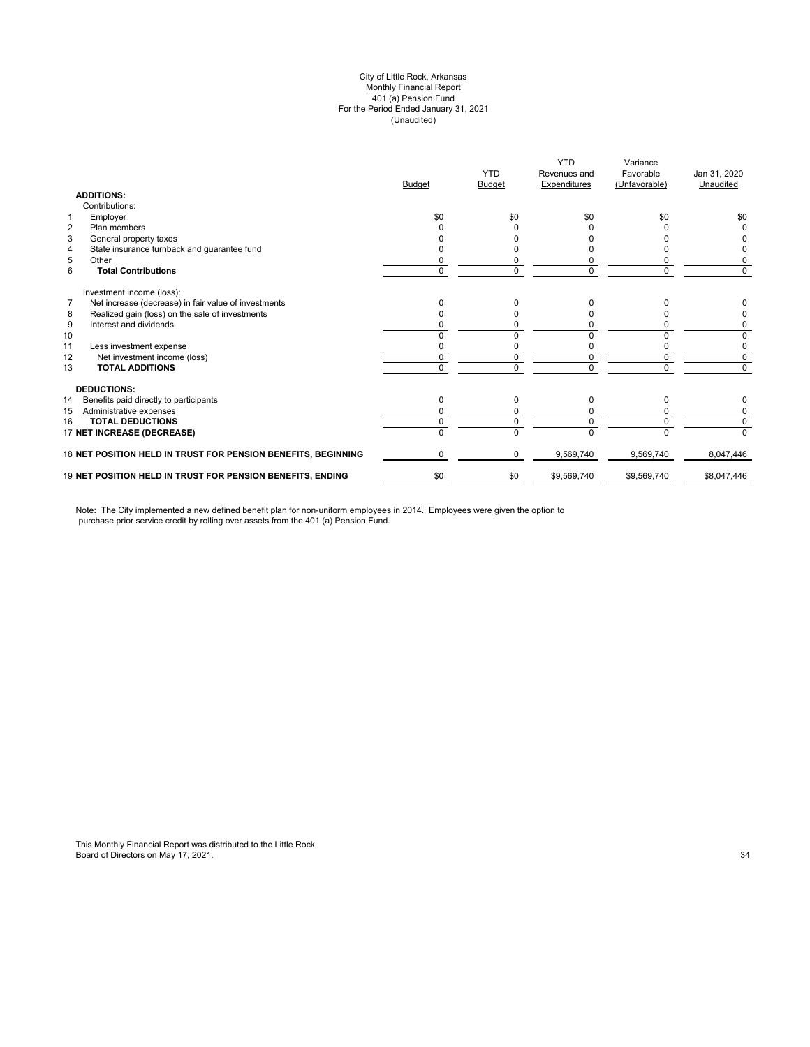City of Little Rock, Arkansas
Monthly Financial Report
401 (a) Pension Fund
For the Period Ended January 31, 2021
(Unaudited)

| | | Budget | YTD Budget | YTD Revenues and Expenditures | Variance Favorable (Unfavorable) | Jan 31, 2020 Unaudited |
|---|---|---|---|---|---|---|
| | **ADDITIONS:** | | | | | |
| | Contributions: | | | | | |
| 1 | Employer | $0 | $0 | $0 | $0 | $0 |
| 2 | Plan members | 0 | 0 | 0 | 0 | 0 |
| 3 | General property taxes | 0 | 0 | 0 | 0 | 0 |
| 4 | State insurance turnback and guarantee fund | 0 | 0 | 0 | 0 | 0 |
| 5 | Other | 0 | 0 | 0 | 0 | 0 |
| 6 | **Total Contributions** | 0 | 0 | 0 | 0 | 0 |
| | Investment income (loss): | | | | | |
| 7 | Net increase (decrease) in fair value of investments | 0 | 0 | 0 | 0 | 0 |
| 8 | Realized gain (loss) on the sale of investments | 0 | 0 | 0 | 0 | 0 |
| 9 | Interest and dividends | 0 | 0 | 0 | 0 | 0 |
| 10 | | 0 | 0 | 0 | 0 | 0 |
| 11 | Less investment expense | 0 | 0 | 0 | 0 | 0 |
| 12 | Net investment income (loss) | 0 | 0 | 0 | 0 | 0 |
| 13 | **TOTAL ADDITIONS** | 0 | 0 | 0 | 0 | 0 |
| | **DEDUCTIONS:** | | | | | |
| 14 | Benefits paid directly to participants | 0 | 0 | 0 | 0 | 0 |
| 15 | Administrative expenses | 0 | 0 | 0 | 0 | 0 |
| 16 | **TOTAL DEDUCTIONS** | 0 | 0 | 0 | 0 | 0 |
| 17 | **NET INCREASE (DECREASE)** | 0 | 0 | 0 | 0 | 0 |
| 18 | **NET POSITION HELD IN TRUST FOR PENSION BENEFITS, BEGINNING** | 0 | 0 | 9,569,740 | 9,569,740 | 8,047,446 |
| 19 | **NET POSITION HELD IN TRUST FOR PENSION BENEFITS, ENDING** | $0 | $0 | $9,569,740 | $9,569,740 | $8,047,446 |

Note: The City implemented a new defined benefit plan for non-uniform employees in 2014. Employees were given the option to purchase prior service credit by rolling over assets from the 401 (a) Pension Fund.

This Monthly Financial Report was distributed to the Little Rock Board of Directors on May 17, 2021.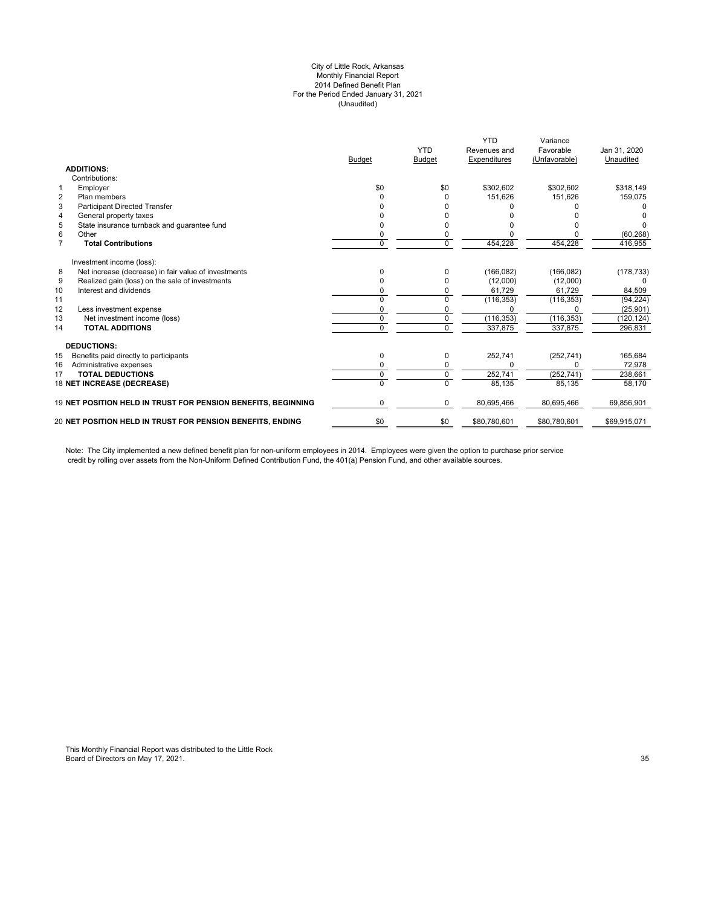# City of Little Rock, Arkansas
## Monthly Financial Report
## 2014 Defined Benefit Plan
## For the Period Ended January 31, 2021
## (Unaudited)

| | | Budget | YTD Budget | YTD Revenues and Expenditures | Variance Favorable (Unfavorable) | Jan 31, 2020 Unaudited |
|---|---|---|---|---|---|---|
| | **ADDITIONS:** | | | | | |
| | Contributions: | | | | | |
| 1 | Employer | $0 | $0 | $302,602 | $302,602 | $318,149 |
| 2 | Plan members | 0 | 0 | 151,626 | 151,626 | 159,075 |
| 3 | Participant Directed Transfer | 0 | 0 | 0 | 0 | 0 |
| 4 | General property taxes | 0 | 0 | 0 | 0 | 0 |
| 5 | State insurance turnback and guarantee fund | 0 | 0 | 0 | 0 | 0 |
| 6 | Other | 0 | 0 | 0 | 0 | (60,268) |
| 7 | **Total Contributions** | 0 | 0 | 454,228 | 454,228 | 416,955 |
| | Investment income (loss): | | | | | |
| 8 | Net increase (decrease) in fair value of investments | 0 | 0 | (166,082) | (166,082) | (178,733) |
| 9 | Realized gain (loss) on the sale of investments | 0 | 0 | (12,000) | (12,000) | 0 |
| 10 | Interest and dividends | 0 | 0 | 61,729 | 61,729 | 84,509 |
| 11 | | 0 | 0 | (116,353) | (116,353) | (94,224) |
| 12 | Less investment expense | 0 | 0 | 0 | 0 | (25,901) |
| 13 | Net investment income (loss) | 0 | 0 | (116,353) | (116,353) | (120,124) |
| 14 | **TOTAL ADDITIONS** | 0 | 0 | 337,875 | 337,875 | 296,831 |
| | **DEDUCTIONS:** | | | | | |
| 15 | Benefits paid directly to participants | 0 | 0 | 252,741 | (252,741) | 165,684 |
| 16 | Administrative expenses | 0 | 0 | 0 | 0 | 72,978 |
| 17 | **TOTAL DEDUCTIONS** | 0 | 0 | 252,741 | (252,741) | 238,661 |
| 18 | **NET INCREASE (DECREASE)** | 0 | 0 | 85,135 | 85,135 | 58,170 |
| 19 | **NET POSITION HELD IN TRUST FOR PENSION BENEFITS, BEGINNING** | 0 | 0 | 80,695,466 | 80,695,466 | 69,856,901 |
| 20 | **NET POSITION HELD IN TRUST FOR PENSION BENEFITS, ENDING** | $0 | $0 | $80,780,601 | $80,780,601 | $69,915,071 |

Note: The City implemented a new defined benefit plan for non-uniform employees in 2014. Employees were given the option to purchase prior service credit by rolling over assets from the Non-Uniform Defined Contribution Fund, the 401(a) Pension Fund, and other available sources.

This Monthly Financial Report was distributed to the Little Rock Board of Directors on May 17, 2021.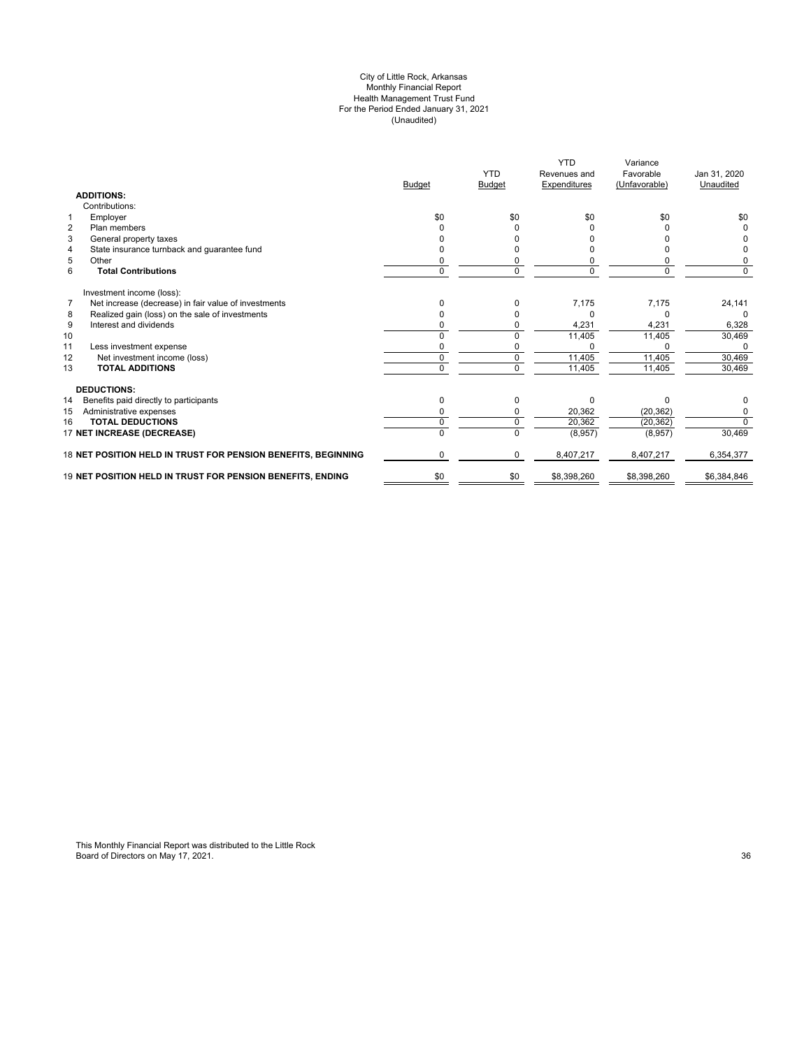City of Little Rock, Arkansas
Monthly Financial Report
Health Management Trust Fund
For the Period Ended January 31, 2021
(Unaudited)

| | | Budget | YTD Budget | YTD Revenues and Expenditures | Variance Favorable (Unfavorable) | Jan 31, 2020 Unaudited |
|---|---|---|---|---|---|---|
| | **ADDITIONS:** | | | | | |
| | Contributions: | | | | | |
| 1 | Employer | $0 | $0 | $0 | $0 | $0 |
| 2 | Plan members | 0 | 0 | 0 | 0 | 0 |
| 3 | General property taxes | 0 | 0 | 0 | 0 | 0 |
| 4 | State insurance turnback and guarantee fund | 0 | 0 | 0 | 0 | 0 |
| 5 | Other | 0 | 0 | 0 | 0 | 0 |
| 6 | **Total Contributions** | 0 | 0 | 0 | 0 | 0 |
| | Investment income (loss): | | | | | |
| 7 | Net increase (decrease) in fair value of investments | 0 | 0 | 7,175 | 7,175 | 24,141 |
| 8 | Realized gain (loss) on the sale of investments | 0 | 0 | 0 | 0 | 0 |
| 9 | Interest and dividends | 0 | 0 | 4,231 | 4,231 | 6,328 |
| 10 | | 0 | 0 | 11,405 | 11,405 | 30,469 |
| 11 | Less investment expense | 0 | 0 | 0 | 0 | 0 |
| 12 | Net investment income (loss) | 0 | 0 | 11,405 | 11,405 | 30,469 |
| 13 | **TOTAL ADDITIONS** | 0 | 0 | 11,405 | 11,405 | 30,469 |
| | **DEDUCTIONS:** | | | | | |
| 14 | Benefits paid directly to participants | 0 | 0 | 0 | 0 | 0 |
| 15 | Administrative expenses | 0 | 0 | 20,362 | (20,362) | 0 |
| 16 | **TOTAL DEDUCTIONS** | 0 | 0 | 20,362 | (20,362) | 0 |
| 17 | **NET INCREASE (DECREASE)** | 0 | 0 | (8,957) | (8,957) | 30,469 |
| 18 | **NET POSITION HELD IN TRUST FOR PENSION BENEFITS, BEGINNING** | 0 | 0 | 8,407,217 | 8,407,217 | 6,354,377 |
| 19 | **NET POSITION HELD IN TRUST FOR PENSION BENEFITS, ENDING** | $0 | $0 | $8,398,260 | $8,398,260 | $6,384,846 |

This Monthly Financial Report was distributed to the Little Rock Board of Directors on May 17, 2021.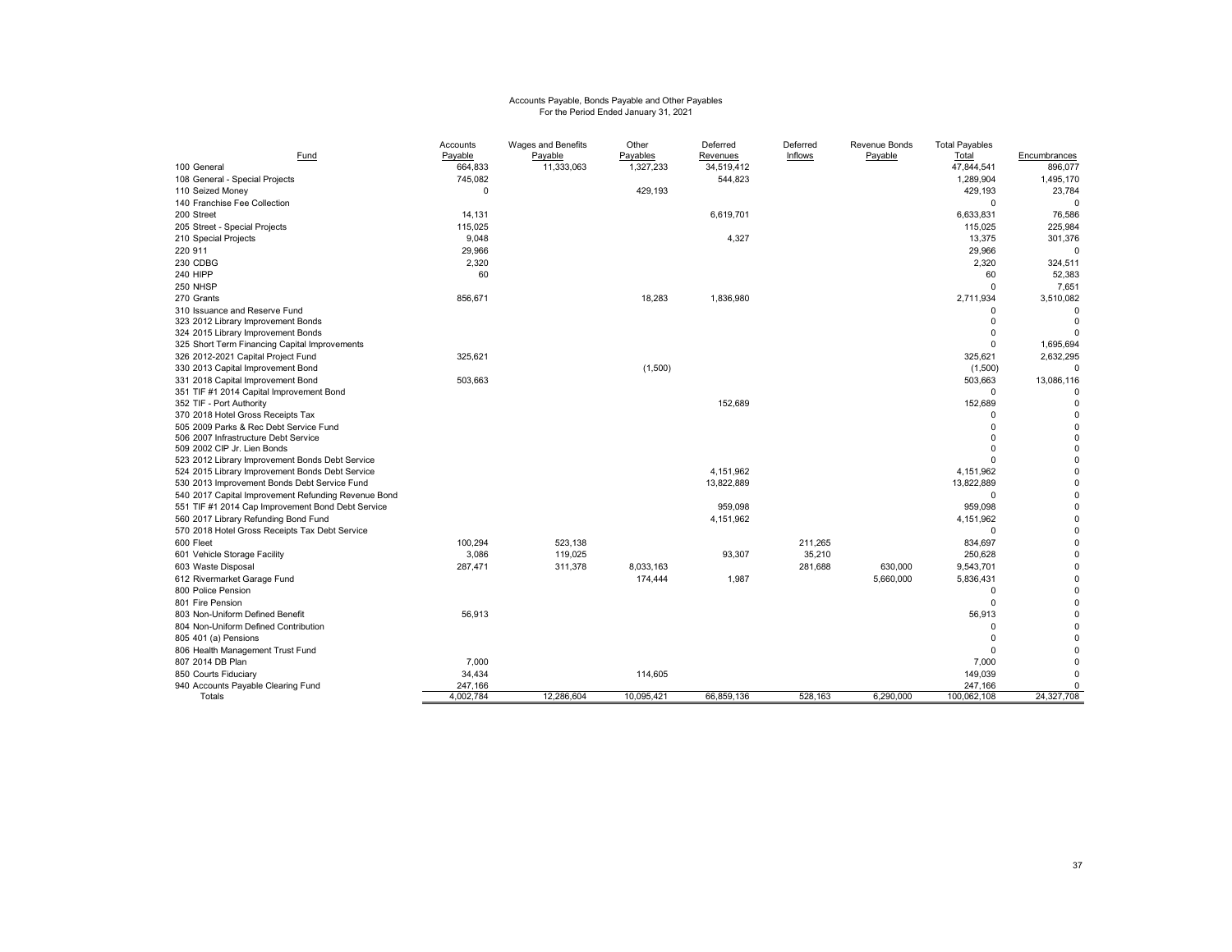Accounts Payable, Bonds Payable and Other Payables
For the Period Ended January 31, 2021

| Fund | Accounts Payable | Wages and Benefits Payable | Other Payables | Deferred Revenues | Deferred Inflows | Revenue Bonds Payable | Total Payables Total | Encumbrances |
|---|---|---|---|---|---|---|---|---|
| 100 General | 664,833 | 11,333,063 | 1,327,233 | 34,519,412 | | | 47,844,541 | 896,077 |
| 108 General - Special Projects | 745,082 | | | 544,823 | | | 1,289,904 | 1,495,170 |
| 110 Seized Money | 0 | | 429,193 | | | | 429,193 | 23,784 |
| 140 Franchise Fee Collection | | | | | | | 0 | 0 |
| 200 Street | 14,131 | | | 6,619,701 | | | 6,633,831 | 76,586 |
| 205 Street - Special Projects | 115,025 | | | | | | 115,025 | 225,984 |
| 210 Special Projects | 9,048 | | | 4,327 | | | 13,375 | 301,376 |
| 220 911 | 29,966 | | | | | | 29,966 | 0 |
| 230 CDBG | 2,320 | | | | | | 2,320 | 324,511 |
| 240 HIPP | 60 | | | | | | 60 | 52,383 |
| 250 NHSP | | | | | | | 0 | 7,651 |
| 270 Grants | 856,671 | | 18,283 | 1,836,980 | | | 2,711,934 | 3,510,082 |
| 310 Issuance and Reserve Fund | | | | | | | 0 | 0 |
| 323 2012 Library Improvement Bonds | | | | | | | 0 | 0 |
| 324 2015 Library Improvement Bonds | | | | | | | 0 | 0 |
| 325 Short Term Financing Capital Improvements | | | | | | | 0 | 1,695,694 |
| 326 2012-2021 Capital Project Fund | 325,621 | | | | | | 325,621 | 2,632,295 |
| 330 2013 Capital Improvement Bond | | | (1,500) | | | | (1,500) | 0 |
| 331 2018 Capital Improvement Bond | 503,663 | | | | | | 503,663 | 13,086,116 |
| 351 TIF #1 2014 Capital Improvement Bond | | | | | | | 0 | 0 |
| 352 TIF - Port Authority | | | | 152,689 | | | 152,689 | 0 |
| 370 2018 Hotel Gross Receipts Tax | | | | | | | 0 | 0 |
| 505 2009 Parks & Rec Debt Service Fund | | | | | | | 0 | 0 |
| 506 2007 Infrastructure Debt Service | | | | | | | 0 | 0 |
| 509 2002 CIP Jr. Lien Bonds | | | | | | | 0 | 0 |
| 523 2012 Library Improvement Bonds Debt Service | | | | | | | 0 | 0 |
| 524 2015 Library Improvement Bonds Debt Service | | | | 4,151,962 | | | 4,151,962 | 0 |
| 530 2013 Improvement Bonds Debt Service Fund | | | | 13,822,889 | | | 13,822,889 | 0 |
| 540 2017 Capital Improvement Refunding Revenue Bond | | | | | | | 0 | 0 |
| 551 TIF #1 2014 Cap Improvement Bond Debt Service | | | | 959,098 | | | 959,098 | 0 |
| 560 2017 Library Refunding Bond Fund | | | | 4,151,962 | | | 4,151,962 | 0 |
| 570 2018 Hotel Gross Receipts Tax Debt Service | | | | | | | 0 | 0 |
| 600 Fleet | 100,294 | 523,138 | | | 211,265 | | 834,697 | 0 |
| 601 Vehicle Storage Facility | 3,086 | 119,025 | | 93,307 | 35,210 | | 250,628 | 0 |
| 603 Waste Disposal | 287,471 | 311,378 | 8,033,163 | | 281,688 | 630,000 | 9,543,701 | 0 |
| 612 Rivermarket Garage Fund | | | 174,444 | 1,987 | | 5,660,000 | 5,836,431 | 0 |
| 800 Police Pension | | | | | | | 0 | 0 |
| 801 Fire Pension | | | | | | | 0 | 0 |
| 803 Non-Uniform Defined Benefit | 56,913 | | | | | | 56,913 | 0 |
| 804 Non-Uniform Defined Contribution | | | | | | | 0 | 0 |
| 805 401 (a) Pensions | | | | | | | 0 | 0 |
| 806 Health Management Trust Fund | | | | | | | 0 | 0 |
| 807 2014 DB Plan | 7,000 | | | | | | 7,000 | 0 |
| 850 Courts Fiduciary | 34,434 | | 114,605 | | | | 149,039 | 0 |
| 940 Accounts Payable Clearing Fund | 247,166 | | | | | | 247,166 | 0 |
| Totals | 4,002,784 | 12,286,604 | 10,095,421 | 66,859,136 | 528,163 | 6,290,000 | 100,062,108 | 24,327,708 |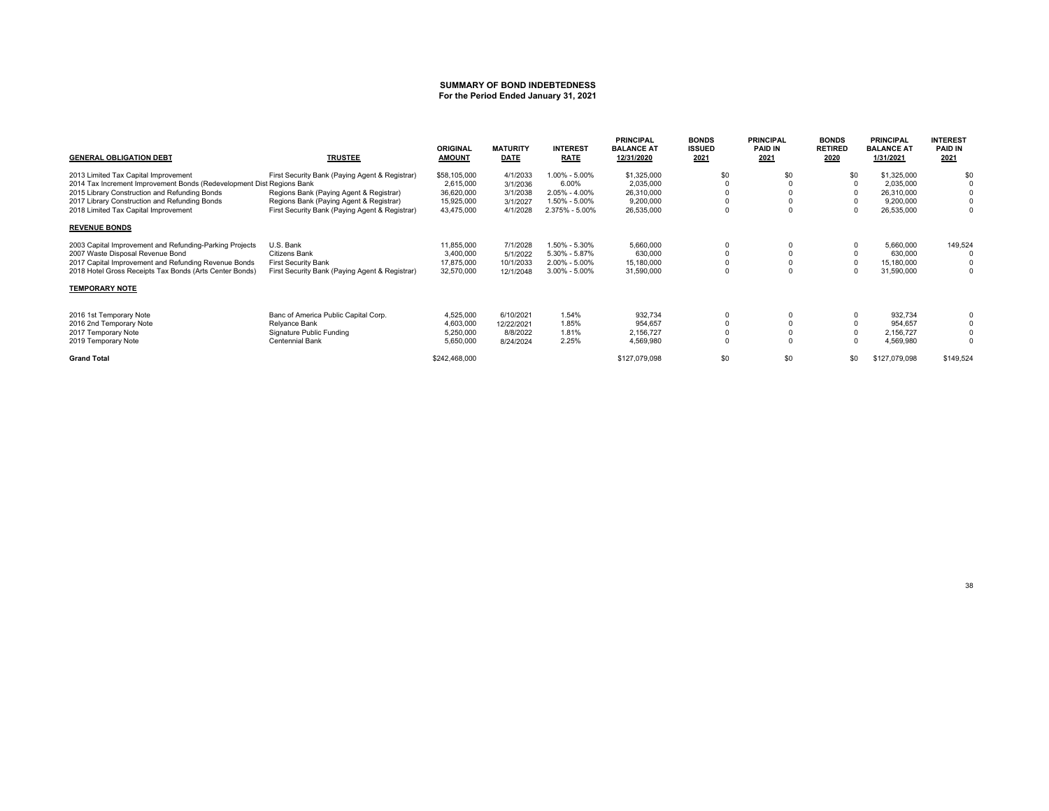## SUMMARY OF BOND INDEBTEDNESS
### For the Period Ended January 31, 2021

| GENERAL OBLIGATION DEBT | TRUSTEE | ORIGINAL AMOUNT | MATURITY DATE | INTEREST RATE | PRINCIPAL BALANCE AT 12/31/2020 | BONDS ISSUED 2021 | PRINCIPAL PAID IN 2021 | BONDS RETIRED 2020 | PRINCIPAL BALANCE AT 1/31/2021 | INTEREST PAID IN 2021 |
|---|---|---|---|---|---|---|---|---|---|---|
| 2013 Limited Tax Capital Improvement | First Security Bank (Paying Agent & Registrar) | $58,105,000 | 4/1/2033 | 1.00% - 5.00% | $1,325,000 | $0 | $0 | $0 | $1,325,000 | $0 |
| 2014 Tax Increment Improvement Bonds (Redevelopment Dist | Regions Bank | 2,615,000 | 3/1/2036 | 6.00% | 2,035,000 | 0 | 0 | 0 | 2,035,000 | 0 |
| 2015 Library Construction and Refunding Bonds | Regions Bank (Paying Agent & Registrar) | 36,620,000 | 3/1/2038 | 2.05% - 4.00% | 26,310,000 | 0 | 0 | 0 | 26,310,000 | 0 |
| 2017 Library Construction and Refunding Bonds | Regions Bank (Paying Agent & Registrar) | 15,925,000 | 3/1/2027 | 1.50% - 5.00% | 9,200,000 | 0 | 0 | 0 | 9,200,000 | 0 |
| 2018 Limited Tax Capital Improvement | First Security Bank (Paying Agent & Registrar) | 43,475,000 | 4/1/2028 | 2.375% - 5.00% | 26,535,000 | 0 | 0 | 0 | 26,535,000 | 0 |
| **REVENUE BONDS** | | | | | | | | | | |
| 2003 Capital Improvement and Refunding-Parking Projects | U.S. Bank | 11,855,000 | 7/1/2028 | 1.50% - 5.30% | 5,660,000 | 0 | 0 | 0 | 5,660,000 | 149,524 |
| 2007 Waste Disposal Revenue Bond | Citizens Bank | 3,400,000 | 5/1/2022 | 5.30% - 5.87% | 630,000 | 0 | 0 | 0 | 630,000 | 0 |
| 2017 Capital Improvement and Refunding Revenue Bonds | First Security Bank | 17,875,000 | 10/1/2033 | 2.00% - 5.00% | 15,180,000 | 0 | 0 | 0 | 15,180,000 | 0 |
| 2018 Hotel Gross Receipts Tax Bonds (Arts Center Bonds) | First Security Bank (Paying Agent & Registrar) | 32,570,000 | 12/1/2048 | 3.00% - 5.00% | 31,590,000 | 0 | 0 | 0 | 31,590,000 | 0 |
| **TEMPORARY NOTE** | | | | | | | | | | |
| 2016 1st Temporary Note | Banc of America Public Capital Corp. | 4,525,000 | 6/10/2021 | 1.54% | 932,734 | 0 | 0 | 0 | 932,734 | 0 |
| 2016 2nd Temporary Note | Relyance Bank | 4,603,000 | 12/22/2021 | 1.85% | 954,657 | 0 | 0 | 0 | 954,657 | 0 |
| 2017 Temporary Note | Signature Public Funding | 5,250,000 | 8/8/2022 | 1.81% | 2,156,727 | 0 | 0 | 0 | 2,156,727 | 0 |
| 2019 Temporary Note | Centennial Bank | 5,650,000 | 8/24/2024 | 2.25% | 4,569,980 | 0 | 0 | 0 | 4,569,980 | 0 |
| **Grand Total** | | $242,468,000 | | | $127,079,098 | $0 | $0 | $0 | $127,079,098 | $149,524 |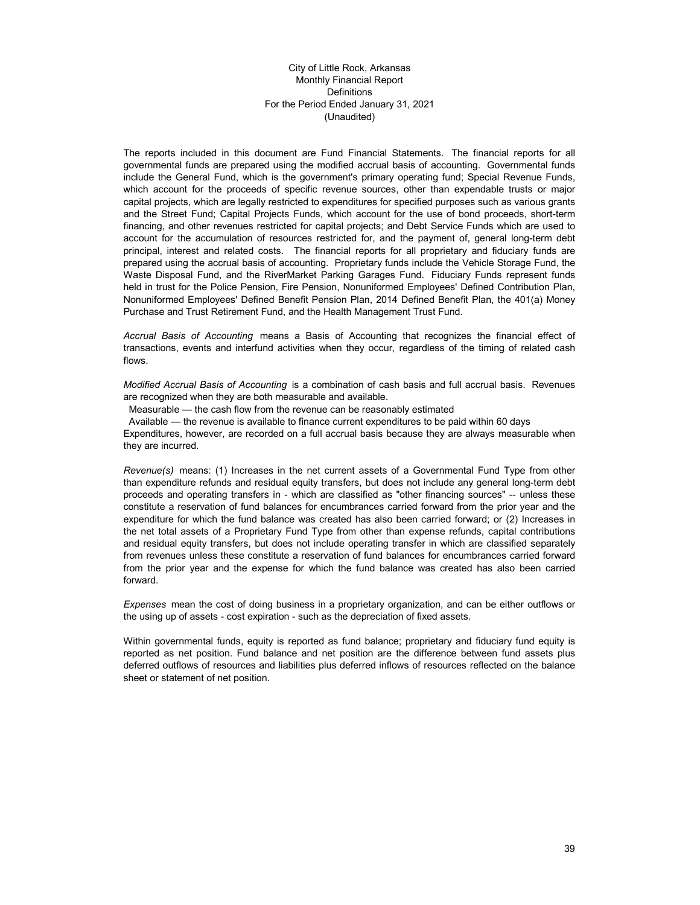City of Little Rock, Arkansas
Monthly Financial Report
Definitions
For the Period Ended January 31, 2021
(Unaudited)

The reports included in this document are Fund Financial Statements. The financial reports for all governmental funds are prepared using the modified accrual basis of accounting. Governmental funds include the General Fund, which is the government's primary operating fund; Special Revenue Funds, which account for the proceeds of specific revenue sources, other than expendable trusts or major capital projects, which are legally restricted to expenditures for specified purposes such as various grants and the Street Fund; Capital Projects Funds, which account for the use of bond proceeds, short-term financing, and other revenues restricted for capital projects; and Debt Service Funds which are used to account for the accumulation of resources restricted for, and the payment of, general long-term debt principal, interest and related costs. The financial reports for all proprietary and fiduciary funds are prepared using the accrual basis of accounting. Proprietary funds include the Vehicle Storage Fund, the Waste Disposal Fund, and the RiverMarket Parking Garages Fund. Fiduciary Funds represent funds held in trust for the Police Pension, Fire Pension, Nonuniformed Employees' Defined Contribution Plan, Nonuniformed Employees' Defined Benefit Pension Plan, 2014 Defined Benefit Plan, the 401(a) Money Purchase and Trust Retirement Fund, and the Health Management Trust Fund.

*Accrual Basis of Accounting* means a Basis of Accounting that recognizes the financial effect of transactions, events and interfund activities when they occur, regardless of the timing of related cash flows.

*Modified Accrual Basis of Accounting* is a combination of cash basis and full accrual basis. Revenues are recognized when they are both measurable and available.

Measurable — the cash flow from the revenue can be reasonably estimated

Available — the revenue is available to finance current expenditures to be paid within 60 days

Expenditures, however, are recorded on a full accrual basis because they are always measurable when they are incurred.

*Revenue(s)* means: (1) Increases in the net current assets of a Governmental Fund Type from other than expenditure refunds and residual equity transfers, but does not include any general long-term debt proceeds and operating transfers in - which are classified as "other financing sources" -- unless these constitute a reservation of fund balances for encumbrances carried forward from the prior year and the expenditure for which the fund balance was created has also been carried forward; or (2) Increases in the net total assets of a Proprietary Fund Type from other than expense refunds, capital contributions and residual equity transfers, but does not include operating transfer in which are classified separately from revenues unless these constitute a reservation of fund balances for encumbrances carried forward from the prior year and the expense for which the fund balance was created has also been carried forward.

*Expenses* mean the cost of doing business in a proprietary organization, and can be either outflows or the using up of assets - cost expiration - such as the depreciation of fixed assets.

Within governmental funds, equity is reported as fund balance; proprietary and fiduciary fund equity is reported as net position. Fund balance and net position are the difference between fund assets plus deferred outflows of resources and liabilities plus deferred inflows of resources reflected on the balance sheet or statement of net position.